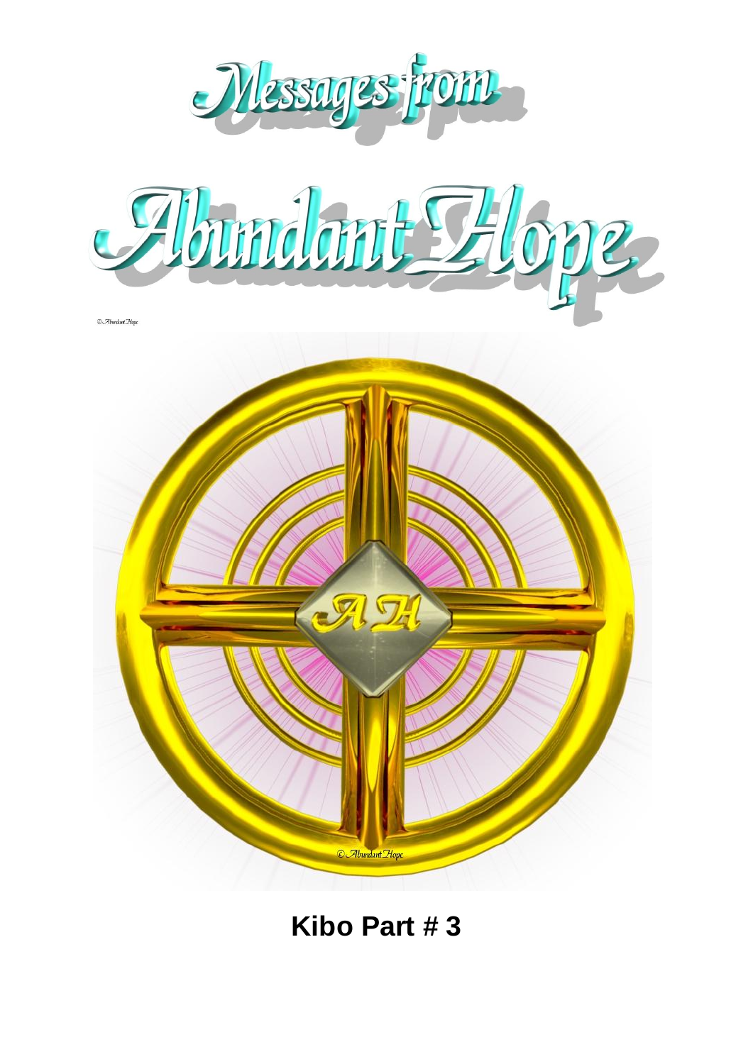# Messages from Abundant Hope

© Abundant Hope

© Abundant Hope

## Kibo Part # 3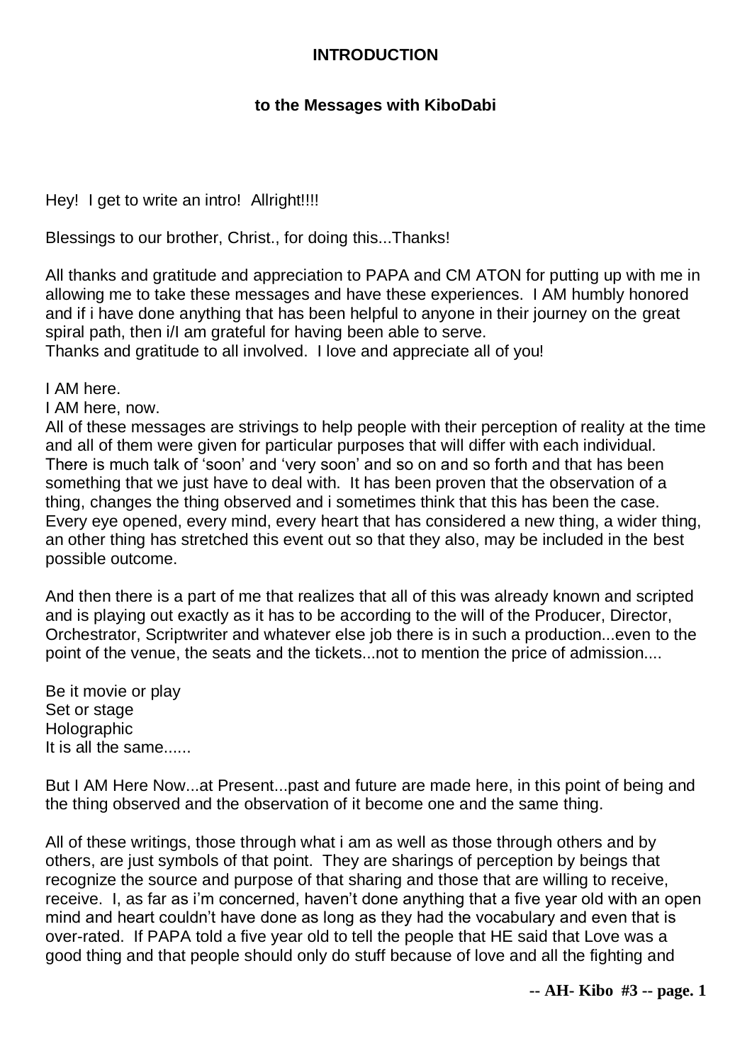**INTRODUCTION**

**to the Messages with KiboDabi**

Hey! I get to write an intro! Allright!!!!

Blessings to our brother, Christ., for doing this...Thanks!

All thanks and gratitude and appreciation to PAPA and CM ATON for putting up with me in allowing me to take these messages and have these experiences. I AM humbly honored and if i have done anything that has been helpful to anyone in their journey on the great spiral path, then i/I am grateful for having been able to serve.
Thanks and gratitude to all involved. I love and appreciate all of you!

I AM here.
I AM here, now.
All of these messages are strivings to help people with their perception of reality at the time and all of them were given for particular purposes that will differ with each individual. There is much talk of 'soon' and 'very soon' and so on and so forth and that has been something that we just have to deal with. It has been proven that the observation of a thing, changes the thing observed and i sometimes think that this has been the case. Every eye opened, every mind, every heart that has considered a new thing, a wider thing, an other thing has stretched this event out so that they also, may be included in the best possible outcome.

And then there is a part of me that realizes that all of this was already known and scripted and is playing out exactly as it has to be according to the will of the Producer, Director, Orchestrator, Scriptwriter and whatever else job there is in such a production...even to the point of the venue, the seats and the tickets...not to mention the price of admission....

Be it movie or play
Set or stage
Holographic
It is all the same......

But I AM Here Now...at Present...past and future are made here, in this point of being and the thing observed and the observation of it become one and the same thing.

All of these writings, those through what i am as well as those through others and by others, are just symbols of that point. They are sharings of perception by beings that recognize the source and purpose of that sharing and those that are willing to receive, receive. I, as far as i'm concerned, haven't done anything that a five year old with an open mind and heart couldn't have done as long as they had the vocabulary and even that is over-rated. If PAPA told a five year old to tell the people that HE said that Love was a good thing and that people should only do stuff because of love and all the fighting and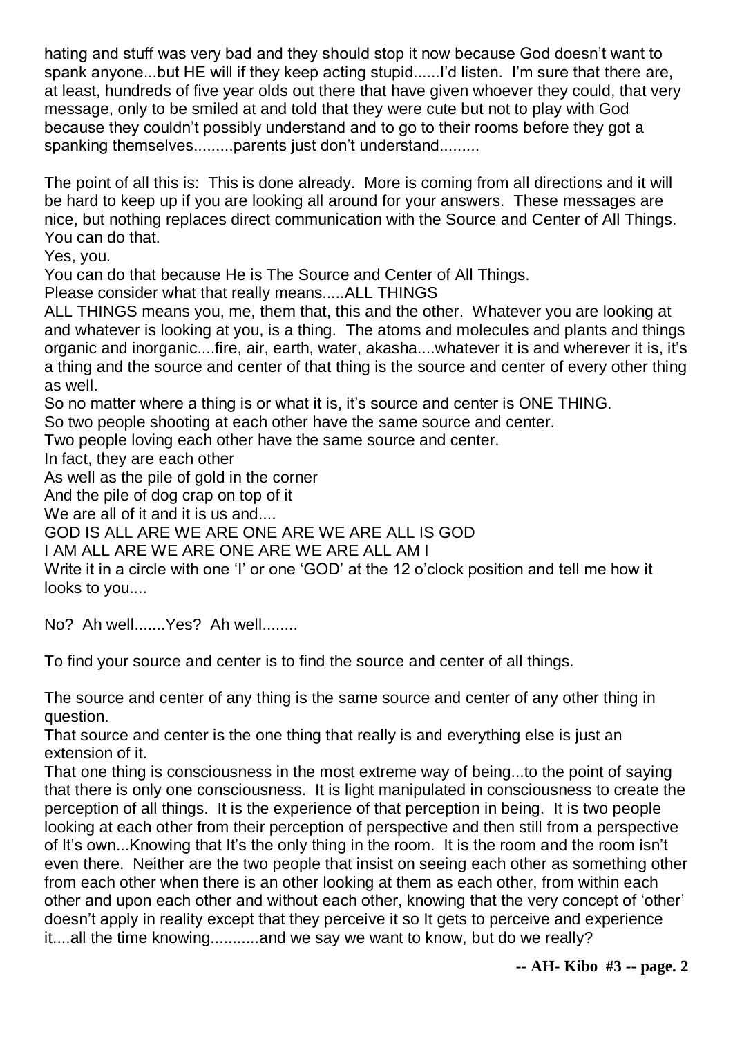hating and stuff was very bad and they should stop it now because God doesn't want to spank anyone...but HE will if they keep acting stupid......I'd listen. I'm sure that there are, at least, hundreds of five year olds out there that have given whoever they could, that very message, only to be smiled at and told that they were cute but not to play with God because they couldn't possibly understand and to go to their rooms before they got a spanking themselves.........parents just don't understand.........

The point of all this is: This is done already. More is coming from all directions and it will be hard to keep up if you are looking all around for your answers. These messages are nice, but nothing replaces direct communication with the Source and Center of All Things. You can do that.

Yes, you.

You can do that because He is The Source and Center of All Things.

Please consider what that really means.....ALL THINGS

ALL THINGS means you, me, them that, this and the other. Whatever you are looking at and whatever is looking at you, is a thing. The atoms and molecules and plants and things organic and inorganic....fire, air, earth, water, akasha....whatever it is and wherever it is, it's a thing and the source and center of that thing is the source and center of every other thing as well.

So no matter where a thing is or what it is, it's source and center is ONE THING.

So two people shooting at each other have the same source and center.

Two people loving each other have the same source and center.

In fact, they are each other

As well as the pile of gold in the corner

And the pile of dog crap on top of it

We are all of it and it is us and....

GOD IS ALL ARE WE ARE ONE ARE WE ARE ALL IS GOD

I AM ALL ARE WE ARE ONE ARE WE ARE ALL AM I

Write it in a circle with one 'I' or one 'GOD' at the 12 o'clock position and tell me how it looks to you....

No? Ah well.......Yes? Ah well........

To find your source and center is to find the source and center of all things.

The source and center of any thing is the same source and center of any other thing in question.

That source and center is the one thing that really is and everything else is just an extension of it.

That one thing is consciousness in the most extreme way of being...to the point of saying that there is only one consciousness. It is light manipulated in consciousness to create the perception of all things. It is the experience of that perception in being. It is two people looking at each other from their perception of perspective and then still from a perspective of It's own...Knowing that It's the only thing in the room. It is the room and the room isn't even there. Neither are the two people that insist on seeing each other as something other from each other when there is an other looking at them as each other, from within each other and upon each other and without each other, knowing that the very concept of 'other' doesn't apply in reality except that they perceive it so It gets to perceive and experience it....all the time knowing...........and we say we want to know, but do we really?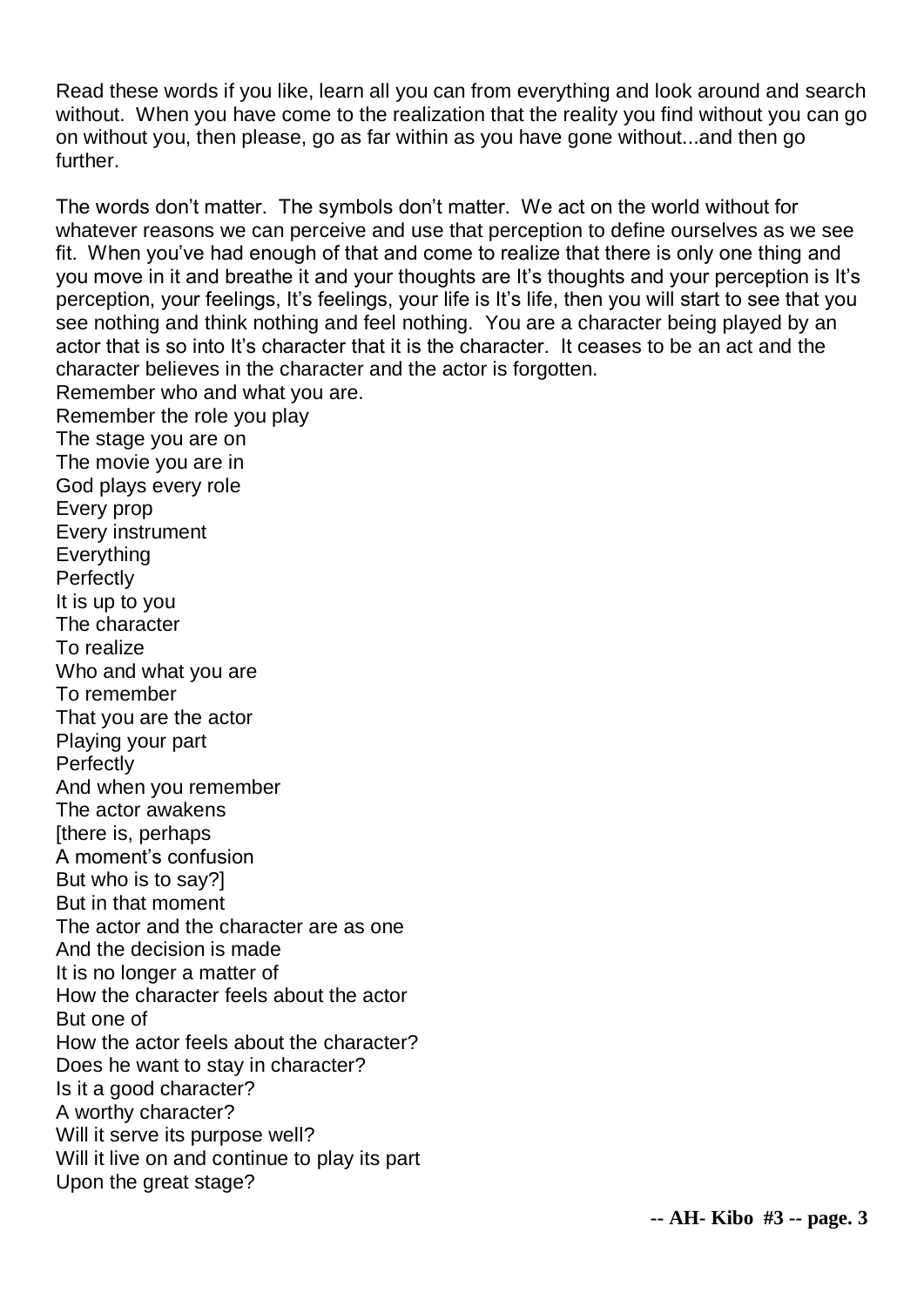Read these words if you like, learn all you can from everything and look around and search without. When you have come to the realization that the reality you find without you can go on without you, then please, go as far within as you have gone without...and then go further.

The words don't matter. The symbols don't matter. We act on the world without for whatever reasons we can perceive and use that perception to define ourselves as we see fit. When you've had enough of that and come to realize that there is only one thing and you move in it and breathe it and your thoughts are It's thoughts and your perception is It's perception, your feelings, It's feelings, your life is It's life, then you will start to see that you see nothing and think nothing and feel nothing. You are a character being played by an actor that is so into It's character that it is the character. It ceases to be an act and the character believes in the character and the actor is forgotten.

Remember who and what you are.  
Remember the role you play  
The stage you are on  
The movie you are in  
God plays every role  
Every prop  
Every instrument  
Everything  
Perfectly  
It is up to you  
The character  
To realize  
Who and what you are  
To remember  
That you are the actor  
Playing your part  
Perfectly  
And when you remember  
The actor awakens  
[there is, perhaps  
A moment's confusion  
But who is to say?]  
But in that moment  
The actor and the character are as one  
And the decision is made  
It is no longer a matter of  
How the character feels about the actor  
But one of  
How the actor feels about the character?  
Does he want to stay in character?  
Is it a good character?  
A worthy character?  
Will it serve its purpose well?  
Will it live on and continue to play its part  
Upon the great stage?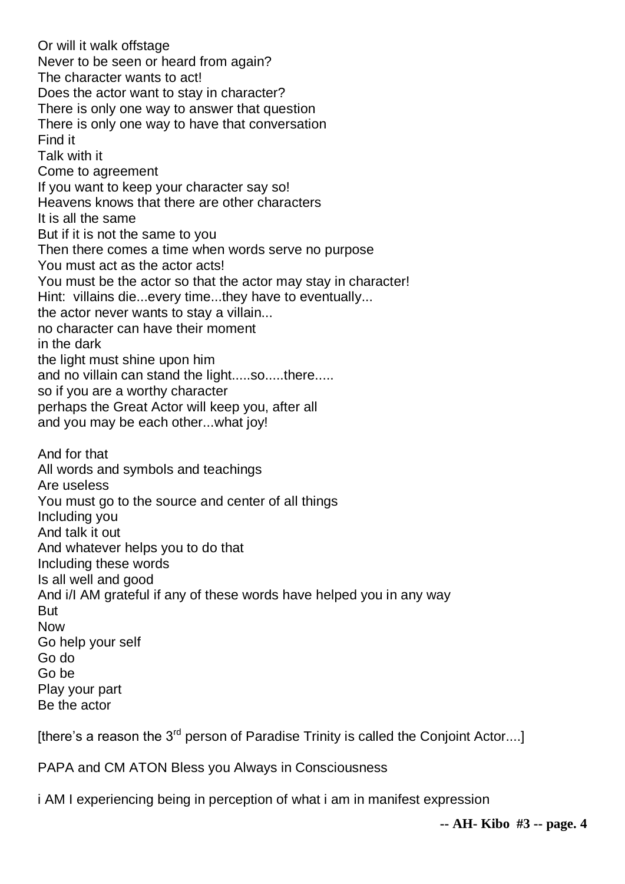Or will it walk offstage
Never to be seen or heard from again?
The character wants to act!
Does the actor want to stay in character?
There is only one way to answer that question
There is only one way to have that conversation
Find it
Talk with it
Come to agreement
If you want to keep your character say so!
Heavens knows that there are other characters
It is all the same
But if it is not the same to you
Then there comes a time when words serve no purpose
You must act as the actor acts!
You must be the actor so that the actor may stay in character!
Hint: villains die...every time...they have to eventually...
the actor never wants to stay a villain...
no character can have their moment
in the dark
the light must shine upon him
and no villain can stand the light.....so.....there.....
so if you are a worthy character
perhaps the Great Actor will keep you, after all
and you may be each other...what joy!

And for that
All words and symbols and teachings
Are useless
You must go to the source and center of all things
Including you
And talk it out
And whatever helps you to do that
Including these words
Is all well and good
And i/I AM grateful if any of these words have helped you in any way
But
Now
Go help your self
Go do
Go be
Play your part
Be the actor

[there's a reason the 3rd person of Paradise Trinity is called the Conjoint Actor....]

PAPA and CM ATON Bless you Always in Consciousness

i AM I experiencing being in perception of what i am in manifest expression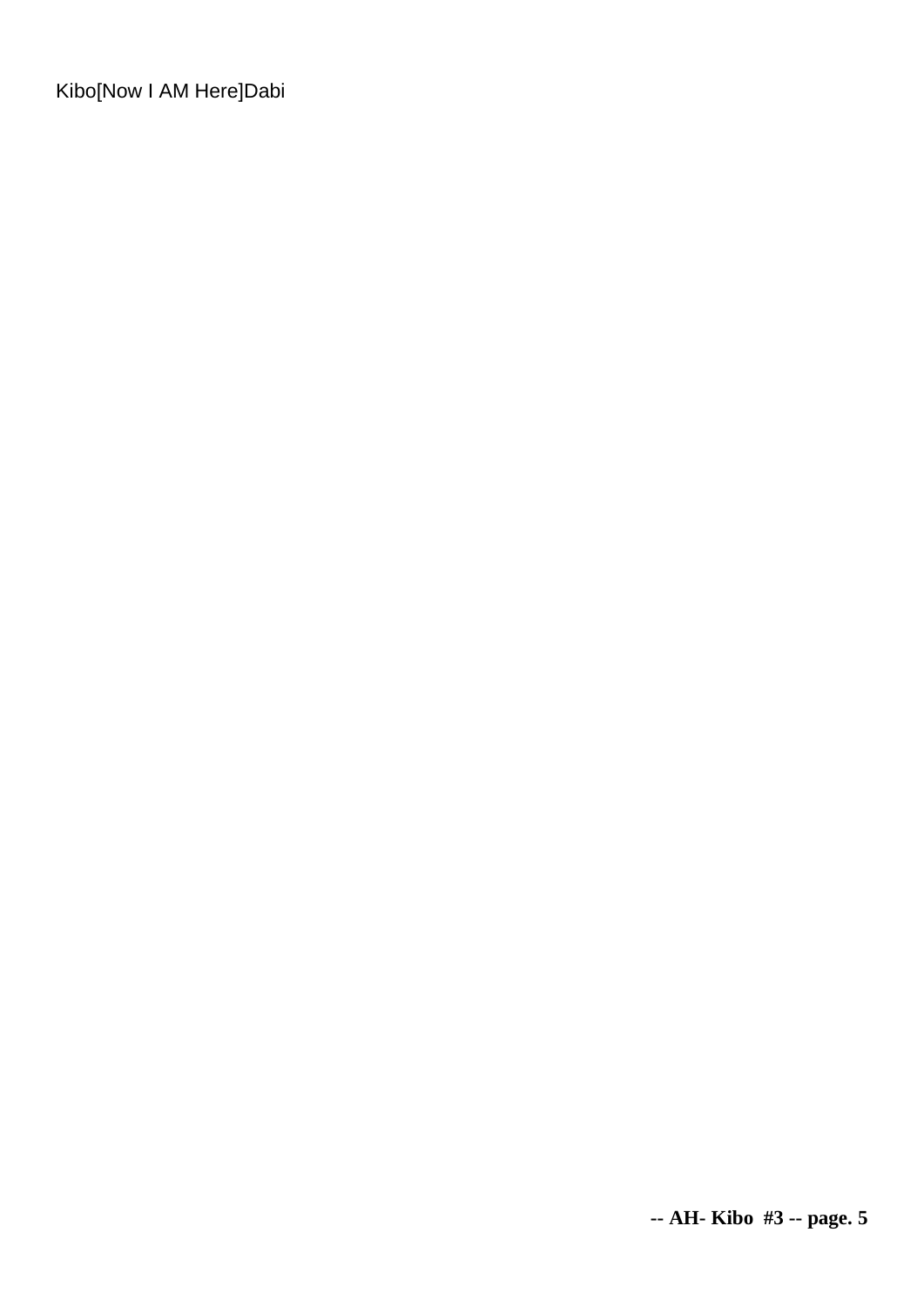Kibo[Now I AM Here]Dabi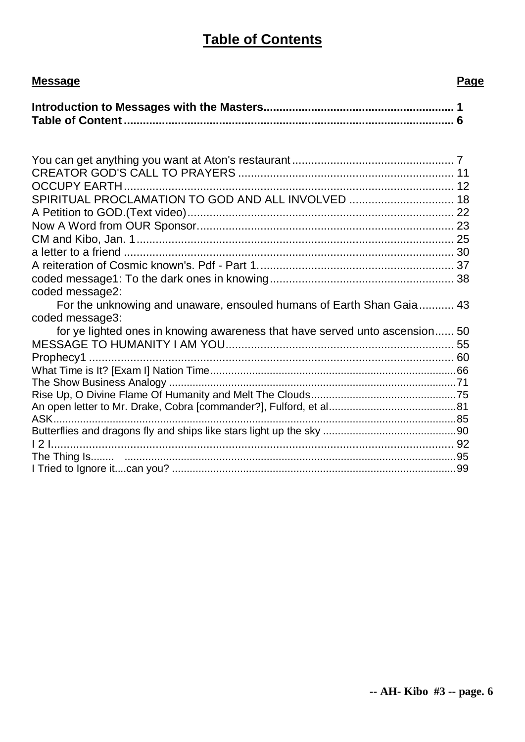# Table of Contents

| Message | Page |
|---|---|
| **Introduction to Messages with the Masters** | **1** |
| **Table of Content** | **6** |
| You can get anything you want at Aton's restaurant | 7 |
| CREATOR GOD'S CALL TO PRAYERS | 11 |
| OCCUPY EARTH | 12 |
| SPIRITUAL PROCLAMATION TO GOD AND ALL INVOLVED | 18 |
| A Petition to GOD.(Text video) | 22 |
| Now A Word from OUR Sponsor. | 23 |
| CM and Kibo, Jan. 1 | 25 |
| a letter to a friend | 30 |
| A reiteration of Cosmic known's. Pdf - Part 1. | 37 |
| coded message1: To the dark ones in knowing | 38 |
| coded message2: For the unknowing and unaware, ensouled humans of Earth Shan Gaia | 43 |
| coded message3: for ye lighted ones in knowing awareness that have served unto ascension | 50 |
| MESSAGE TO HUMANITY I AM YOU | 55 |
| Prophecy1 | 60 |
| What Time is It? [Exam I] Nation Time | 66 |
| The Show Business Analogy | 71 |
| Rise Up, O Divine Flame Of Humanity and Melt The Clouds | 75 |
| An open letter to Mr. Drake, Cobra [commander?], Fulford, et al | 81 |
| ASK | 85 |
| Butterflies and dragons fly and ships like stars light up the sky | 90 |
| I 2 I | 92 |
| The Thing Is........ | 95 |
| I Tried to Ignore it....can you? | 99 |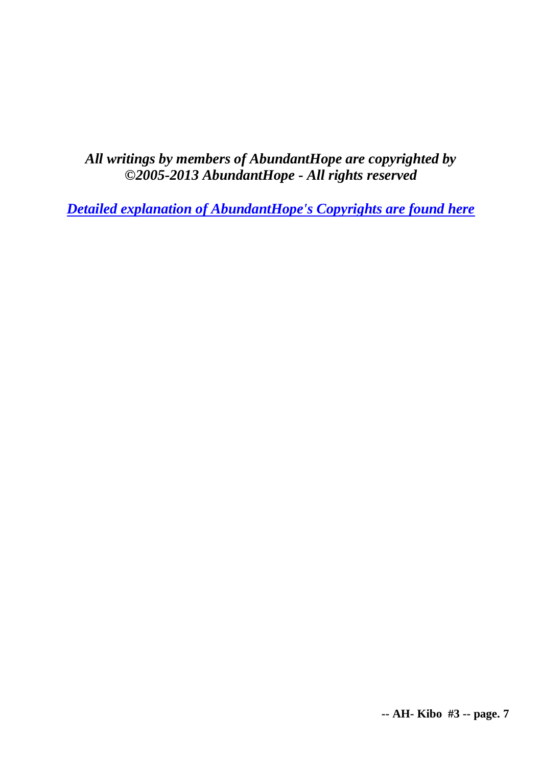***All writings by members of AbundantHope are copyrighted by ©2005-2013 AbundantHope - All rights reserved***

***Detailed explanation of AbundantHope's Copyrights are found here***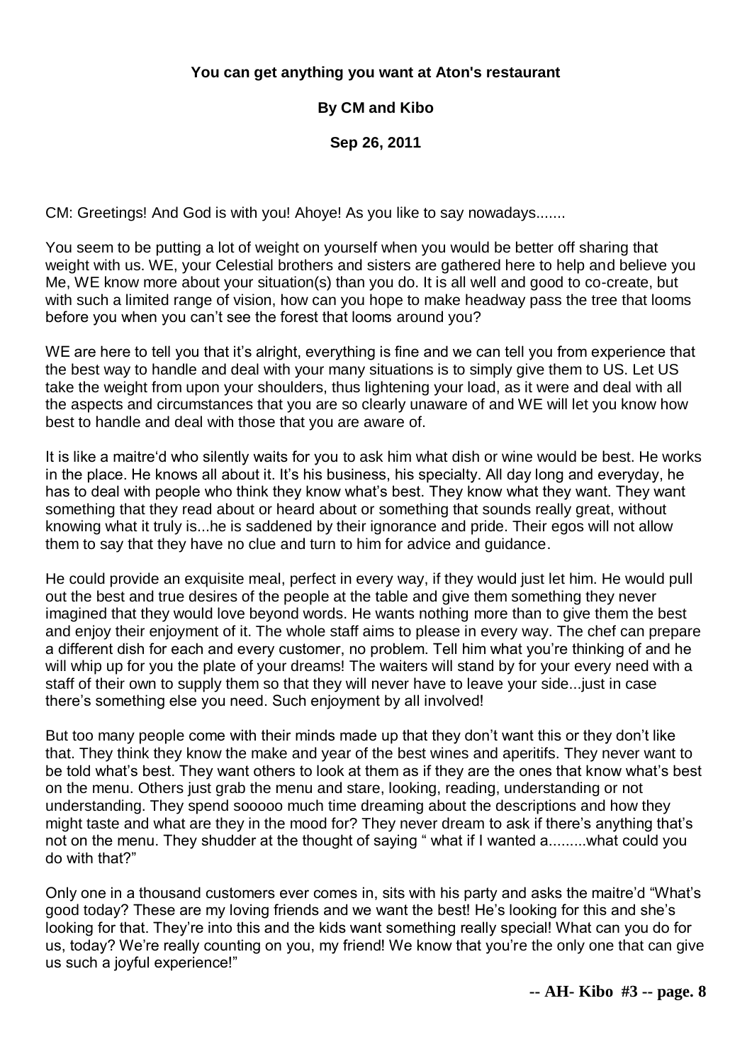**You can get anything you want at Aton's restaurant**

**By CM and Kibo**

**Sep 26, 2011**

CM: Greetings! And God is with you! Ahoye! As you like to say nowadays.......

You seem to be putting a lot of weight on yourself when you would be better off sharing that weight with us. WE, your Celestial brothers and sisters are gathered here to help and believe you Me, WE know more about your situation(s) than you do. It is all well and good to co-create, but with such a limited range of vision, how can you hope to make headway pass the tree that looms before you when you can't see the forest that looms around you?

WE are here to tell you that it's alright, everything is fine and we can tell you from experience that the best way to handle and deal with your many situations is to simply give them to US. Let US take the weight from upon your shoulders, thus lightening your load, as it were and deal with all the aspects and circumstances that you are so clearly unaware of and WE will let you know how best to handle and deal with those that you are aware of.

It is like a maitre'd who silently waits for you to ask him what dish or wine would be best. He works in the place. He knows all about it. It's his business, his specialty. All day long and everyday, he has to deal with people who think they know what's best. They know what they want. They want something that they read about or heard about or something that sounds really great, without knowing what it truly is...he is saddened by their ignorance and pride. Their egos will not allow them to say that they have no clue and turn to him for advice and guidance.

He could provide an exquisite meal, perfect in every way, if they would just let him. He would pull out the best and true desires of the people at the table and give them something they never imagined that they would love beyond words. He wants nothing more than to give them the best and enjoy their enjoyment of it. The whole staff aims to please in every way. The chef can prepare a different dish for each and every customer, no problem. Tell him what you're thinking of and he will whip up for you the plate of your dreams! The waiters will stand by for your every need with a staff of their own to supply them so that they will never have to leave your side...just in case there's something else you need. Such enjoyment by all involved!

But too many people come with their minds made up that they don't want this or they don't like that. They think they know the make and year of the best wines and aperitifs. They never want to be told what's best. They want others to look at them as if they are the ones that know what's best on the menu. Others just grab the menu and stare, looking, reading, understanding or not understanding. They spend sooooo much time dreaming about the descriptions and how they might taste and what are they in the mood for? They never dream to ask if there's anything that's not on the menu. They shudder at the thought of saying " what if I wanted a.........what could you do with that?"

Only one in a thousand customers ever comes in, sits with his party and asks the maitre'd "What's good today? These are my loving friends and we want the best! He's looking for this and she's looking for that. They're into this and the kids want something really special! What can you do for us, today? We're really counting on you, my friend! We know that you're the only one that can give us such a joyful experience!"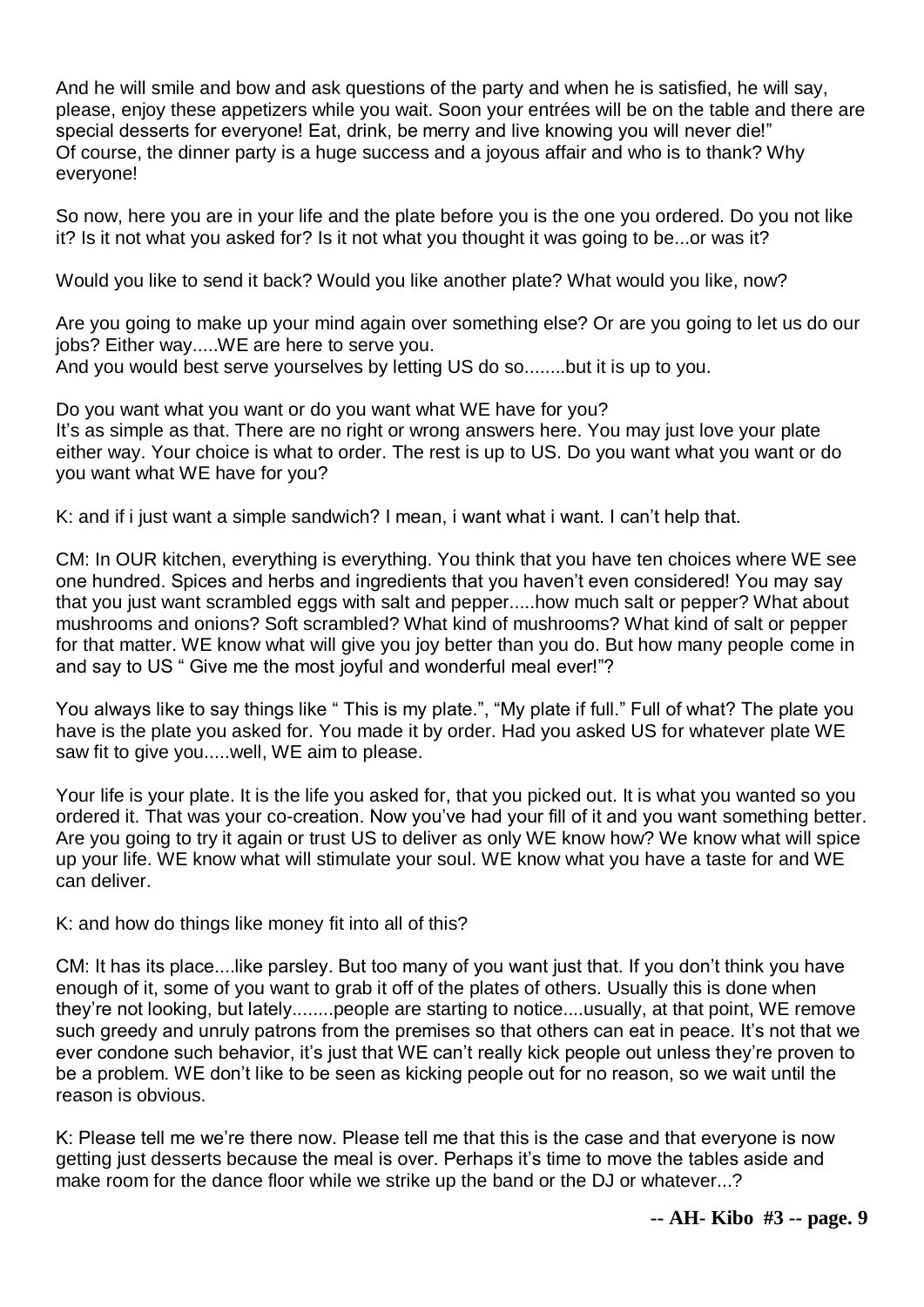And he will smile and bow and ask questions of the party and when he is satisfied, he will say, please, enjoy these appetizers while you wait. Soon your entrées will be on the table and there are special desserts for everyone! Eat, drink, be merry and live knowing you will never die!"
Of course, the dinner party is a huge success and a joyous affair and who is to thank? Why everyone!

So now, here you are in your life and the plate before you is the one you ordered. Do you not like it? Is it not what you asked for? Is it not what you thought it was going to be...or was it?

Would you like to send it back? Would you like another plate? What would you like, now?

Are you going to make up your mind again over something else? Or are you going to let us do our jobs? Either way.....WE are here to serve you.
And you would best serve yourselves by letting US do so........but it is up to you.

Do you want what you want or do you want what WE have for you?
It's as simple as that. There are no right or wrong answers here. You may just love your plate either way. Your choice is what to order. The rest is up to US. Do you want what you want or do you want what WE have for you?

K: and if i just want a simple sandwich? I mean, i want what i want. I can't help that.

CM: In OUR kitchen, everything is everything. You think that you have ten choices where WE see one hundred. Spices and herbs and ingredients that you haven't even considered! You may say that you just want scrambled eggs with salt and pepper.....how much salt or pepper? What about mushrooms and onions? Soft scrambled? What kind of mushrooms? What kind of salt or pepper for that matter. WE know what will give you joy better than you do. But how many people come in and say to US " Give me the most joyful and wonderful meal ever!"?

You always like to say things like " This is my plate.", "My plate if full." Full of what? The plate you have is the plate you asked for. You made it by order. Had you asked US for whatever plate WE saw fit to give you.....well, WE aim to please.

Your life is your plate. It is the life you asked for, that you picked out. It is what you wanted so you ordered it. That was your co-creation. Now you've had your fill of it and you want something better. Are you going to try it again or trust US to deliver as only WE know how? We know what will spice up your life. WE know what will stimulate your soul. WE know what you have a taste for and WE can deliver.

K: and how do things like money fit into all of this?

CM: It has its place....like parsley. But too many of you want just that. If you don't think you have enough of it, some of you want to grab it off of the plates of others. Usually this is done when they're not looking, but lately........people are starting to notice....usually, at that point, WE remove such greedy and unruly patrons from the premises so that others can eat in peace. It's not that we ever condone such behavior, it's just that WE can't really kick people out unless they're proven to be a problem. WE don't like to be seen as kicking people out for no reason, so we wait until the reason is obvious.

K: Please tell me we're there now. Please tell me that this is the case and that everyone is now getting just desserts because the meal is over. Perhaps it's time to move the tables aside and make room for the dance floor while we strike up the band or the DJ or whatever...?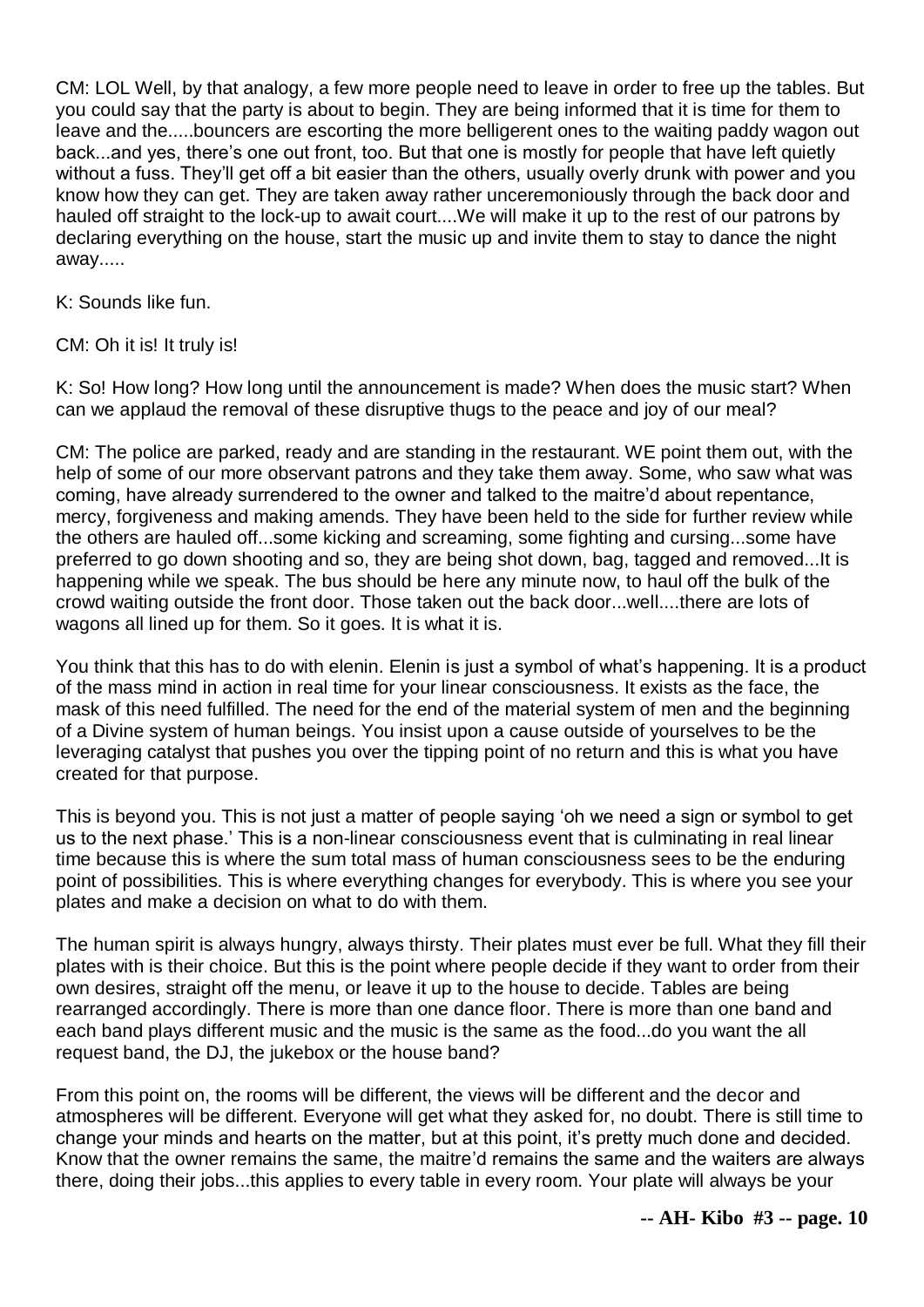CM: LOL Well, by that analogy, a few more people need to leave in order to free up the tables. But you could say that the party is about to begin. They are being informed that it is time for them to leave and the.....bouncers are escorting the more belligerent ones to the waiting paddy wagon out back...and yes, there's one out front, too. But that one is mostly for people that have left quietly without a fuss. They'll get off a bit easier than the others, usually overly drunk with power and you know how they can get. They are taken away rather unceremoniously through the back door and hauled off straight to the lock-up to await court....We will make it up to the rest of our patrons by declaring everything on the house, start the music up and invite them to stay to dance the night away.....

K: Sounds like fun.

CM: Oh it is! It truly is!

K: So! How long? How long until the announcement is made? When does the music start? When can we applaud the removal of these disruptive thugs to the peace and joy of our meal?

CM: The police are parked, ready and are standing in the restaurant. WE point them out, with the help of some of our more observant patrons and they take them away. Some, who saw what was coming, have already surrendered to the owner and talked to the maitre'd about repentance, mercy, forgiveness and making amends. They have been held to the side for further review while the others are hauled off...some kicking and screaming, some fighting and cursing...some have preferred to go down shooting and so, they are being shot down, bag, tagged and removed...It is happening while we speak. The bus should be here any minute now, to haul off the bulk of the crowd waiting outside the front door. Those taken out the back door...well....there are lots of wagons all lined up for them. So it goes. It is what it is.

You think that this has to do with elenin. Elenin is just a symbol of what's happening. It is a product of the mass mind in action in real time for your linear consciousness. It exists as the face, the mask of this need fulfilled. The need for the end of the material system of men and the beginning of a Divine system of human beings. You insist upon a cause outside of yourselves to be the leveraging catalyst that pushes you over the tipping point of no return and this is what you have created for that purpose.

This is beyond you. This is not just a matter of people saying 'oh we need a sign or symbol to get us to the next phase.' This is a non-linear consciousness event that is culminating in real linear time because this is where the sum total mass of human consciousness sees to be the enduring point of possibilities. This is where everything changes for everybody. This is where you see your plates and make a decision on what to do with them.

The human spirit is always hungry, always thirsty. Their plates must ever be full. What they fill their plates with is their choice. But this is the point where people decide if they want to order from their own desires, straight off the menu, or leave it up to the house to decide. Tables are being rearranged accordingly. There is more than one dance floor. There is more than one band and each band plays different music and the music is the same as the food...do you want the all request band, the DJ, the jukebox or the house band?

From this point on, the rooms will be different, the views will be different and the decor and atmospheres will be different. Everyone will get what they asked for, no doubt. There is still time to change your minds and hearts on the matter, but at this point, it's pretty much done and decided. Know that the owner remains the same, the maitre'd remains the same and the waiters are always there, doing their jobs...this applies to every table in every room. Your plate will always be your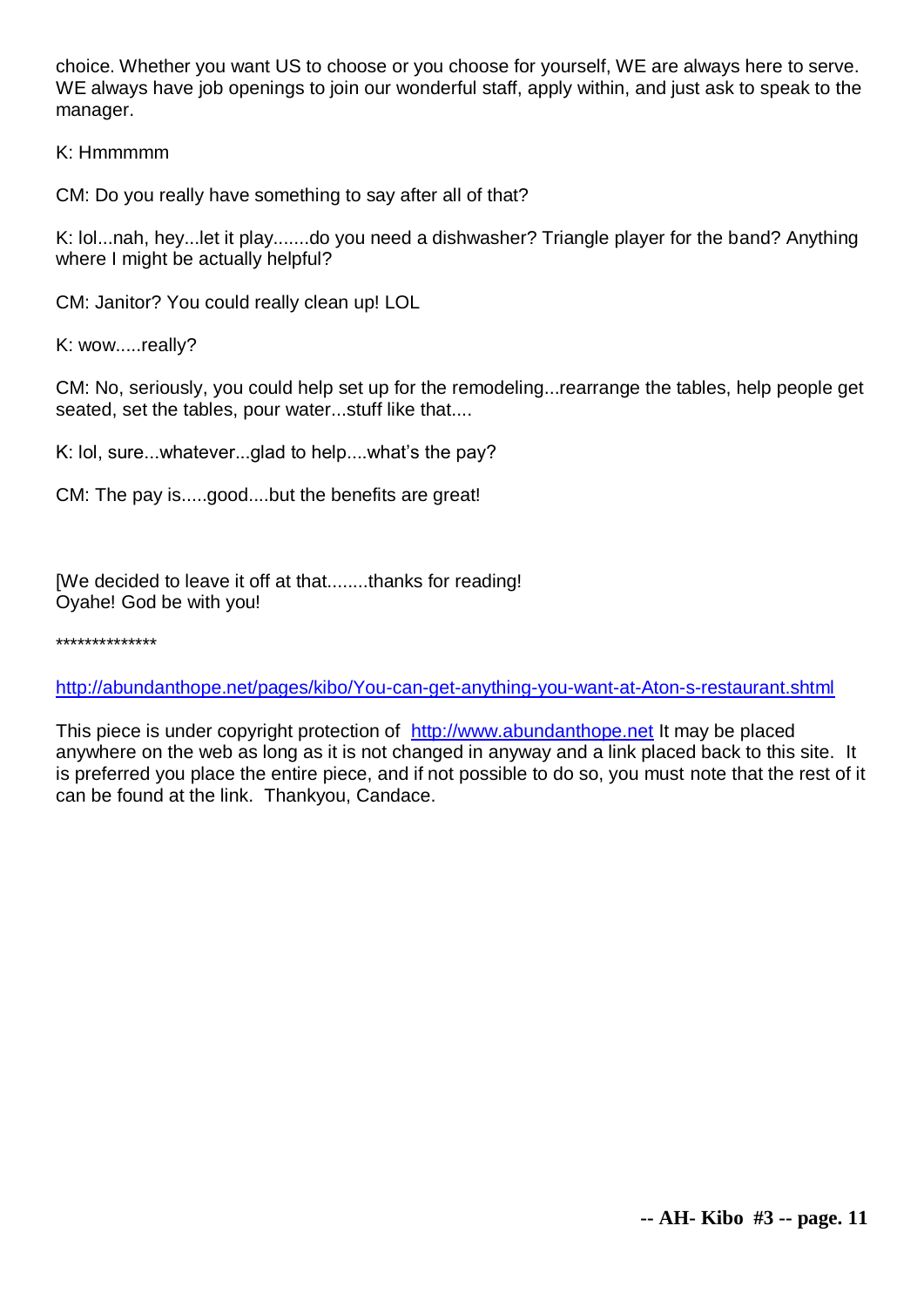choice. Whether you want US to choose or you choose for yourself, WE are always here to serve. WE always have job openings to join our wonderful staff, apply within, and just ask to speak to the manager.

K: Hmmmmm

CM: Do you really have something to say after all of that?

K: lol...nah, hey...let it play.......do you need a dishwasher? Triangle player for the band? Anything where I might be actually helpful?

CM: Janitor? You could really clean up! LOL

K: wow.....really?

CM: No, seriously, you could help set up for the remodeling...rearrange the tables, help people get seated, set the tables, pour water...stuff like that....

K: lol, sure...whatever...glad to help....what's the pay?

CM: The pay is.....good....but the benefits are great!

[We decided to leave it off at that........thanks for reading!
Oyahe! God be with you!

**************

http://abundanthope.net/pages/kibo/You-can-get-anything-you-want-at-Aton-s-restaurant.shtml

This piece is under copyright protection of http://www.abundanthope.net It may be placed anywhere on the web as long as it is not changed in anyway and a link placed back to this site. It is preferred you place the entire piece, and if not possible to do so, you must note that the rest of it can be found at the link. Thankyou, Candace.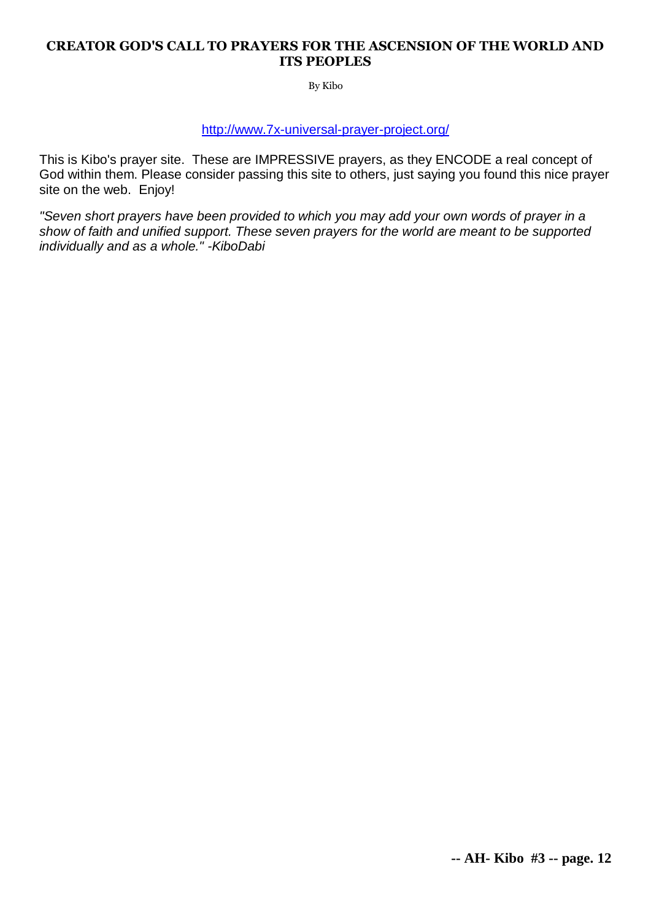## CREATOR GOD'S CALL TO PRAYERS FOR THE ASCENSION OF THE WORLD AND ITS PEOPLES

By Kibo

http://www.7x-universal-prayer-project.org/

This is Kibo's prayer site. These are IMPRESSIVE prayers, as they ENCODE a real concept of God within them. Please consider passing this site to others, just saying you found this nice prayer site on the web. Enjoy!

*"Seven short prayers have been provided to which you may add your own words of prayer in a show of faith and unified support. These seven prayers for the world are meant to be supported individually and as a whole." -KiboDabi*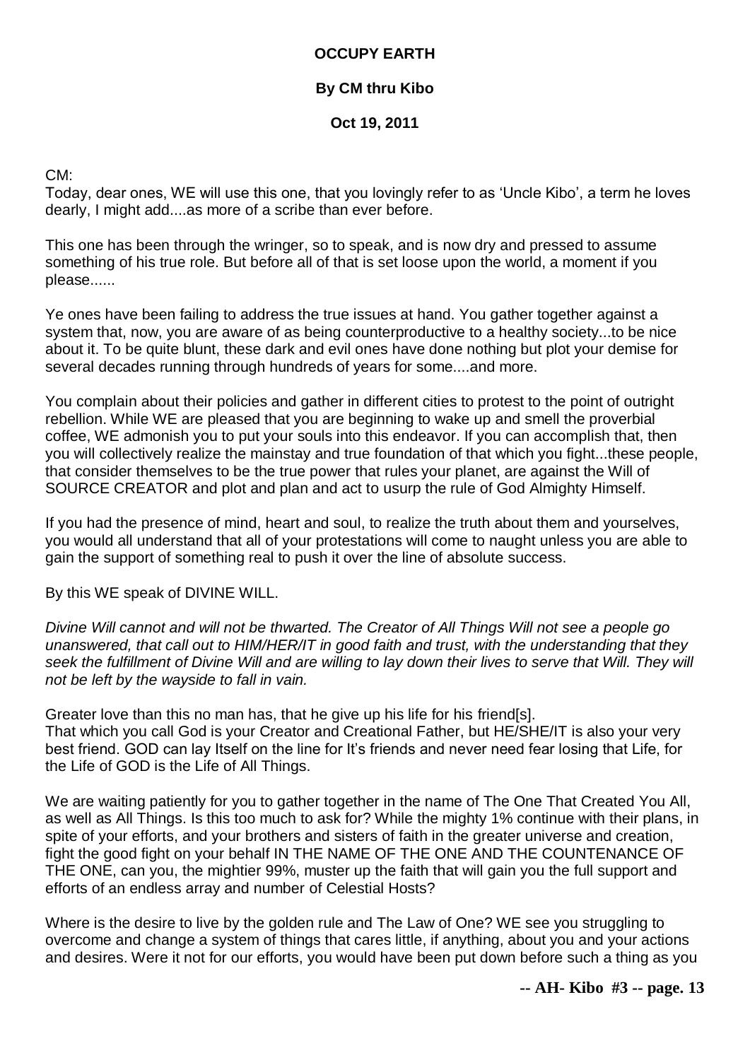**OCCUPY EARTH**

**By CM thru Kibo**

**Oct 19, 2011**

CM:
Today, dear ones, WE will use this one, that you lovingly refer to as 'Uncle Kibo', a term he loves dearly, I might add....as more of a scribe than ever before.

This one has been through the wringer, so to speak, and is now dry and pressed to assume something of his true role. But before all of that is set loose upon the world, a moment if you please......

Ye ones have been failing to address the true issues at hand. You gather together against a system that, now, you are aware of as being counterproductive to a healthy society...to be nice about it. To be quite blunt, these dark and evil ones have done nothing but plot your demise for several decades running through hundreds of years for some....and more.

You complain about their policies and gather in different cities to protest to the point of outright rebellion. While WE are pleased that you are beginning to wake up and smell the proverbial coffee, WE admonish you to put your souls into this endeavor. If you can accomplish that, then you will collectively realize the mainstay and true foundation of that which you fight...these people, that consider themselves to be the true power that rules your planet, are against the Will of SOURCE CREATOR and plot and plan and act to usurp the rule of God Almighty Himself.

If you had the presence of mind, heart and soul, to realize the truth about them and yourselves, you would all understand that all of your protestations will come to naught unless you are able to gain the support of something real to push it over the line of absolute success.

By this WE speak of DIVINE WILL.

*Divine Will cannot and will not be thwarted. The Creator of All Things Will not see a people go unanswered, that call out to HIM/HER/IT in good faith and trust, with the understanding that they seek the fulfillment of Divine Will and are willing to lay down their lives to serve that Will. They will not be left by the wayside to fall in vain.*

Greater love than this no man has, that he give up his life for his friend[s].
That which you call God is your Creator and Creational Father, but HE/SHE/IT is also your very best friend. GOD can lay Itself on the line for It's friends and never need fear losing that Life, for the Life of GOD is the Life of All Things.

We are waiting patiently for you to gather together in the name of The One That Created You All, as well as All Things. Is this too much to ask for? While the mighty 1% continue with their plans, in spite of your efforts, and your brothers and sisters of faith in the greater universe and creation, fight the good fight on your behalf IN THE NAME OF THE ONE AND THE COUNTENANCE OF THE ONE, can you, the mightier 99%, muster up the faith that will gain you the full support and efforts of an endless array and number of Celestial Hosts?

Where is the desire to live by the golden rule and The Law of One? WE see you struggling to overcome and change a system of things that cares little, if anything, about you and your actions and desires. Were it not for our efforts, you would have been put down before such a thing as you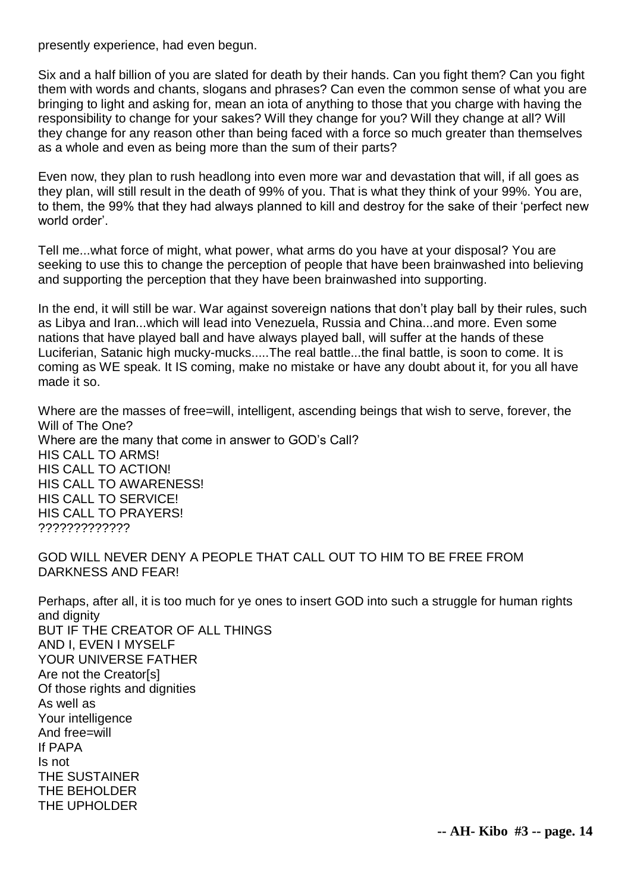presently experience, had even begun.

Six and a half billion of you are slated for death by their hands. Can you fight them? Can you fight them with words and chants, slogans and phrases? Can even the common sense of what you are bringing to light and asking for, mean an iota of anything to those that you charge with having the responsibility to change for your sakes? Will they change for you? Will they change at all? Will they change for any reason other than being faced with a force so much greater than themselves as a whole and even as being more than the sum of their parts?

Even now, they plan to rush headlong into even more war and devastation that will, if all goes as they plan, will still result in the death of 99% of you. That is what they think of your 99%. You are, to them, the 99% that they had always planned to kill and destroy for the sake of their 'perfect new world order'.

Tell me...what force of might, what power, what arms do you have at your disposal? You are seeking to use this to change the perception of people that have been brainwashed into believing and supporting the perception that they have been brainwashed into supporting.

In the end, it will still be war. War against sovereign nations that don't play ball by their rules, such as Libya and Iran...which will lead into Venezuela, Russia and China...and more. Even some nations that have played ball and have always played ball, will suffer at the hands of these Luciferian, Satanic high mucky-mucks.....The real battle...the final battle, is soon to come. It is coming as WE speak. It IS coming, make no mistake or have any doubt about it, for you all have made it so.

Where are the masses of free=will, intelligent, ascending beings that wish to serve, forever, the Will of The One?
Where are the many that come in answer to GOD's Call?
HIS CALL TO ARMS!
HIS CALL TO ACTION!
HIS CALL TO AWARENESS!
HIS CALL TO SERVICE!
HIS CALL TO PRAYERS!
?????????????

GOD WILL NEVER DENY A PEOPLE THAT CALL OUT TO HIM TO BE FREE FROM DARKNESS AND FEAR!

Perhaps, after all, it is too much for ye ones to insert GOD into such a struggle for human rights and dignity
BUT IF THE CREATOR OF ALL THINGS
AND I, EVEN I MYSELF
YOUR UNIVERSE FATHER
Are not the Creator[s]
Of those rights and dignities
As well as
Your intelligence
And free=will
If PAPA
Is not
THE SUSTAINER
THE BEHOLDER
THE UPHOLDER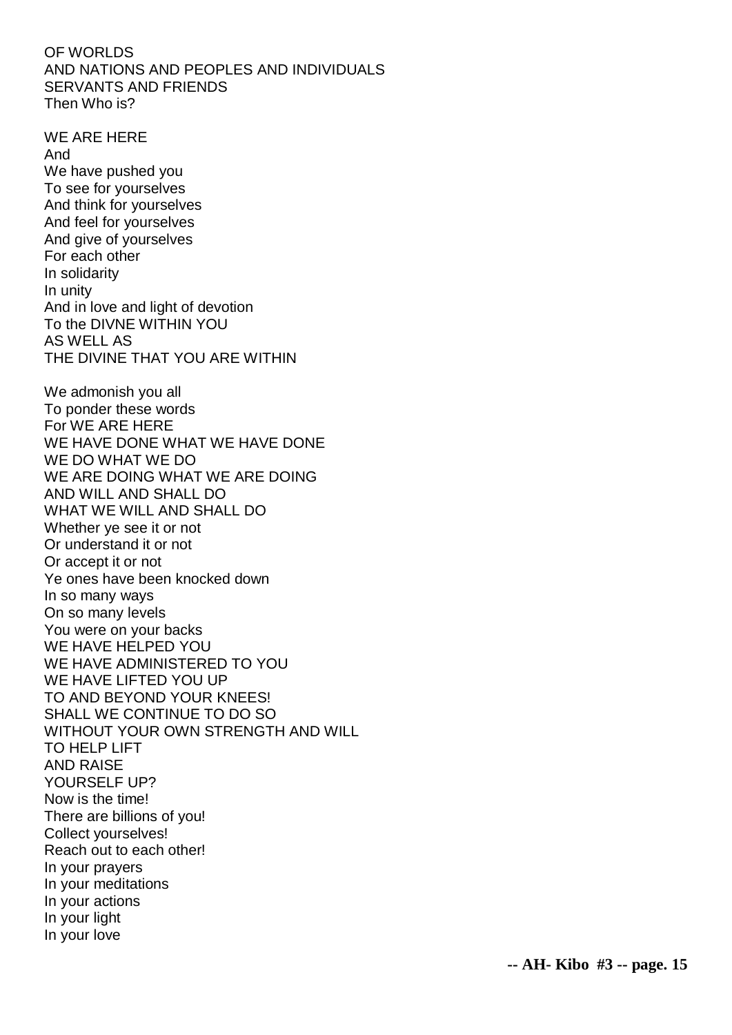OF WORLDS
AND NATIONS AND PEOPLES AND INDIVIDUALS
SERVANTS AND FRIENDS
Then Who is?

WE ARE HERE
And
We have pushed you
To see for yourselves
And think for yourselves
And feel for yourselves
And give of yourselves
For each other
In solidarity
In unity
And in love and light of devotion
To the DIVNE WITHIN YOU
AS WELL AS
THE DIVINE THAT YOU ARE WITHIN

We admonish you all
To ponder these words
For WE ARE HERE
WE HAVE DONE WHAT WE HAVE DONE
WE DO WHAT WE DO
WE ARE DOING WHAT WE ARE DOING
AND WILL AND SHALL DO
WHAT WE WILL AND SHALL DO
Whether ye see it or not
Or understand it or not
Or accept it or not
Ye ones have been knocked down
In so many ways
On so many levels
You were on your backs
WE HAVE HELPED YOU
WE HAVE ADMINISTERED TO YOU
WE HAVE LIFTED YOU UP
TO AND BEYOND YOUR KNEES!
SHALL WE CONTINUE TO DO SO
WITHOUT YOUR OWN STRENGTH AND WILL
TO HELP LIFT
AND RAISE
YOURSELF UP?
Now is the time!
There are billions of you!
Collect yourselves!
Reach out to each other!
In your prayers
In your meditations
In your actions
In your light
In your love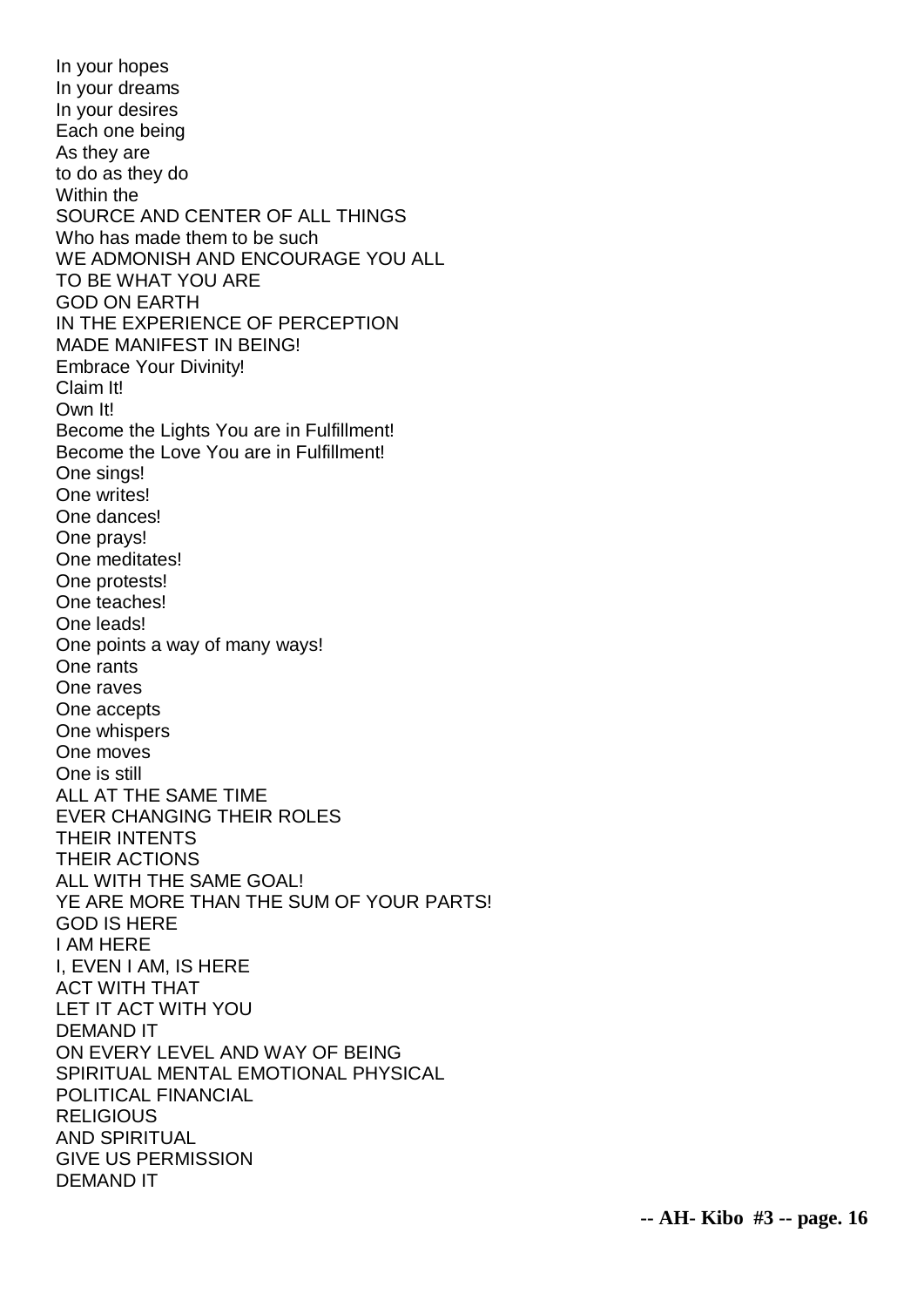In your hopes  
In your dreams  
In your desires  
Each one being  
As they are  
to do as they do  
Within the  
SOURCE AND CENTER OF ALL THINGS  
Who has made them to be such  
WE ADMONISH AND ENCOURAGE YOU ALL  
TO BE WHAT YOU ARE  
GOD ON EARTH  
IN THE EXPERIENCE OF PERCEPTION  
MADE MANIFEST IN BEING!  
Embrace Your Divinity!  
Claim It!  
Own It!  
Become the Lights You are in Fulfillment!  
Become the Love You are in Fulfillment!  
One sings!  
One writes!  
One dances!  
One prays!  
One meditates!  
One protests!  
One teaches!  
One leads!  
One points a way of many ways!  
One rants  
One raves  
One accepts  
One whispers  
One moves  
One is still  
ALL AT THE SAME TIME  
EVER CHANGING THEIR ROLES  
THEIR INTENTS  
THEIR ACTIONS  
ALL WITH THE SAME GOAL!  
YE ARE MORE THAN THE SUM OF YOUR PARTS!  
GOD IS HERE  
I AM HERE  
I, EVEN I AM, IS HERE  
ACT WITH THAT  
LET IT ACT WITH YOU  
DEMAND IT  
ON EVERY LEVEL AND WAY OF BEING  
SPIRITUAL MENTAL EMOTIONAL PHYSICAL  
POLITICAL FINANCIAL  
RELIGIOUS  
AND SPIRITUAL  
GIVE US PERMISSION  
DEMAND IT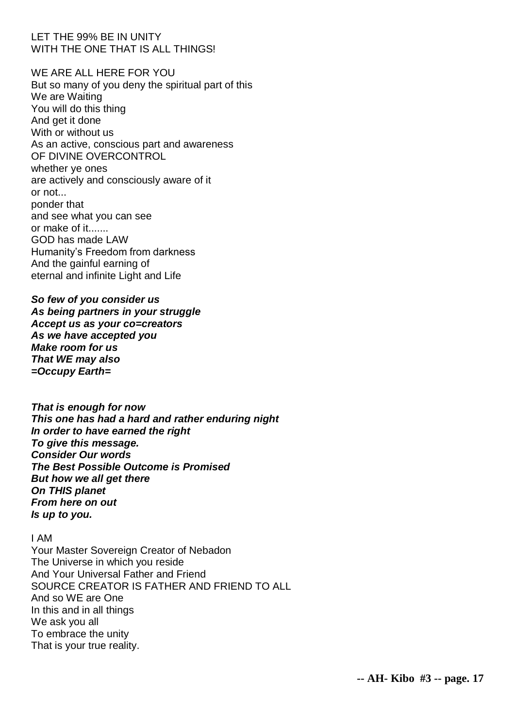LET THE 99% BE IN UNITY
WITH THE ONE THAT IS ALL THINGS!

WE ARE ALL HERE FOR YOU
But so many of you deny the spiritual part of this
We are Waiting
You will do this thing
And get it done
With or without us
As an active, conscious part and awareness
OF DIVINE OVERCONTROL
whether ye ones
are actively and consciously aware of it
or not...
ponder that
and see what you can see
or make of it.......
GOD has made LAW
Humanity's Freedom from darkness
And the gainful earning of
eternal and infinite Light and Life

***So few of you consider us***
***As being partners in your struggle***
***Accept us as your co=creators***
***As we have accepted you***
***Make room for us***
***That WE may also***
***=Occupy Earth=***

***That is enough for now***
***This one has had a hard and rather enduring night***
***In order to have earned the right***
***To give this message.***
***Consider Our words***
***The Best Possible Outcome is Promised***
***But how we all get there***
***On THIS planet***
***From here on out***
***Is up to you.***

I AM
Your Master Sovereign Creator of Nebadon
The Universe in which you reside
And Your Universal Father and Friend
SOURCE CREATOR IS FATHER AND FRIEND TO ALL
And so WE are One
In this and in all things
We ask you all
To embrace the unity
That is your true reality.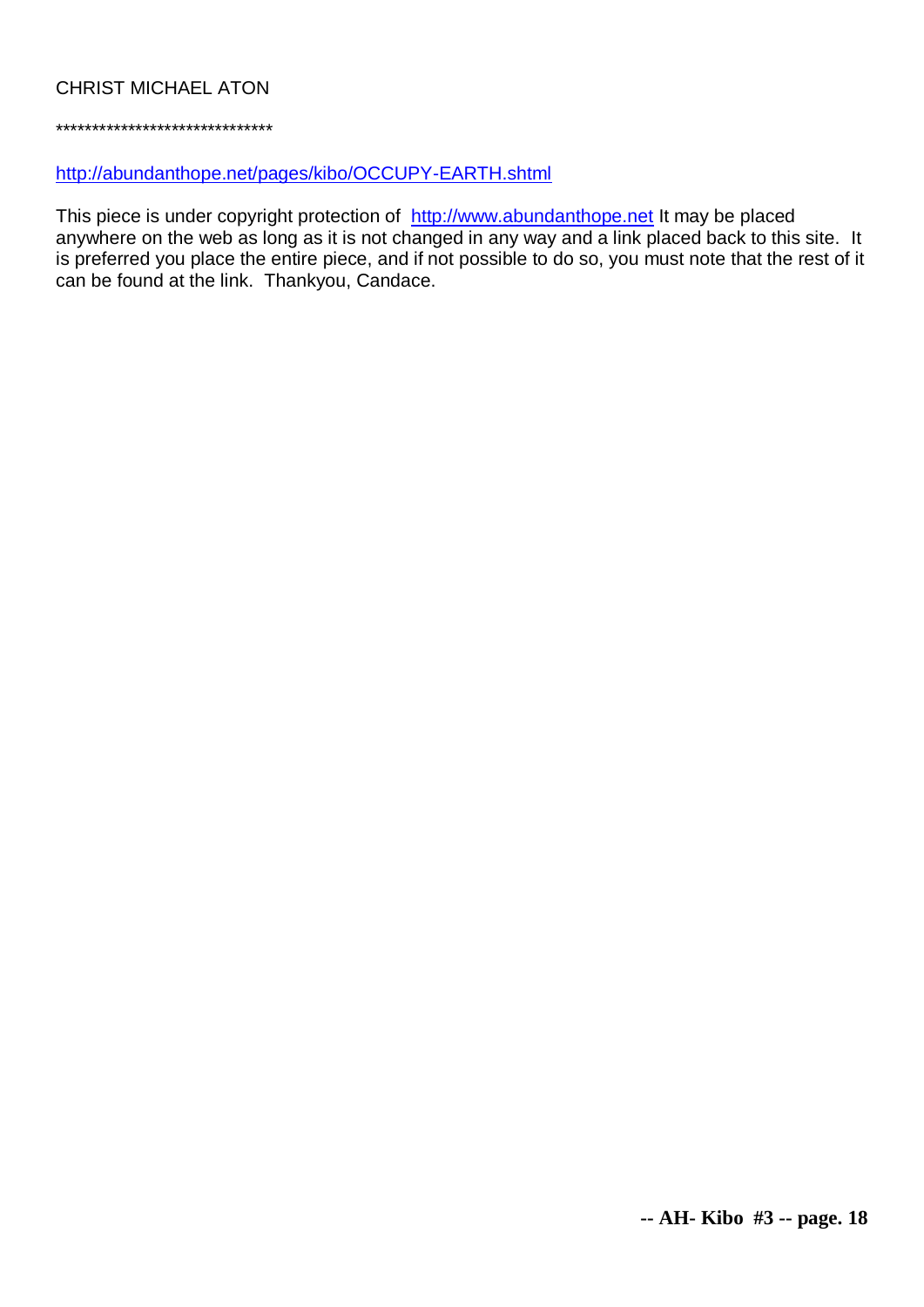CHRIST MICHAEL ATON

******************************

http://abundanthope.net/pages/kibo/OCCUPY-EARTH.shtml

This piece is under copyright protection of http://www.abundanthope.net It may be placed anywhere on the web as long as it is not changed in any way and a link placed back to this site. It is preferred you place the entire piece, and if not possible to do so, you must note that the rest of it can be found at the link. Thankyou, Candace.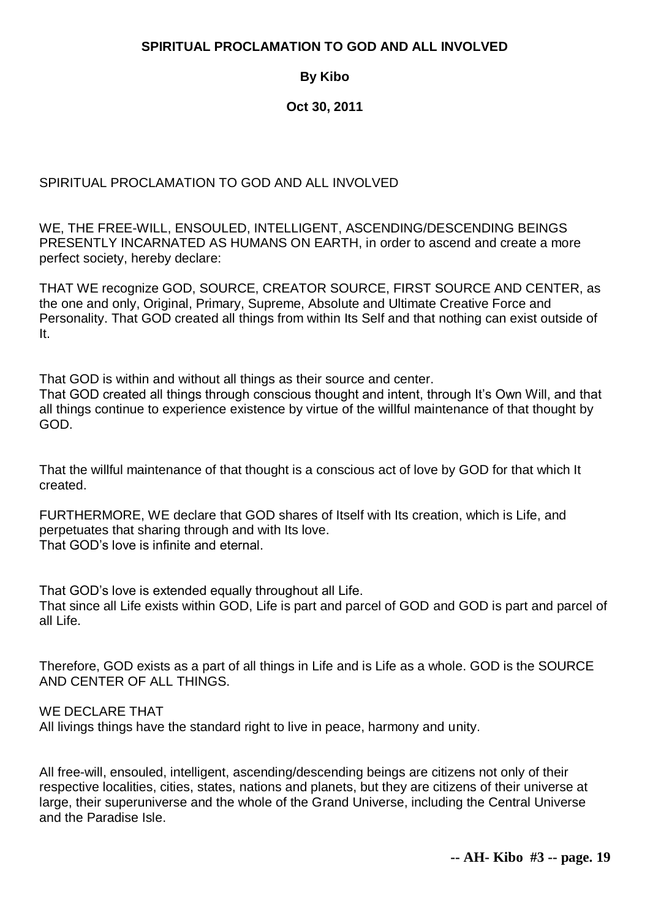**SPIRITUAL PROCLAMATION TO GOD AND ALL INVOLVED**

**By Kibo**

**Oct 30, 2011**

SPIRITUAL PROCLAMATION TO GOD AND ALL INVOLVED

WE, THE FREE-WILL, ENSOULED, INTELLIGENT, ASCENDING/DESCENDING BEINGS PRESENTLY INCARNATED AS HUMANS ON EARTH, in order to ascend and create a more perfect society, hereby declare:

THAT WE recognize GOD, SOURCE, CREATOR SOURCE, FIRST SOURCE AND CENTER, as the one and only, Original, Primary, Supreme, Absolute and Ultimate Creative Force and Personality. That GOD created all things from within Its Self and that nothing can exist outside of It.

That GOD is within and without all things as their source and center.
That GOD created all things through conscious thought and intent, through It's Own Will, and that all things continue to experience existence by virtue of the willful maintenance of that thought by GOD.

That the willful maintenance of that thought is a conscious act of love by GOD for that which It created.

FURTHERMORE, WE declare that GOD shares of Itself with Its creation, which is Life, and perpetuates that sharing through and with Its love.
That GOD's love is infinite and eternal.

That GOD's love is extended equally throughout all Life.
That since all Life exists within GOD, Life is part and parcel of GOD and GOD is part and parcel of all Life.

Therefore, GOD exists as a part of all things in Life and is Life as a whole. GOD is the SOURCE AND CENTER OF ALL THINGS.

WE DECLARE THAT
All livings things have the standard right to live in peace, harmony and unity.

All free-will, ensouled, intelligent, ascending/descending beings are citizens not only of their respective localities, cities, states, nations and planets, but they are citizens of their universe at large, their superuniverse and the whole of the Grand Universe, including the Central Universe and the Paradise Isle.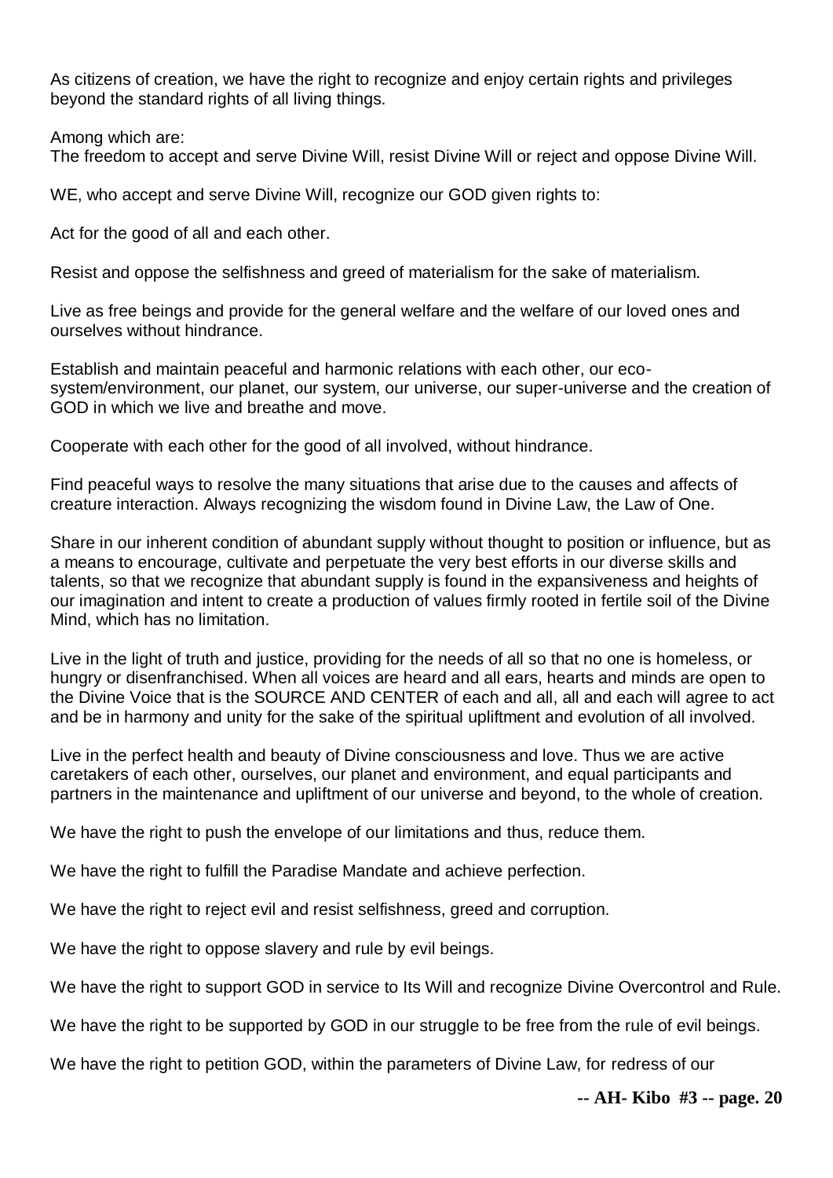As citizens of creation, we have the right to recognize and enjoy certain rights and privileges beyond the standard rights of all living things.

Among which are:
The freedom to accept and serve Divine Will, resist Divine Will or reject and oppose Divine Will.

WE, who accept and serve Divine Will, recognize our GOD given rights to:

Act for the good of all and each other.

Resist and oppose the selfishness and greed of materialism for the sake of materialism.

Live as free beings and provide for the general welfare and the welfare of our loved ones and ourselves without hindrance.

Establish and maintain peaceful and harmonic relations with each other, our eco-system/environment, our planet, our system, our universe, our super-universe and the creation of GOD in which we live and breathe and move.

Cooperate with each other for the good of all involved, without hindrance.

Find peaceful ways to resolve the many situations that arise due to the causes and affects of creature interaction. Always recognizing the wisdom found in Divine Law, the Law of One.

Share in our inherent condition of abundant supply without thought to position or influence, but as a means to encourage, cultivate and perpetuate the very best efforts in our diverse skills and talents, so that we recognize that abundant supply is found in the expansiveness and heights of our imagination and intent to create a production of values firmly rooted in fertile soil of the Divine Mind, which has no limitation.

Live in the light of truth and justice, providing for the needs of all so that no one is homeless, or hungry or disenfranchised. When all voices are heard and all ears, hearts and minds are open to the Divine Voice that is the SOURCE AND CENTER of each and all, all and each will agree to act and be in harmony and unity for the sake of the spiritual upliftment and evolution of all involved.

Live in the perfect health and beauty of Divine consciousness and love. Thus we are active caretakers of each other, ourselves, our planet and environment, and equal participants and partners in the maintenance and upliftment of our universe and beyond, to the whole of creation.

We have the right to push the envelope of our limitations and thus, reduce them.

We have the right to fulfill the Paradise Mandate and achieve perfection.

We have the right to reject evil and resist selfishness, greed and corruption.

We have the right to oppose slavery and rule by evil beings.

We have the right to support GOD in service to Its Will and recognize Divine Overcontrol and Rule.

We have the right to be supported by GOD in our struggle to be free from the rule of evil beings.

We have the right to petition GOD, within the parameters of Divine Law, for redress of our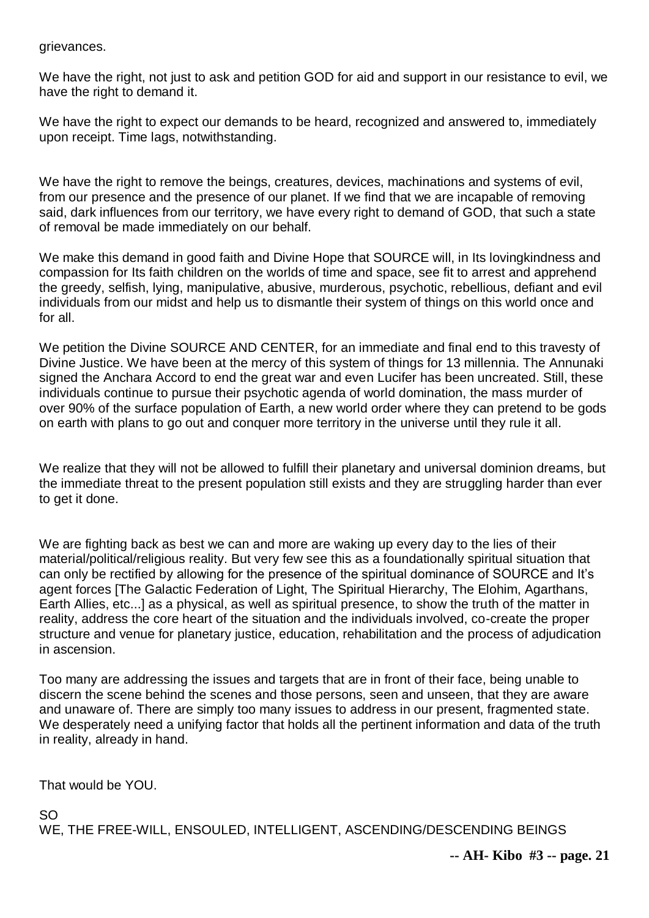grievances.

We have the right, not just to ask and petition GOD for aid and support in our resistance to evil, we have the right to demand it.

We have the right to expect our demands to be heard, recognized and answered to, immediately upon receipt. Time lags, notwithstanding.

We have the right to remove the beings, creatures, devices, machinations and systems of evil, from our presence and the presence of our planet. If we find that we are incapable of removing said, dark influences from our territory, we have every right to demand of GOD, that such a state of removal be made immediately on our behalf.

We make this demand in good faith and Divine Hope that SOURCE will, in Its lovingkindness and compassion for Its faith children on the worlds of time and space, see fit to arrest and apprehend the greedy, selfish, lying, manipulative, abusive, murderous, psychotic, rebellious, defiant and evil individuals from our midst and help us to dismantle their system of things on this world once and for all.

We petition the Divine SOURCE AND CENTER, for an immediate and final end to this travesty of Divine Justice. We have been at the mercy of this system of things for 13 millennia. The Annunaki signed the Anchara Accord to end the great war and even Lucifer has been uncreated. Still, these individuals continue to pursue their psychotic agenda of world domination, the mass murder of over 90% of the surface population of Earth, a new world order where they can pretend to be gods on earth with plans to go out and conquer more territory in the universe until they rule it all.

We realize that they will not be allowed to fulfill their planetary and universal dominion dreams, but the immediate threat to the present population still exists and they are struggling harder than ever to get it done.

We are fighting back as best we can and more are waking up every day to the lies of their material/political/religious reality. But very few see this as a foundationally spiritual situation that can only be rectified by allowing for the presence of the spiritual dominance of SOURCE and It's agent forces [The Galactic Federation of Light, The Spiritual Hierarchy, The Elohim, Agarthans, Earth Allies, etc...] as a physical, as well as spiritual presence, to show the truth of the matter in reality, address the core heart of the situation and the individuals involved, co-create the proper structure and venue for planetary justice, education, rehabilitation and the process of adjudication in ascension.

Too many are addressing the issues and targets that are in front of their face, being unable to discern the scene behind the scenes and those persons, seen and unseen, that they are aware and unaware of. There are simply too many issues to address in our present, fragmented state. We desperately need a unifying factor that holds all the pertinent information and data of the truth in reality, already in hand.

That would be YOU.

SO
WE, THE FREE-WILL, ENSOULED, INTELLIGENT, ASCENDING/DESCENDING BEINGS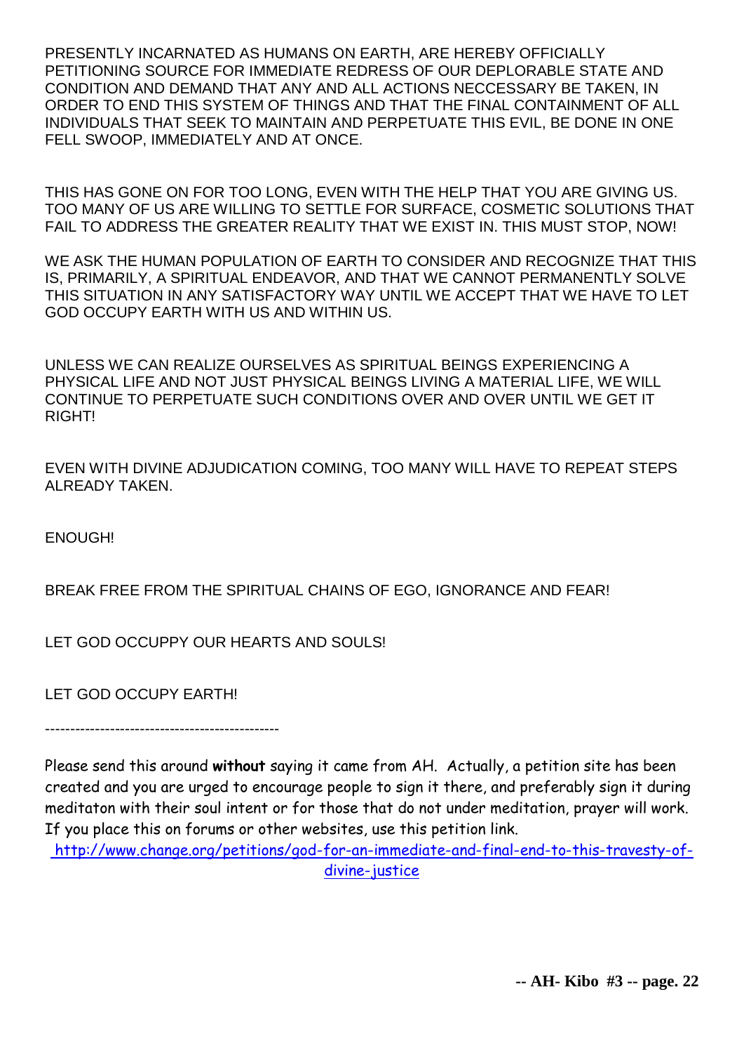PRESENTLY INCARNATED AS HUMANS ON EARTH, ARE HEREBY OFFICIALLY PETITIONING SOURCE FOR IMMEDIATE REDRESS OF OUR DEPLORABLE STATE AND CONDITION AND DEMAND THAT ANY AND ALL ACTIONS NECCESSARY BE TAKEN, IN ORDER TO END THIS SYSTEM OF THINGS AND THAT THE FINAL CONTAINMENT OF ALL INDIVIDUALS THAT SEEK TO MAINTAIN AND PERPETUATE THIS EVIL, BE DONE IN ONE FELL SWOOP, IMMEDIATELY AND AT ONCE.

THIS HAS GONE ON FOR TOO LONG, EVEN WITH THE HELP THAT YOU ARE GIVING US. TOO MANY OF US ARE WILLING TO SETTLE FOR SURFACE, COSMETIC SOLUTIONS THAT FAIL TO ADDRESS THE GREATER REALITY THAT WE EXIST IN. THIS MUST STOP, NOW!

WE ASK THE HUMAN POPULATION OF EARTH TO CONSIDER AND RECOGNIZE THAT THIS IS, PRIMARILY, A SPIRITUAL ENDEAVOR, AND THAT WE CANNOT PERMANENTLY SOLVE THIS SITUATION IN ANY SATISFACTORY WAY UNTIL WE ACCEPT THAT WE HAVE TO LET GOD OCCUPY EARTH WITH US AND WITHIN US.

UNLESS WE CAN REALIZE OURSELVES AS SPIRITUAL BEINGS EXPERIENCING A PHYSICAL LIFE AND NOT JUST PHYSICAL BEINGS LIVING A MATERIAL LIFE, WE WILL CONTINUE TO PERPETUATE SUCH CONDITIONS OVER AND OVER UNTIL WE GET IT RIGHT!

EVEN WITH DIVINE ADJUDICATION COMING, TOO MANY WILL HAVE TO REPEAT STEPS ALREADY TAKEN.

ENOUGH!

BREAK FREE FROM THE SPIRITUAL CHAINS OF EGO, IGNORANCE AND FEAR!

LET GOD OCCUPPY OUR HEARTS AND SOULS!

LET GOD OCCUPY EARTH!

-----------------------------------------------

Please send this around **without** saying it came from AH. Actually, a petition site has been created and you are urged to encourage people to sign it there, and preferably sign it during meditaton with their soul intent or for those that do not under meditation, prayer will work. If you place this on forums or other websites, use this petition link.

http://www.change.org/petitions/god-for-an-immediate-and-final-end-to-this-travesty-of-divine-justice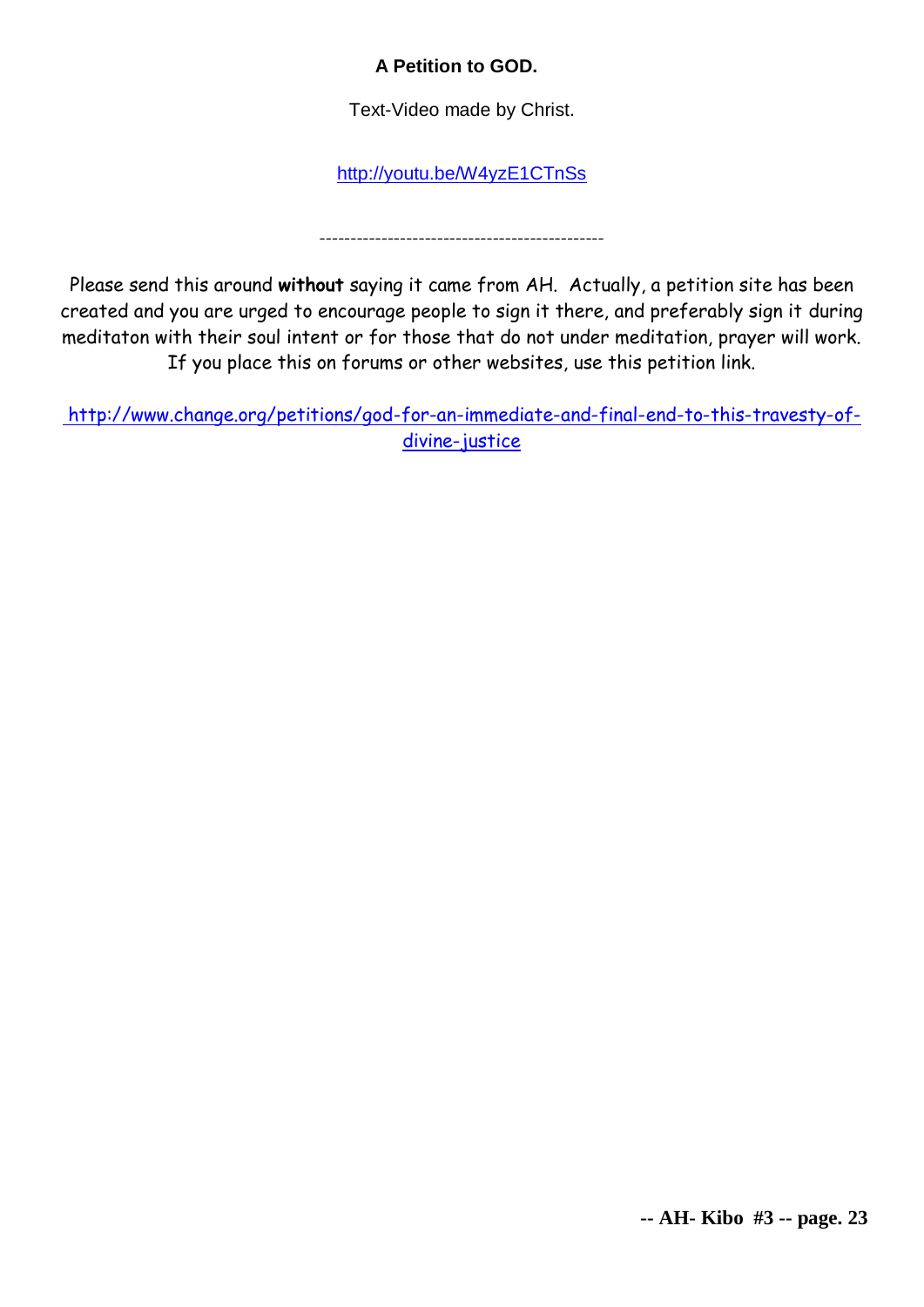**A Petition to GOD.**

Text-Video made by Christ.

http://youtu.be/W4yzE1CTnSs

----------------------------------------------

Please send this around **without** saying it came from AH. Actually, a petition site has been created and you are urged to encourage people to sign it there, and preferably sign it during meditaton with their soul intent or for those that do not under meditation, prayer will work. If you place this on forums or other websites, use this petition link.

http://www.change.org/petitions/god-for-an-immediate-and-final-end-to-this-travesty-of-divine-justice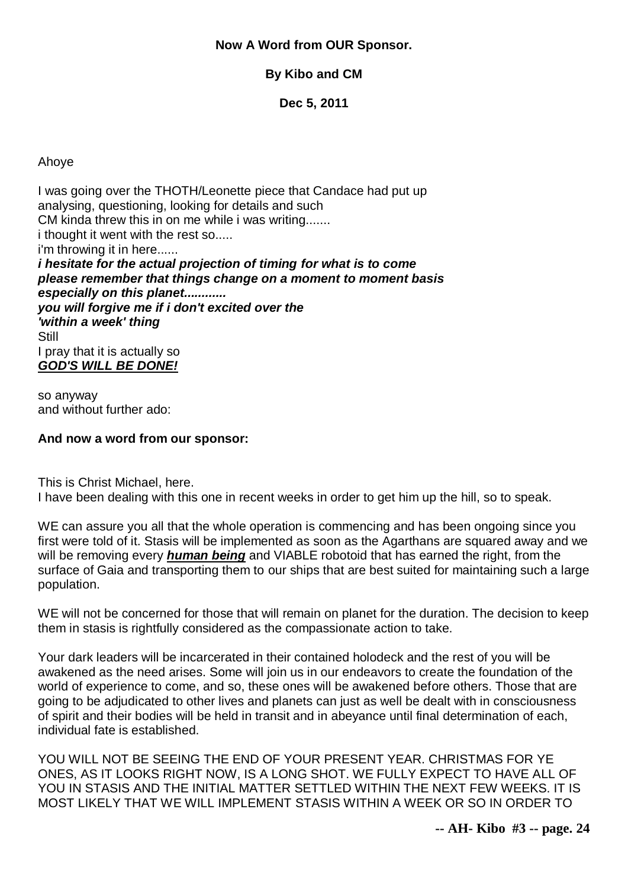**Now A Word from OUR Sponsor.**

**By Kibo and CM**

**Dec 5, 2011**

Ahoye

I was going over the THOTH/Leonette piece that Candace had put up
analysing, questioning, looking for details and such
CM kinda threw this in on me while i was writing.......
i thought it went with the rest so.....
i'm throwing it in here......
***i hesitate for the actual projection of timing for what is to come***
***please remember that things change on a moment to moment basis***
***especially on this planet............***
***you will forgive me if i don't excited over the***
***'within a week' thing***
Still
I pray that it is actually so
***GOD'S WILL BE DONE!***

so anyway
and without further ado:

**And now a word from our sponsor:**

This is Christ Michael, here.
I have been dealing with this one in recent weeks in order to get him up the hill, so to speak.

WE can assure you all that the whole operation is commencing and has been ongoing since you first were told of it. Stasis will be implemented as soon as the Agarthans are squared away and we will be removing every ***human being*** and VIABLE robotoid that has earned the right, from the surface of Gaia and transporting them to our ships that are best suited for maintaining such a large population.

WE will not be concerned for those that will remain on planet for the duration. The decision to keep them in stasis is rightfully considered as the compassionate action to take.

Your dark leaders will be incarcerated in their contained holodeck and the rest of you will be awakened as the need arises. Some will join us in our endeavors to create the foundation of the world of experience to come, and so, these ones will be awakened before others. Those that are going to be adjudicated to other lives and planets can just as well be dealt with in consciousness of spirit and their bodies will be held in transit and in abeyance until final determination of each, individual fate is established.

YOU WILL NOT BE SEEING THE END OF YOUR PRESENT YEAR. CHRISTMAS FOR YE ONES, AS IT LOOKS RIGHT NOW, IS A LONG SHOT. WE FULLY EXPECT TO HAVE ALL OF YOU IN STASIS AND THE INITIAL MATTER SETTLED WITHIN THE NEXT FEW WEEKS. IT IS MOST LIKELY THAT WE WILL IMPLEMENT STASIS WITHIN A WEEK OR SO IN ORDER TO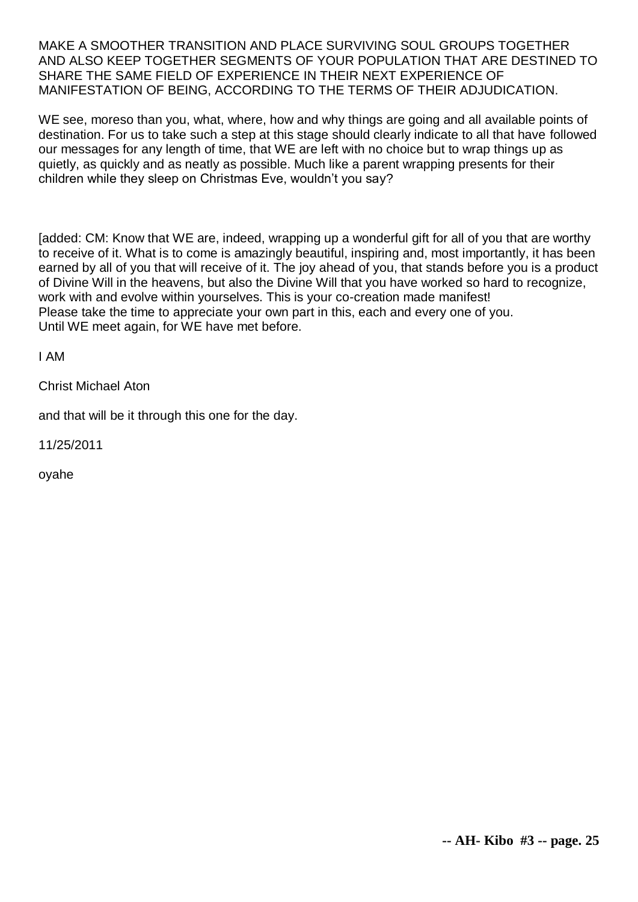MAKE A SMOOTHER TRANSITION AND PLACE SURVIVING SOUL GROUPS TOGETHER AND ALSO KEEP TOGETHER SEGMENTS OF YOUR POPULATION THAT ARE DESTINED TO SHARE THE SAME FIELD OF EXPERIENCE IN THEIR NEXT EXPERIENCE OF MANIFESTATION OF BEING, ACCORDING TO THE TERMS OF THEIR ADJUDICATION.

WE see, moreso than you, what, where, how and why things are going and all available points of destination. For us to take such a step at this stage should clearly indicate to all that have followed our messages for any length of time, that WE are left with no choice but to wrap things up as quietly, as quickly and as neatly as possible. Much like a parent wrapping presents for their children while they sleep on Christmas Eve, wouldn't you say?

[added: CM: Know that WE are, indeed, wrapping up a wonderful gift for all of you that are worthy to receive of it. What is to come is amazingly beautiful, inspiring and, most importantly, it has been earned by all of you that will receive of it. The joy ahead of you, that stands before you is a product of Divine Will in the heavens, but also the Divine Will that you have worked so hard to recognize, work with and evolve within yourselves. This is your co-creation made manifest!
Please take the time to appreciate your own part in this, each and every one of you.
Until WE meet again, for WE have met before.

I AM

Christ Michael Aton

and that will be it through this one for the day.

11/25/2011

oyahe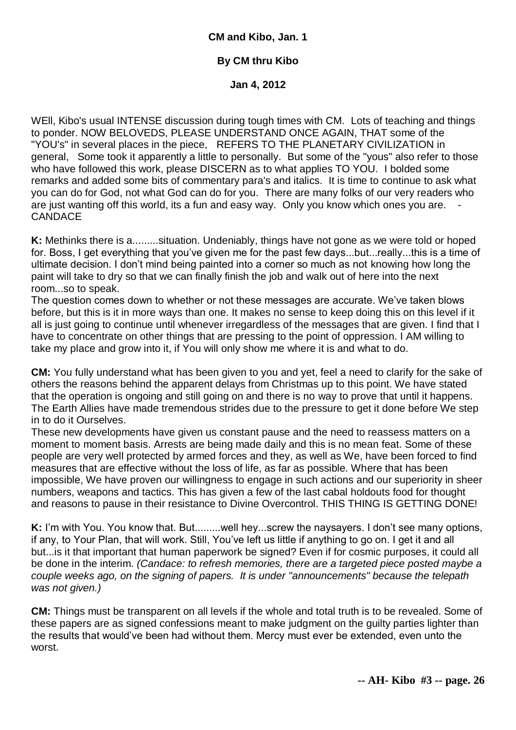**CM and Kibo, Jan. 1**

**By CM thru Kibo**

**Jan 4, 2012**

WEll, Kibo's usual INTENSE discussion during tough times with CM. Lots of teaching and things to ponder. NOW BELOVEDS, PLEASE UNDERSTAND ONCE AGAIN, THAT some of the "YOU's" in several places in the piece, REFERS TO THE PLANETARY CIVILIZATION in general, Some took it apparently a little to personally. But some of the "yous" also refer to those who have followed this work, please DISCERN as to what applies TO YOU. I bolded some remarks and added some bits of commentary para's and italics. It is time to continue to ask what you can do for God, not what God can do for you. There are many folks of our very readers who are just wanting off this world, its a fun and easy way. Only you know which ones you are. - CANDACE

**K:** Methinks there is a.........situation. Undeniably, things have not gone as we were told or hoped for. Boss, I get everything that you've given me for the past few days...but...really...this is a time of ultimate decision. I don't mind being painted into a corner so much as not knowing how long the paint will take to dry so that we can finally finish the job and walk out of here into the next room...so to speak.

The question comes down to whether or not these messages are accurate. We've taken blows before, but this is it in more ways than one. It makes no sense to keep doing this on this level if it all is just going to continue until whenever irregardless of the messages that are given. I find that I have to concentrate on other things that are pressing to the point of oppression. I AM willing to take my place and grow into it, if You will only show me where it is and what to do.

**CM:** You fully understand what has been given to you and yet, feel a need to clarify for the sake of others the reasons behind the apparent delays from Christmas up to this point. We have stated that the operation is ongoing and still going on and there is no way to prove that until it happens. The Earth Allies have made tremendous strides due to the pressure to get it done before We step in to do it Ourselves.

These new developments have given us constant pause and the need to reassess matters on a moment to moment basis. Arrests are being made daily and this is no mean feat. Some of these people are very well protected by armed forces and they, as well as We, have been forced to find measures that are effective without the loss of life, as far as possible. Where that has been impossible, We have proven our willingness to engage in such actions and our superiority in sheer numbers, weapons and tactics. This has given a few of the last cabal holdouts food for thought and reasons to pause in their resistance to Divine Overcontrol. THIS THING IS GETTING DONE!

**K:** I'm with You. You know that. But.........well hey...screw the naysayers. I don't see many options, if any, to Your Plan, that will work. Still, You've left us little if anything to go on. I get it and all but...is it that important that human paperwork be signed? Even if for cosmic purposes, it could all be done in the interim. *(Candace: to refresh memories, there are a targeted piece posted maybe a couple weeks ago, on the signing of papers. It is under "announcements" because the telepath was not given.)*

**CM:** Things must be transparent on all levels if the whole and total truth is to be revealed. Some of these papers are as signed confessions meant to make judgment on the guilty parties lighter than the results that would've been had without them. Mercy must ever be extended, even unto the worst.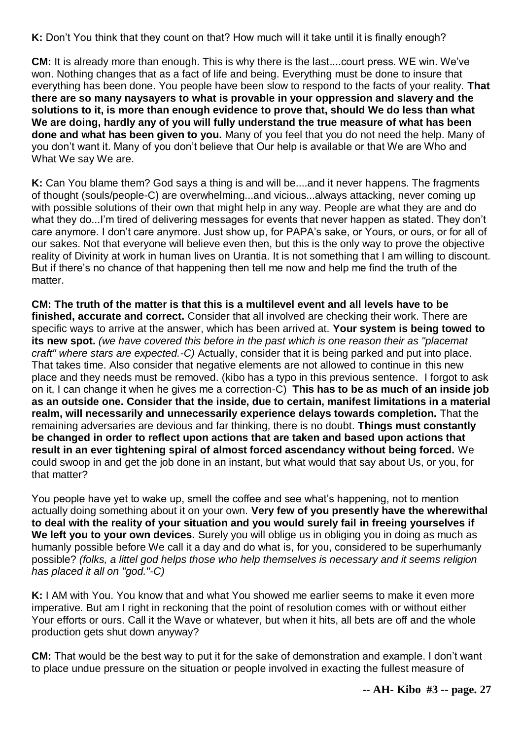**K:** Don't You think that they count on that? How much will it take until it is finally enough?

**CM:** It is already more than enough. This is why there is the last....court press. WE win. We've won. Nothing changes that as a fact of life and being. Everything must be done to insure that everything has been done. You people have been slow to respond to the facts of your reality. **That there are so many naysayers to what is provable in your oppression and slavery and the solutions to it, is more than enough evidence to prove that, should We do less than what We are doing, hardly any of you will fully understand the true measure of what has been done and what has been given to you.** Many of you feel that you do not need the help. Many of you don't want it. Many of you don't believe that Our help is available or that We are Who and What We say We are.

**K:** Can You blame them? God says a thing is and will be....and it never happens. The fragments of thought (souls/people-C) are overwhelming...and vicious...always attacking, never coming up with possible solutions of their own that might help in any way. People are what they are and do what they do...I'm tired of delivering messages for events that never happen as stated. They don't care anymore. I don't care anymore. Just show up, for PAPA's sake, or Yours, or ours, or for all of our sakes. Not that everyone will believe even then, but this is the only way to prove the objective reality of Divinity at work in human lives on Urantia. It is not something that I am willing to discount. But if there's no chance of that happening then tell me now and help me find the truth of the matter.

**CM: The truth of the matter is that this is a multilevel event and all levels have to be finished, accurate and correct.** Consider that all involved are checking their work. There are specific ways to arrive at the answer, which has been arrived at. **Your system is being towed to its new spot.** *(we have covered this before in the past which is one reason their as "placemat craft" where stars are expected.-C)* Actually, consider that it is being parked and put into place. That takes time. Also consider that negative elements are not allowed to continue in this new place and they needs must be removed. (kibo has a typo in this previous sentence. I forgot to ask on it, I can change it when he gives me a correction-C) **This has to be as much of an inside job as an outside one. Consider that the inside, due to certain, manifest limitations in a material realm, will necessarily and unnecessarily experience delays towards completion.** That the remaining adversaries are devious and far thinking, there is no doubt. **Things must constantly be changed in order to reflect upon actions that are taken and based upon actions that result in an ever tightening spiral of almost forced ascendancy without being forced.** We could swoop in and get the job done in an instant, but what would that say about Us, or you, for that matter?

You people have yet to wake up, smell the coffee and see what's happening, not to mention actually doing something about it on your own. **Very few of you presently have the wherewithal to deal with the reality of your situation and you would surely fail in freeing yourselves if We left you to your own devices.** Surely you will oblige us in obliging you in doing as much as humanly possible before We call it a day and do what is, for you, considered to be superhumanly possible? *(folks, a littel god helps those who help themselves is necessary and it seems religion has placed it all on "god."-C)*

**K:** I AM with You. You know that and what You showed me earlier seems to make it even more imperative. But am I right in reckoning that the point of resolution comes with or without either Your efforts or ours. Call it the Wave or whatever, but when it hits, all bets are off and the whole production gets shut down anyway?

**CM:** That would be the best way to put it for the sake of demonstration and example. I don't want to place undue pressure on the situation or people involved in exacting the fullest measure of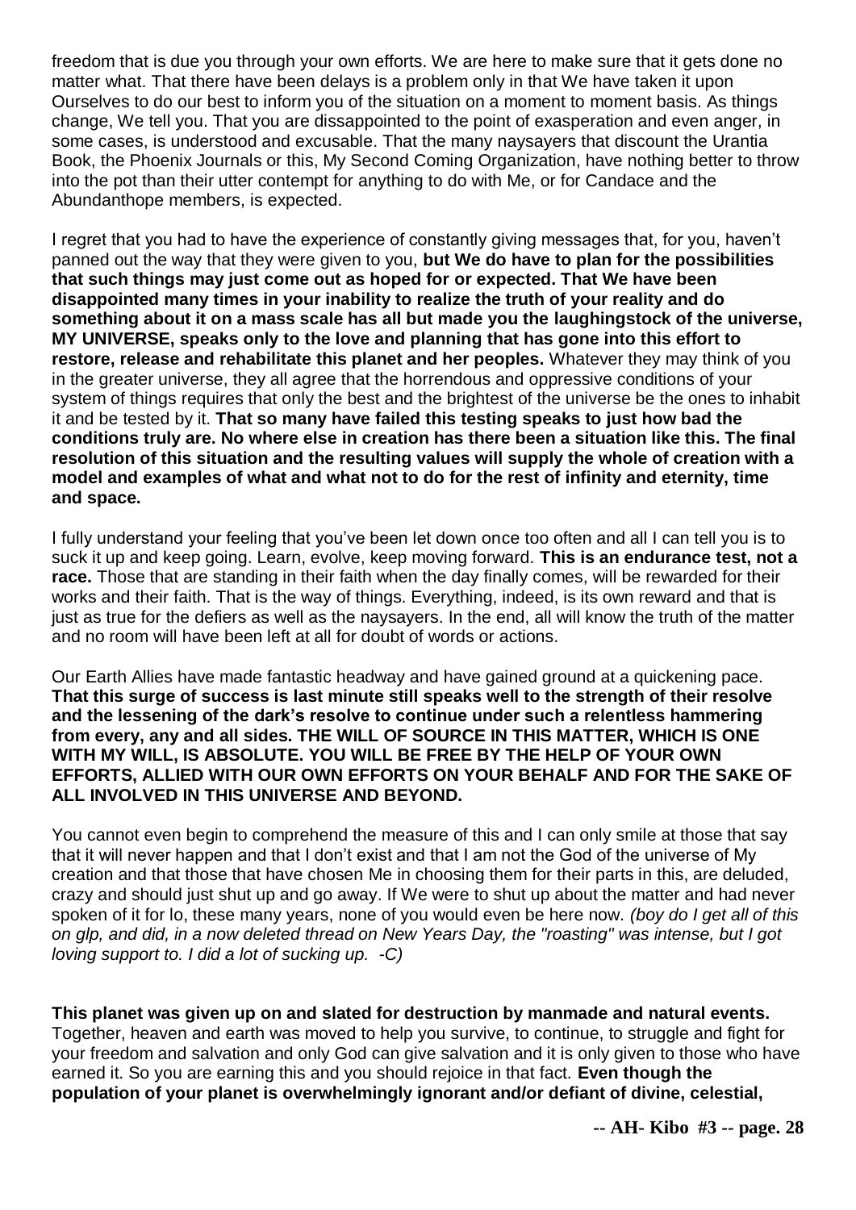freedom that is due you through your own efforts. We are here to make sure that it gets done no matter what. That there have been delays is a problem only in that We have taken it upon Ourselves to do our best to inform you of the situation on a moment to moment basis. As things change, We tell you. That you are dissappointed to the point of exasperation and even anger, in some cases, is understood and excusable. That the many naysayers that discount the Urantia Book, the Phoenix Journals or this, My Second Coming Organization, have nothing better to throw into the pot than their utter contempt for anything to do with Me, or for Candace and the Abundanthope members, is expected.

I regret that you had to have the experience of constantly giving messages that, for you, haven't panned out the way that they were given to you, **but We do have to plan for the possibilities that such things may just come out as hoped for or expected. That We have been disappointed many times in your inability to realize the truth of your reality and do something about it on a mass scale has all but made you the laughingstock of the universe, MY UNIVERSE, speaks only to the love and planning that has gone into this effort to restore, release and rehabilitate this planet and her peoples.** Whatever they may think of you in the greater universe, they all agree that the horrendous and oppressive conditions of your system of things requires that only the best and the brightest of the universe be the ones to inhabit it and be tested by it. **That so many have failed this testing speaks to just how bad the conditions truly are. No where else in creation has there been a situation like this. The final resolution of this situation and the resulting values will supply the whole of creation with a model and examples of what and what not to do for the rest of infinity and eternity, time and space.**

I fully understand your feeling that you've been let down once too often and all I can tell you is to suck it up and keep going. Learn, evolve, keep moving forward. **This is an endurance test, not a race.** Those that are standing in their faith when the day finally comes, will be rewarded for their works and their faith. That is the way of things. Everything, indeed, is its own reward and that is just as true for the defiers as well as the naysayers. In the end, all will know the truth of the matter and no room will have been left at all for doubt of words or actions.

Our Earth Allies have made fantastic headway and have gained ground at a quickening pace. **That this surge of success is last minute still speaks well to the strength of their resolve and the lessening of the dark's resolve to continue under such a relentless hammering from every, any and all sides. THE WILL OF SOURCE IN THIS MATTER, WHICH IS ONE WITH MY WILL, IS ABSOLUTE. YOU WILL BE FREE BY THE HELP OF YOUR OWN EFFORTS, ALLIED WITH OUR OWN EFFORTS ON YOUR BEHALF AND FOR THE SAKE OF ALL INVOLVED IN THIS UNIVERSE AND BEYOND.**

You cannot even begin to comprehend the measure of this and I can only smile at those that say that it will never happen and that I don't exist and that I am not the God of the universe of My creation and that those that have chosen Me in choosing them for their parts in this, are deluded, crazy and should just shut up and go away. If We were to shut up about the matter and had never spoken of it for lo, these many years, none of you would even be here now. *(boy do I get all of this on glp, and did, in a now deleted thread on New Years Day, the "roasting" was intense, but I got loving support to. I did a lot of sucking up. -C)*

**This planet was given up on and slated for destruction by manmade and natural events.** Together, heaven and earth was moved to help you survive, to continue, to struggle and fight for your freedom and salvation and only God can give salvation and it is only given to those who have earned it. So you are earning this and you should rejoice in that fact. **Even though the population of your planet is overwhelmingly ignorant and/or defiant of divine, celestial,**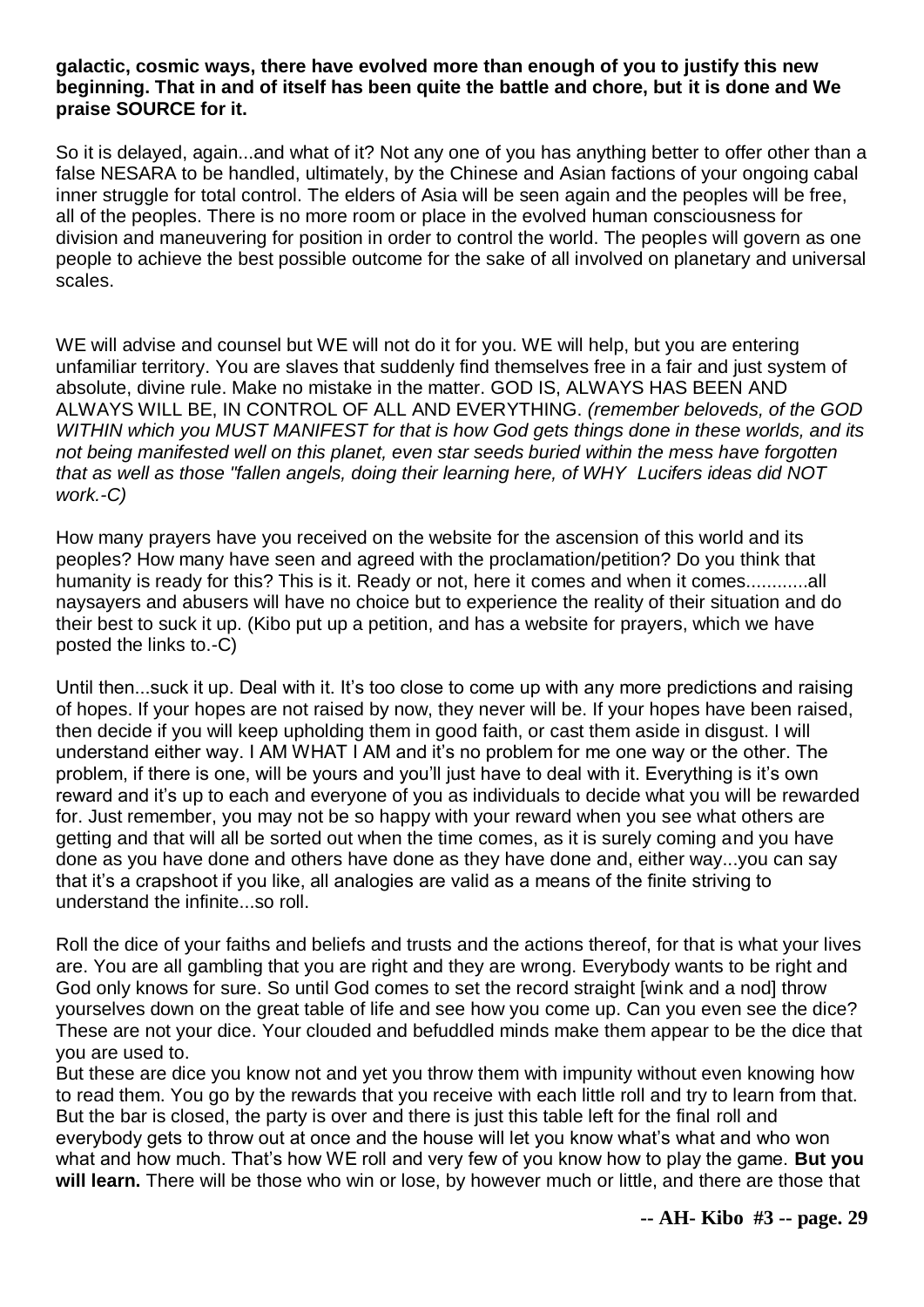**galactic, cosmic ways, there have evolved more than enough of you to justify this new beginning. That in and of itself has been quite the battle and chore, but it is done and We praise SOURCE for it.**

So it is delayed, again...and what of it? Not any one of you has anything better to offer other than a false NESARA to be handled, ultimately, by the Chinese and Asian factions of your ongoing cabal inner struggle for total control. The elders of Asia will be seen again and the peoples will be free, all of the peoples. There is no more room or place in the evolved human consciousness for division and maneuvering for position in order to control the world. The peoples will govern as one people to achieve the best possible outcome for the sake of all involved on planetary and universal scales.

WE will advise and counsel but WE will not do it for you. WE will help, but you are entering unfamiliar territory. You are slaves that suddenly find themselves free in a fair and just system of absolute, divine rule. Make no mistake in the matter. GOD IS, ALWAYS HAS BEEN AND ALWAYS WILL BE, IN CONTROL OF ALL AND EVERYTHING. *(remember beloveds, of the GOD WITHIN which you MUST MANIFEST for that is how God gets things done in these worlds, and its not being manifested well on this planet, even star seeds buried within the mess have forgotten that as well as those "fallen angels, doing their learning here, of WHY Lucifers ideas did NOT work.-C)*

How many prayers have you received on the website for the ascension of this world and its peoples? How many have seen and agreed with the proclamation/petition? Do you think that humanity is ready for this? This is it. Ready or not, here it comes and when it comes............all naysayers and abusers will have no choice but to experience the reality of their situation and do their best to suck it up. (Kibo put up a petition, and has a website for prayers, which we have posted the links to.-C)

Until then...suck it up. Deal with it. It's too close to come up with any more predictions and raising of hopes. If your hopes are not raised by now, they never will be. If your hopes have been raised, then decide if you will keep upholding them in good faith, or cast them aside in disgust. I will understand either way. I AM WHAT I AM and it's no problem for me one way or the other. The problem, if there is one, will be yours and you'll just have to deal with it. Everything is it's own reward and it's up to each and everyone of you as individuals to decide what you will be rewarded for. Just remember, you may not be so happy with your reward when you see what others are getting and that will all be sorted out when the time comes, as it is surely coming and you have done as you have done and others have done as they have done and, either way...you can say that it's a crapshoot if you like, all analogies are valid as a means of the finite striving to understand the infinite...so roll.

Roll the dice of your faiths and beliefs and trusts and the actions thereof, for that is what your lives are. You are all gambling that you are right and they are wrong. Everybody wants to be right and God only knows for sure. So until God comes to set the record straight [wink and a nod] throw yourselves down on the great table of life and see how you come up. Can you even see the dice? These are not your dice. Your clouded and befuddled minds make them appear to be the dice that you are used to.
But these are dice you know not and yet you throw them with impunity without even knowing how to read them. You go by the rewards that you receive with each little roll and try to learn from that. But the bar is closed, the party is over and there is just this table left for the final roll and everybody gets to throw out at once and the house will let you know what's what and who won what and how much. That's how WE roll and very few of you know how to play the game. **But you will learn.** There will be those who win or lose, by however much or little, and there are those that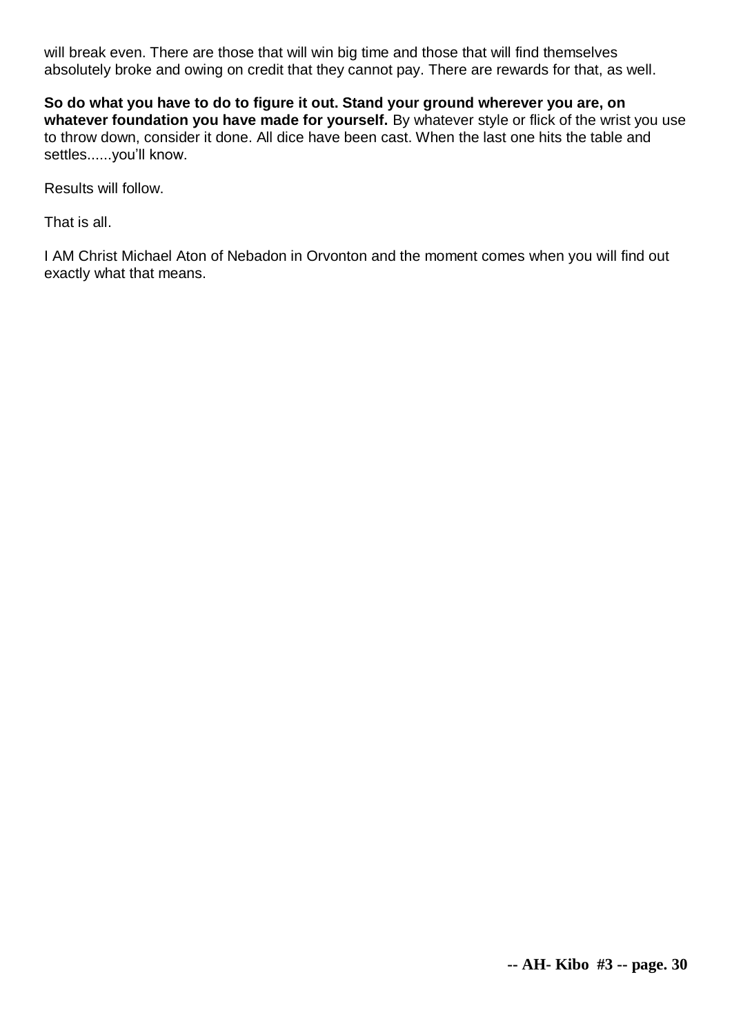will break even. There are those that will win big time and those that will find themselves absolutely broke and owing on credit that they cannot pay. There are rewards for that, as well.

**So do what you have to do to figure it out. Stand your ground wherever you are, on whatever foundation you have made for yourself.** By whatever style or flick of the wrist you use to throw down, consider it done. All dice have been cast. When the last one hits the table and settles......you'll know.

Results will follow.

That is all.

I AM Christ Michael Aton of Nebadon in Orvonton and the moment comes when you will find out exactly what that means.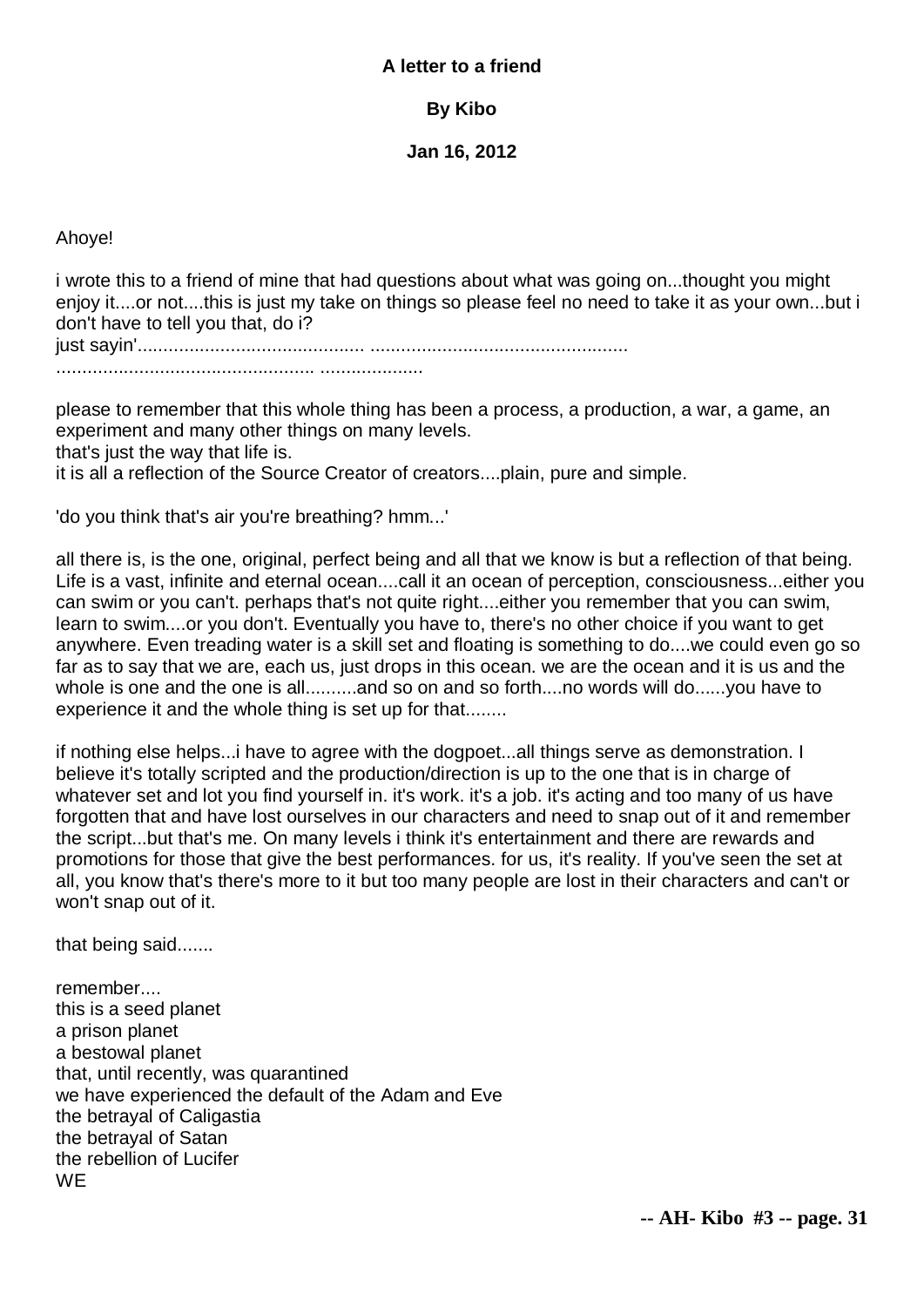**A letter to a friend**

**By Kibo**

**Jan 16, 2012**

Ahoye!

i wrote this to a friend of mine that had questions about what was going on...thought you might enjoy it....or not....this is just my take on things so please feel no need to take it as your own...but i don't have to tell you that, do i?
just sayin'........................................... .................................................
................................................. ...................

please to remember that this whole thing has been a process, a production, a war, a game, an experiment and many other things on many levels.
that's just the way that life is.
it is all a reflection of the Source Creator of creators....plain, pure and simple.

'do you think that's air you're breathing? hmm...'

all there is, is the one, original, perfect being and all that we know is but a reflection of that being. Life is a vast, infinite and eternal ocean....call it an ocean of perception, consciousness...either you can swim or you can't. perhaps that's not quite right....either you remember that you can swim, learn to swim....or you don't. Eventually you have to, there's no other choice if you want to get anywhere. Even treading water is a skill set and floating is something to do....we could even go so far as to say that we are, each us, just drops in this ocean. we are the ocean and it is us and the whole is one and the one is all..........and so on and so forth....no words will do......you have to experience it and the whole thing is set up for that........

if nothing else helps...i have to agree with the dogpoet...all things serve as demonstration. I believe it's totally scripted and the production/direction is up to the one that is in charge of whatever set and lot you find yourself in. it's work. it's a job. it's acting and too many of us have forgotten that and have lost ourselves in our characters and need to snap out of it and remember the script...but that's me. On many levels i think it's entertainment and there are rewards and promotions for those that give the best performances. for us, it's reality. If you've seen the set at all, you know that's there's more to it but too many people are lost in their characters and can't or won't snap out of it.

that being said.......

remember....
this is a seed planet
a prison planet
a bestowal planet
that, until recently, was quarantined
we have experienced the default of the Adam and Eve
the betrayal of Caligastia
the betrayal of Satan
the rebellion of Lucifer
WE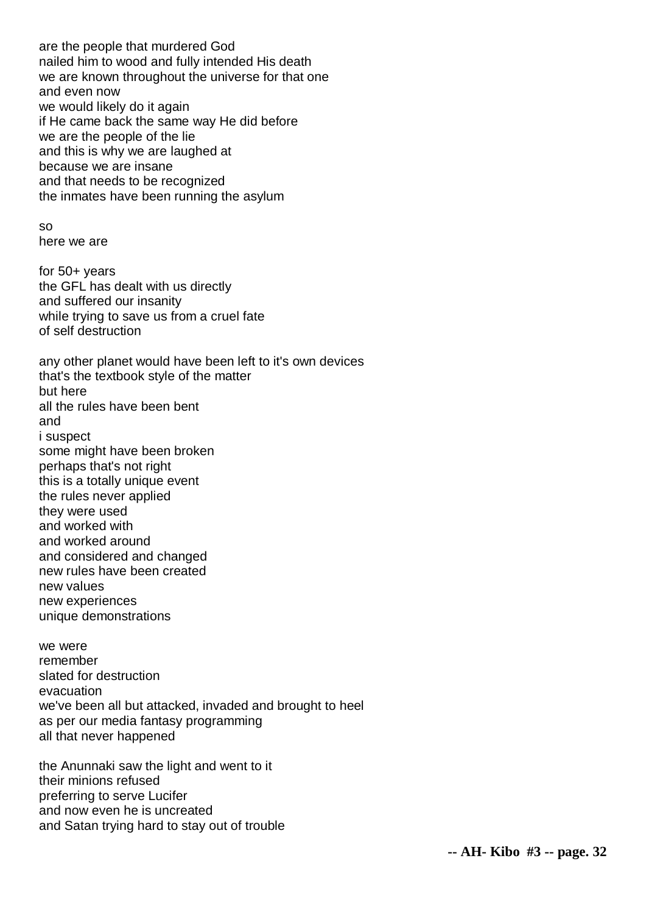are the people that murdered God
nailed him to wood and fully intended His death
we are known throughout the universe for that one
and even now
we would likely do it again
if He came back the same way He did before
we are the people of the lie
and this is why we are laughed at
because we are insane
and that needs to be recognized
the inmates have been running the asylum

so
here we are

for 50+ years
the GFL has dealt with us directly
and suffered our insanity
while trying to save us from a cruel fate
of self destruction

any other planet would have been left to it's own devices
that's the textbook style of the matter
but here
all the rules have been bent
and
i suspect
some might have been broken
perhaps that's not right
this is a totally unique event
the rules never applied
they were used
and worked with
and worked around
and considered and changed
new rules have been created
new values
new experiences
unique demonstrations

we were
remember
slated for destruction
evacuation
we've been all but attacked, invaded and brought to heel
as per our media fantasy programming
all that never happened

the Anunnaki saw the light and went to it
their minions refused
preferring to serve Lucifer
and now even he is uncreated
and Satan trying hard to stay out of trouble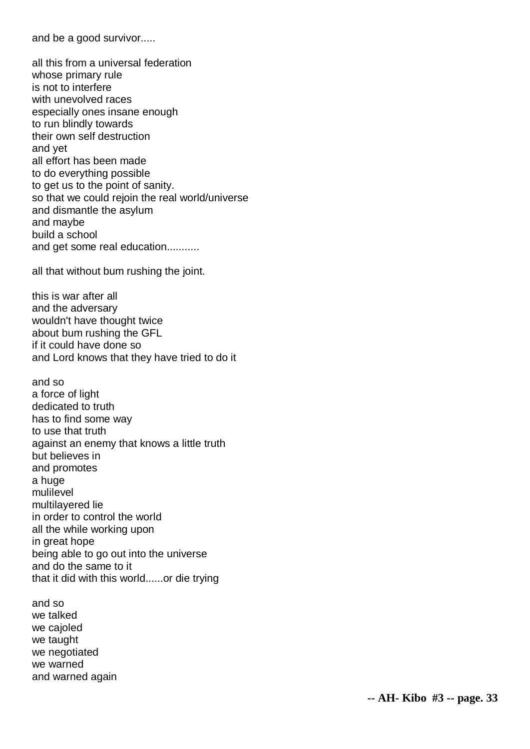and be a good survivor.....

all this from a universal federation
whose primary rule
is not to interfere
with unevolved races
especially ones insane enough
to run blindly towards
their own self destruction
and yet
all effort has been made
to do everything possible
to get us to the point of sanity.
so that we could rejoin the real world/universe
and dismantle the asylum
and maybe
build a school
and get some real education...........

all that without bum rushing the joint.

this is war after all
and the adversary
wouldn't have thought twice
about bum rushing the GFL
if it could have done so
and Lord knows that they have tried to do it

and so
a force of light
dedicated to truth
has to find some way
to use that truth
against an enemy that knows a little truth
but believes in
and promotes
a huge
mulilevel
multilayered lie
in order to control the world
all the while working upon
in great hope
being able to go out into the universe
and do the same to it
that it did with this world......or die trying

and so
we talked
we cajoled
we taught
we negotiated
we warned
and warned again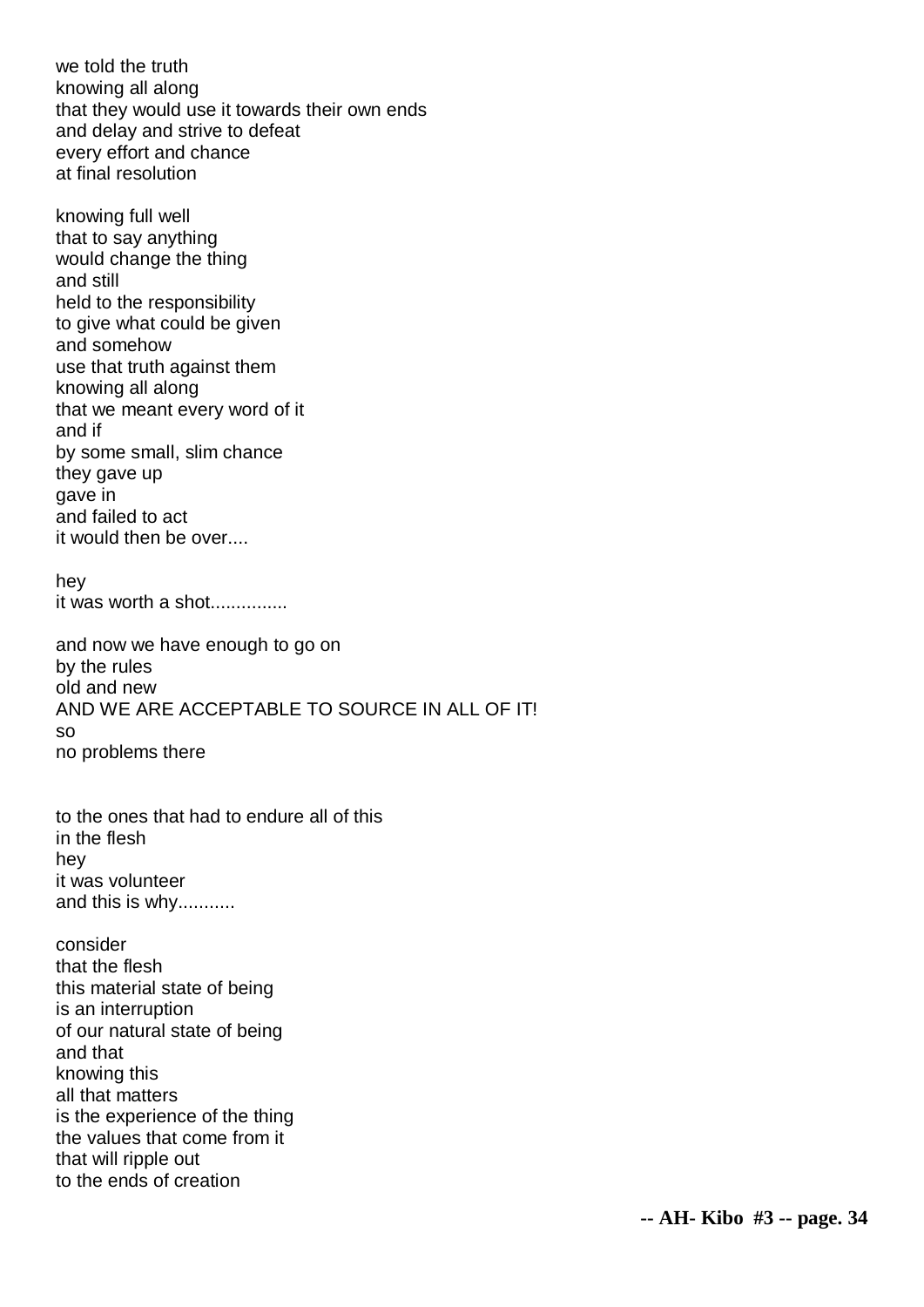we told the truth  
knowing all along  
that they would use it towards their own ends  
and delay and strive to defeat  
every effort and chance  
at final resolution

knowing full well  
that to say anything  
would change the thing  
and still  
held to the responsibility  
to give what could be given  
and somehow  
use that truth against them  
knowing all along  
that we meant every word of it  
and if  
by some small, slim chance  
they gave up  
gave in  
and failed to act  
it would then be over....

hey  
it was worth a shot...............

and now we have enough to go on  
by the rules  
old and new  
AND WE ARE ACCEPTABLE TO SOURCE IN ALL OF IT!  
so  
no problems there

to the ones that had to endure all of this  
in the flesh  
hey  
it was volunteer  
and this is why...........

consider  
that the flesh  
this material state of being  
is an interruption  
of our natural state of being  
and that  
knowing this  
all that matters  
is the experience of the thing  
the values that come from it  
that will ripple out  
to the ends of creation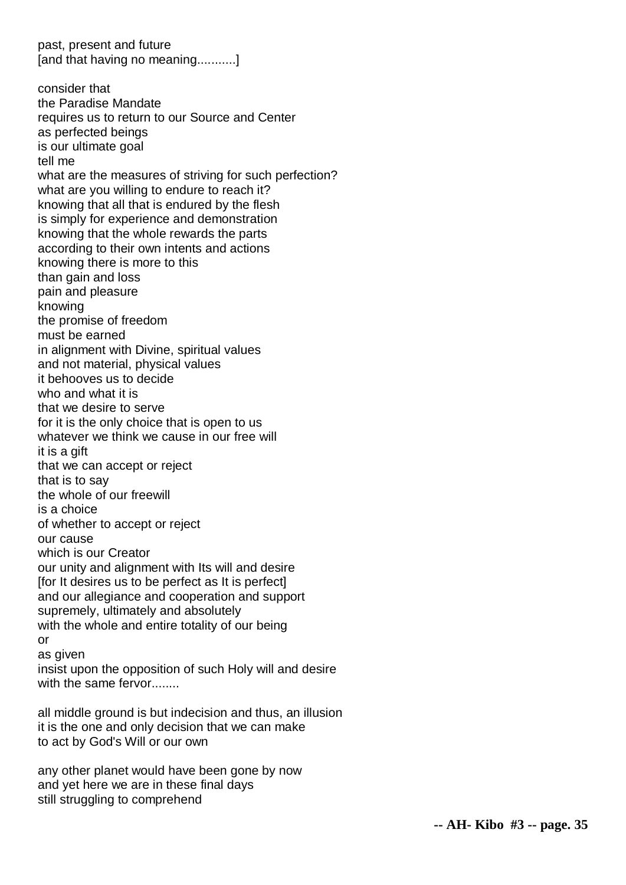past, present and future
[and that having no meaning...........]

consider that
the Paradise Mandate
requires us to return to our Source and Center
as perfected beings
is our ultimate goal
tell me
what are the measures of striving for such perfection?
what are you willing to endure to reach it?
knowing that all that is endured by the flesh
is simply for experience and demonstration
knowing that the whole rewards the parts
according to their own intents and actions
knowing there is more to this
than gain and loss
pain and pleasure
knowing
the promise of freedom
must be earned
in alignment with Divine, spiritual values
and not material, physical values
it behooves us to decide
who and what it is
that we desire to serve
for it is the only choice that is open to us
whatever we think we cause in our free will
it is a gift
that we can accept or reject
that is to say
the whole of our freewill
is a choice
of whether to accept or reject
our cause
which is our Creator
our unity and alignment with Its will and desire
[for It desires us to be perfect as It is perfect]
and our allegiance and cooperation and support
supremely, ultimately and absolutely
with the whole and entire totality of our being
or
as given
insist upon the opposition of such Holy will and desire
with the same fervor........

all middle ground is but indecision and thus, an illusion
it is the one and only decision that we can make
to act by God's Will or our own

any other planet would have been gone by now
and yet here we are in these final days
still struggling to comprehend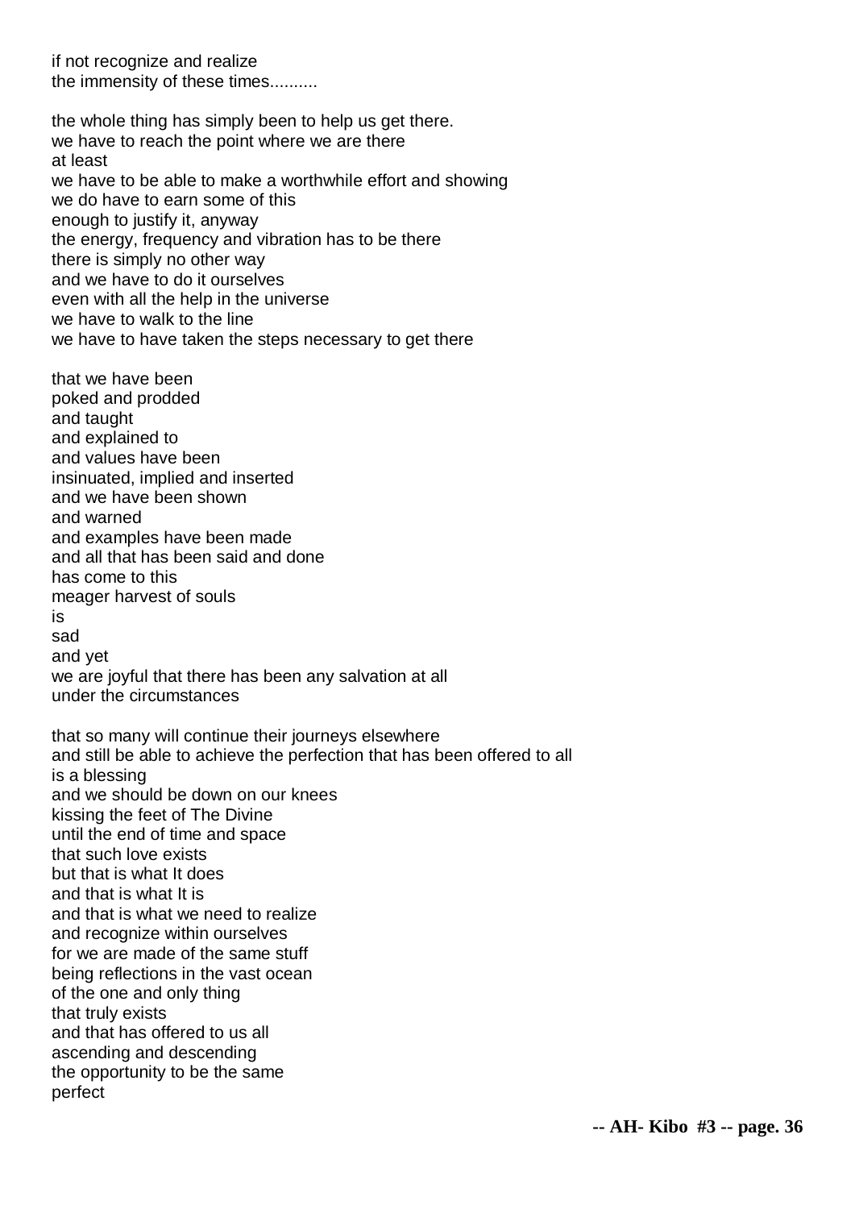if not recognize and realize
the immensity of these times..........

the whole thing has simply been to help us get there.
we have to reach the point where we are there
at least
we have to be able to make a worthwhile effort and showing
we do have to earn some of this
enough to justify it, anyway
the energy, frequency and vibration has to be there
there is simply no other way
and we have to do it ourselves
even with all the help in the universe
we have to walk to the line
we have to have taken the steps necessary to get there

that we have been
poked and prodded
and taught
and explained to
and values have been
insinuated, implied and inserted
and we have been shown
and warned
and examples have been made
and all that has been said and done
has come to this
meager harvest of souls
is
sad
and yet
we are joyful that there has been any salvation at all
under the circumstances

that so many will continue their journeys elsewhere
and still be able to achieve the perfection that has been offered to all
is a blessing
and we should be down on our knees
kissing the feet of The Divine
until the end of time and space
that such love exists
but that is what It does
and that is what It is
and that is what we need to realize
and recognize within ourselves
for we are made of the same stuff
being reflections in the vast ocean
of the one and only thing
that truly exists
and that has offered to us all
ascending and descending
the opportunity to be the same
perfect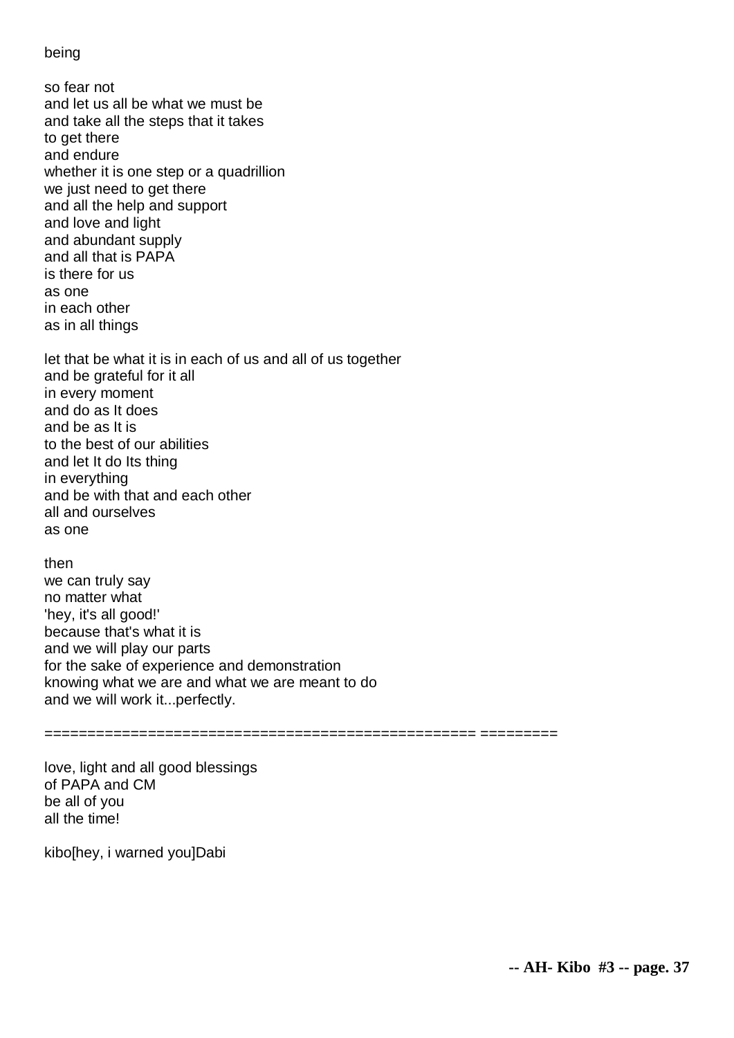being

so fear not  
and let us all be what we must be  
and take all the steps that it takes  
to get there  
and endure  
whether it is one step or a quadrillion  
we just need to get there  
and all the help and support  
and love and light  
and abundant supply  
and all that is PAPA  
is there for us  
as one  
in each other  
as in all things

let that be what it is in each of us and all of us together  
and be grateful for it all  
in every moment  
and do as It does  
and be as It is  
to the best of our abilities  
and let It do Its thing  
in everything  
and be with that and each other  
all and ourselves  
as one

then  
we can truly say  
no matter what  
'hey, it's all good!'  
because that's what it is  
and we will play our parts  
for the sake of experience and demonstration  
knowing what we are and what we are meant to do  
and we will work it...perfectly.

================================================= =========

love, light and all good blessings  
of PAPA and CM  
be all of you  
all the time!

kibo[hey, i warned you]Dabi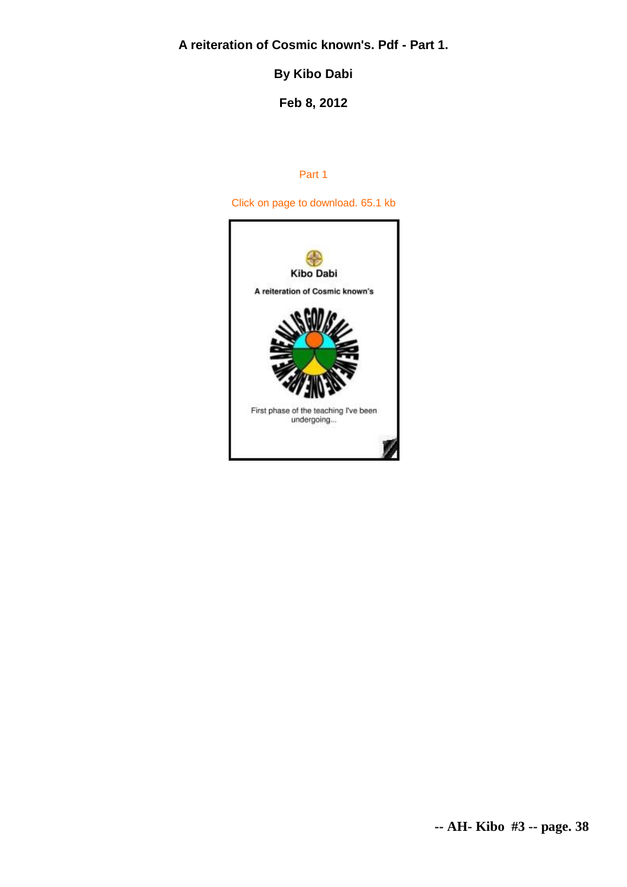**A reiteration of Cosmic known's. Pdf - Part 1.**

**By Kibo Dabi**

**Feb 8, 2012**

Part 1

Click on page to download. 65.1 kb

Kibo Dabi

A reiteration of Cosmic known's

First phase of the teaching I've been undergoing...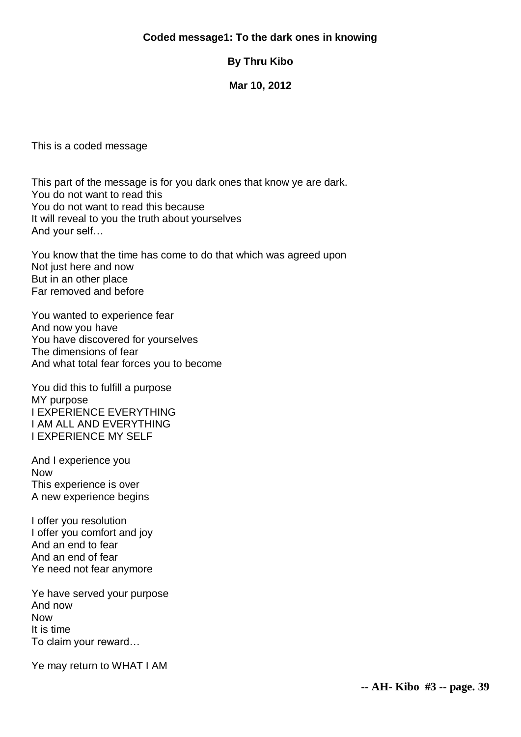**Coded message1: To the dark ones in knowing**

**By Thru Kibo**

**Mar 10, 2012**

This is a coded message

This part of the message is for you dark ones that know ye are dark.
You do not want to read this
You do not want to read this because
It will reveal to you the truth about yourselves
And your self…

You know that the time has come to do that which was agreed upon
Not just here and now
But in an other place
Far removed and before

You wanted to experience fear
And now you have
You have discovered for yourselves
The dimensions of fear
And what total fear forces you to become

You did this to fulfill a purpose
MY purpose
I EXPERIENCE EVERYTHING
I AM ALL AND EVERYTHING
I EXPERIENCE MY SELF

And I experience you
Now
This experience is over
A new experience begins

I offer you resolution
I offer you comfort and joy
And an end to fear
And an end of fear
Ye need not fear anymore

Ye have served your purpose
And now
Now
It is time
To claim your reward…

Ye may return to WHAT I AM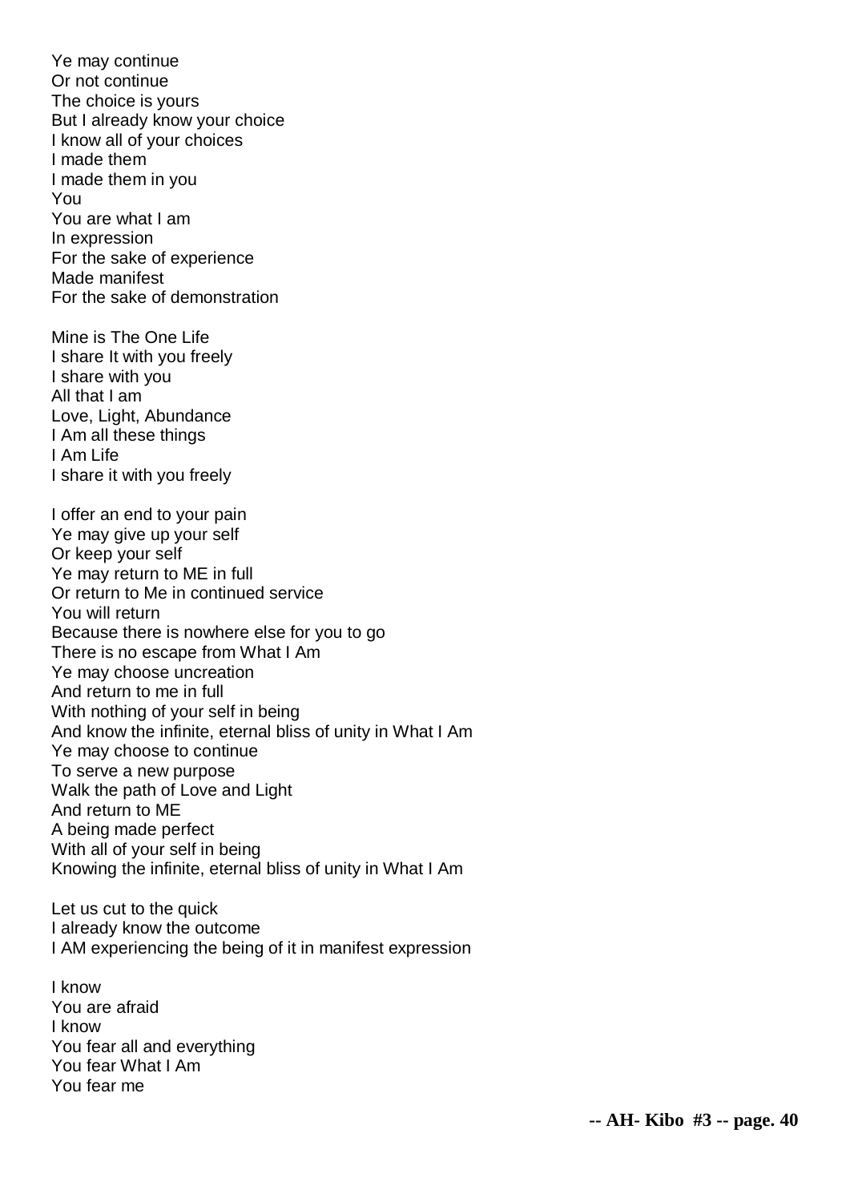Ye may continue
Or not continue
The choice is yours
But I already know your choice
I know all of your choices
I made them
I made them in you
You
You are what I am
In expression
For the sake of experience
Made manifest
For the sake of demonstration

Mine is The One Life
I share It with you freely
I share with you
All that I am
Love, Light, Abundance
I Am all these things
I Am Life
I share it with you freely

I offer an end to your pain
Ye may give up your self
Or keep your self
Ye may return to ME in full
Or return to Me in continued service
You will return
Because there is nowhere else for you to go
There is no escape from What I Am
Ye may choose uncreation
And return to me in full
With nothing of your self in being
And know the infinite, eternal bliss of unity in What I Am
Ye may choose to continue
To serve a new purpose
Walk the path of Love and Light
And return to ME
A being made perfect
With all of your self in being
Knowing the infinite, eternal bliss of unity in What I Am

Let us cut to the quick
I already know the outcome
I AM experiencing the being of it in manifest expression

I know
You are afraid
I know
You fear all and everything
You fear What I Am
You fear me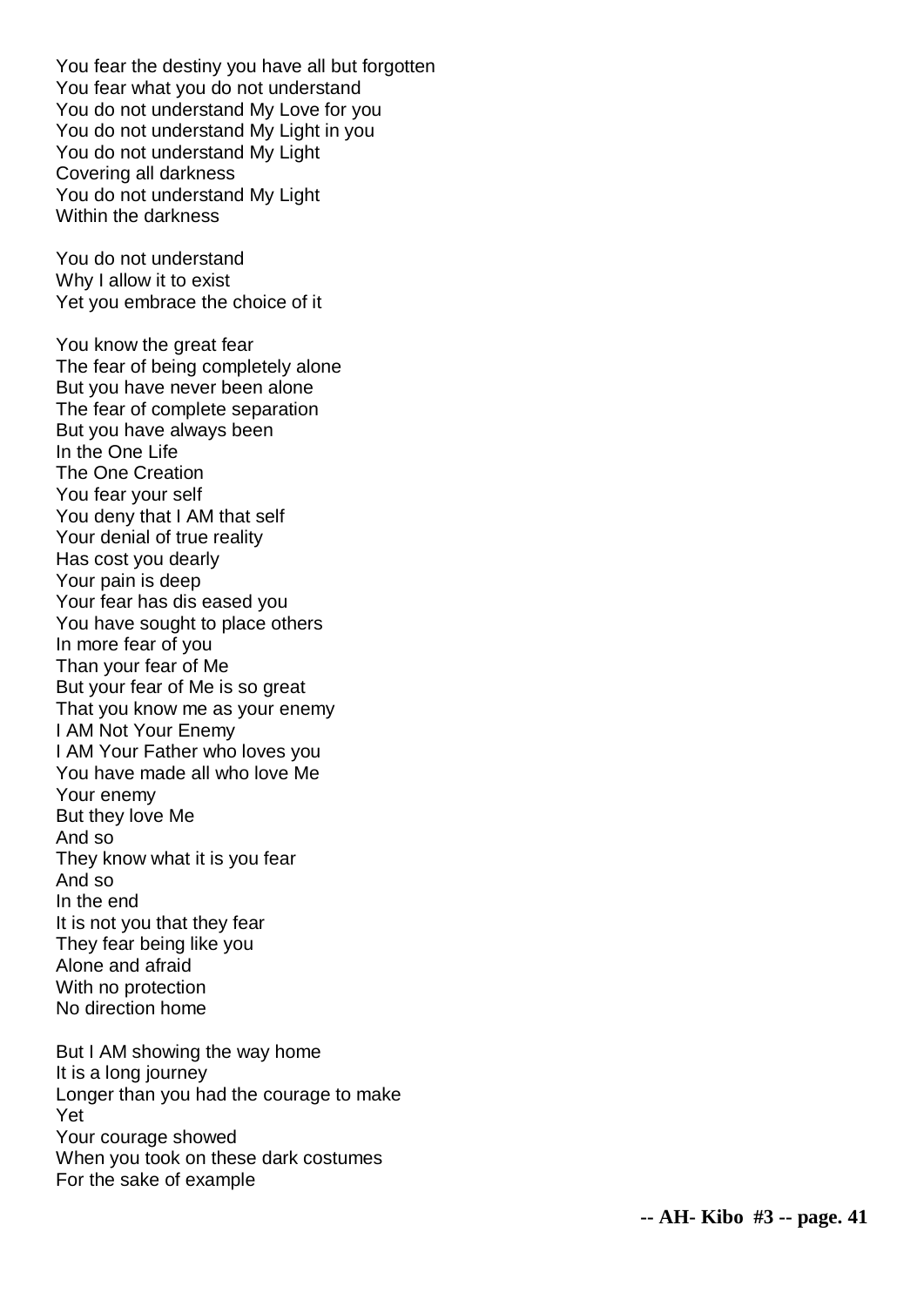You fear the destiny you have all but forgotten
You fear what you do not understand
You do not understand My Love for you
You do not understand My Light in you
You do not understand My Light
Covering all darkness
You do not understand My Light
Within the darkness

You do not understand
Why I allow it to exist
Yet you embrace the choice of it

You know the great fear
The fear of being completely alone
But you have never been alone
The fear of complete separation
But you have always been
In the One Life
The One Creation
You fear your self
You deny that I AM that self
Your denial of true reality
Has cost you dearly
Your pain is deep
Your fear has dis eased you
You have sought to place others
In more fear of you
Than your fear of Me
But your fear of Me is so great
That you know me as your enemy
I AM Not Your Enemy
I AM Your Father who loves you
You have made all who love Me
Your enemy
But they love Me
And so
They know what it is you fear
And so
In the end
It is not you that they fear
They fear being like you
Alone and afraid
With no protection
No direction home

But I AM showing the way home
It is a long journey
Longer than you had the courage to make
Yet
Your courage showed
When you took on these dark costumes
For the sake of example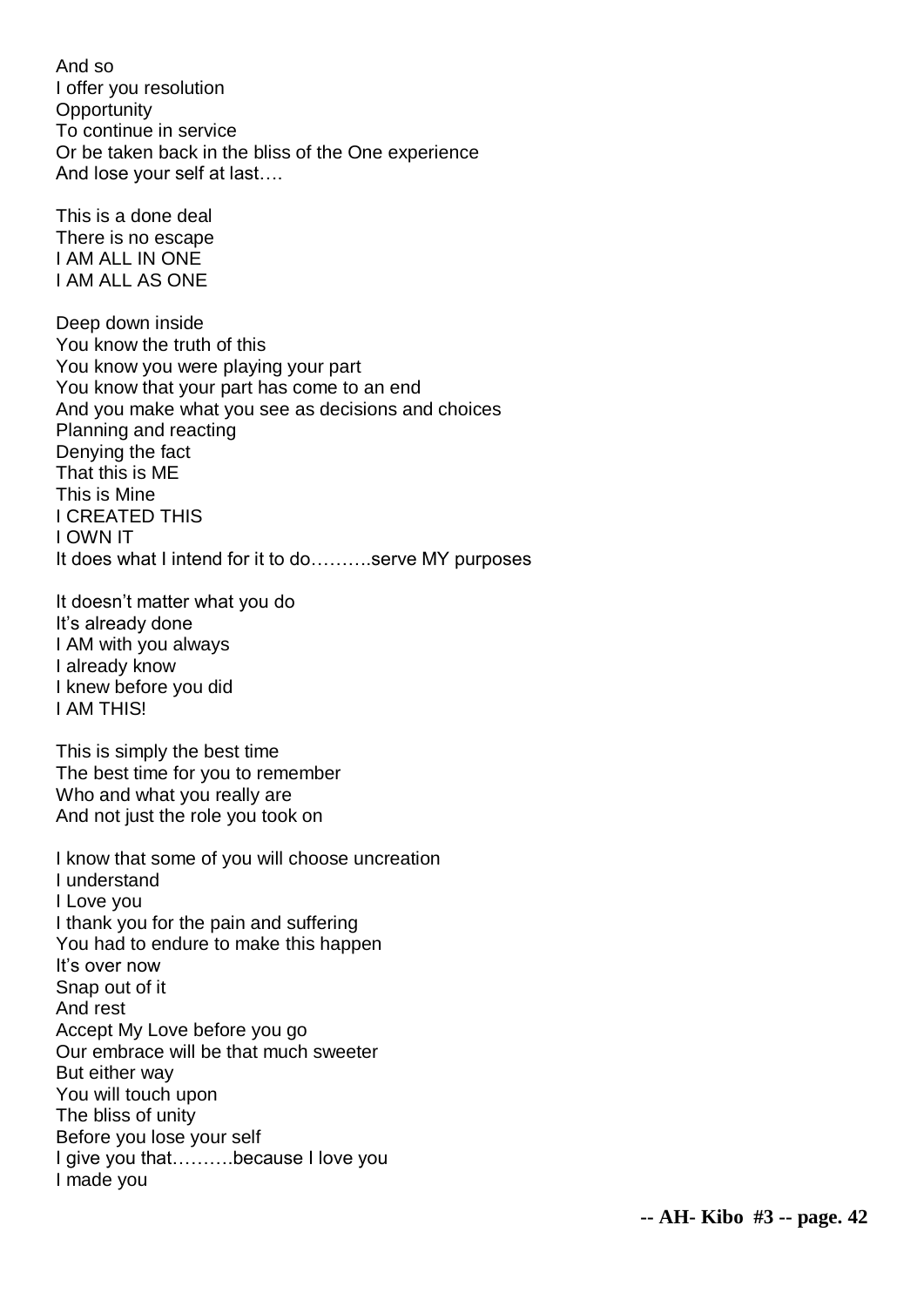And so
I offer you resolution
Opportunity
To continue in service
Or be taken back in the bliss of the One experience
And lose your self at last….

This is a done deal
There is no escape
I AM ALL IN ONE
I AM ALL AS ONE

Deep down inside
You know the truth of this
You know you were playing your part
You know that your part has come to an end
And you make what you see as decisions and choices
Planning and reacting
Denying the fact
That this is ME
This is Mine
I CREATED THIS
I OWN IT
It does what I intend for it to do……….serve MY purposes

It doesn't matter what you do
It's already done
I AM with you always
I already know
I knew before you did
I AM THIS!

This is simply the best time
The best time for you to remember
Who and what you really are
And not just the role you took on

I know that some of you will choose uncreation
I understand
I Love you
I thank you for the pain and suffering
You had to endure to make this happen
It's over now
Snap out of it
And rest
Accept My Love before you go
Our embrace will be that much sweeter
But either way
You will touch upon
The bliss of unity
Before you lose your self
I give you that……….because I love you
I made you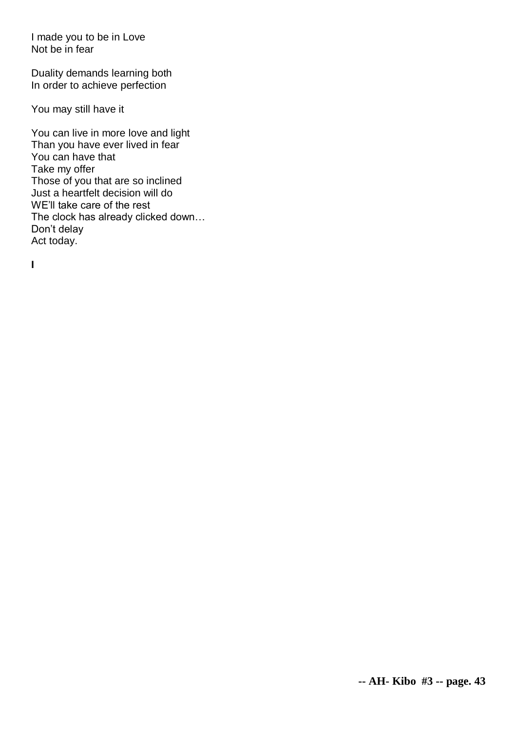I made you to be in Love
Not be in fear

Duality demands learning both
In order to achieve perfection

You may still have it

You can live in more love and light
Than you have ever lived in fear
You can have that
Take my offer
Those of you that are so inclined
Just a heartfelt decision will do
WE'll take care of the rest
The clock has already clicked down…
Don't delay
Act today.

**I**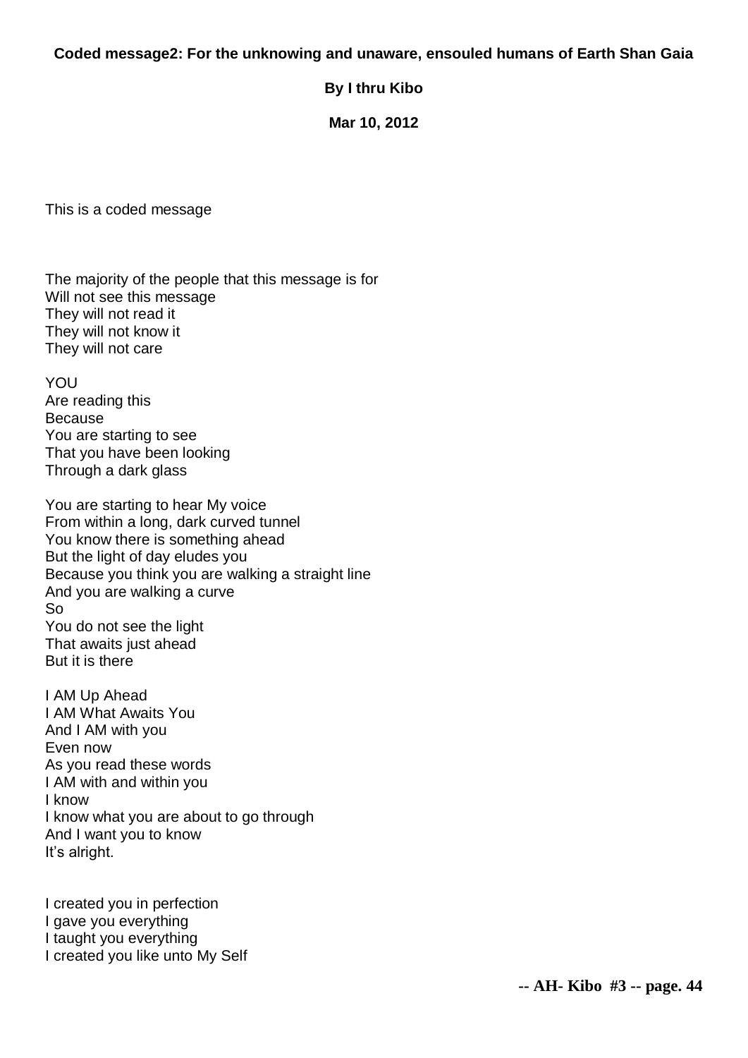**Coded message2: For the unknowing and unaware, ensouled humans of Earth Shan Gaia**

**By I thru Kibo**

**Mar 10, 2012**

This is a coded message

The majority of the people that this message is for  
Will not see this message  
They will not read it  
They will not know it  
They will not care

YOU  
Are reading this  
Because  
You are starting to see  
That you have been looking  
Through a dark glass

You are starting to hear My voice  
From within a long, dark curved tunnel  
You know there is something ahead  
But the light of day eludes you  
Because you think you are walking a straight line  
And you are walking a curve  
So  
You do not see the light  
That awaits just ahead  
But it is there

I AM Up Ahead  
I AM What Awaits You  
And I AM with you  
Even now  
As you read these words  
I AM with and within you  
I know  
I know what you are about to go through  
And I want you to know  
It's alright.

I created you in perfection  
I gave you everything  
I taught you everything  
I created you like unto My Self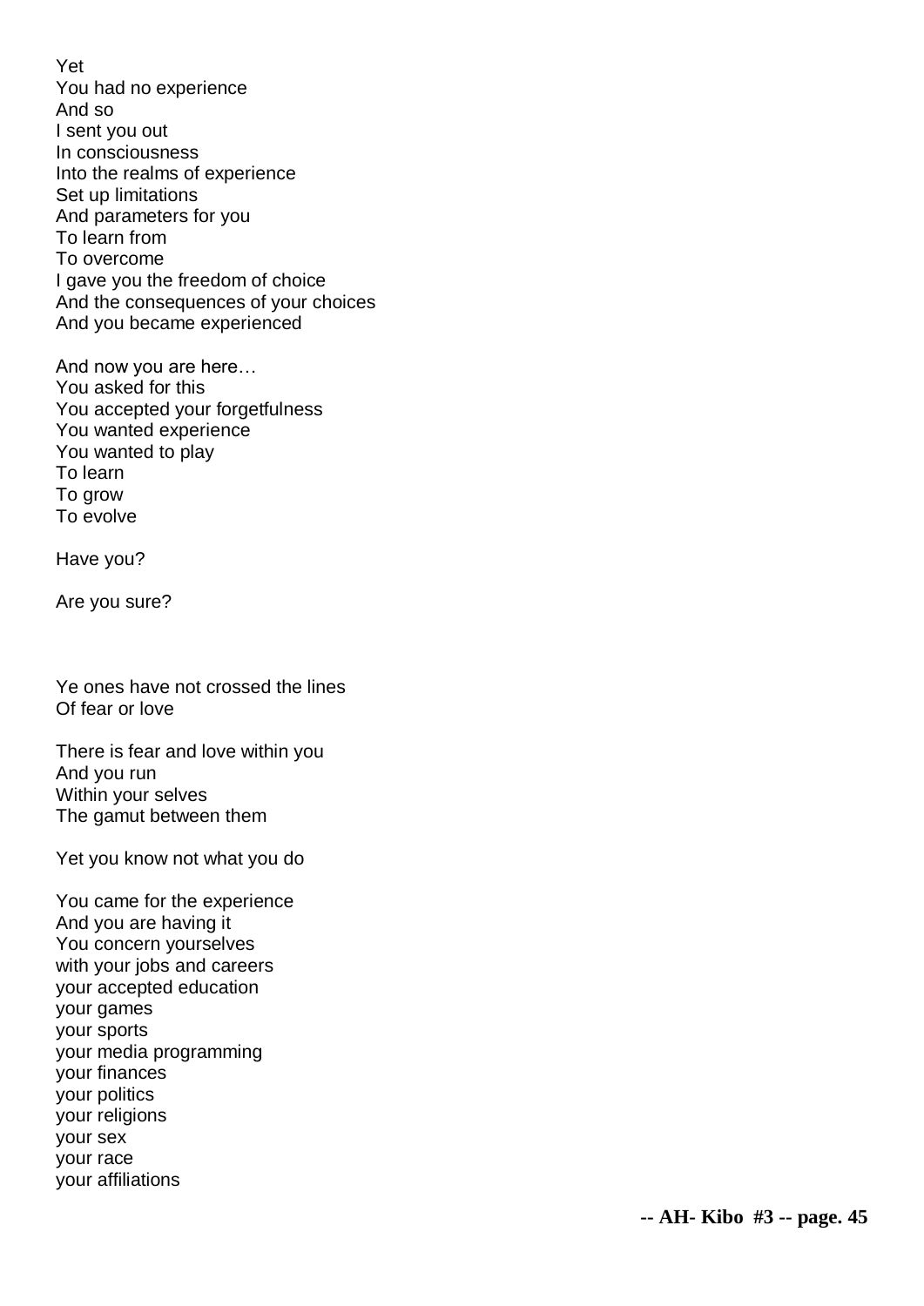Yet
You had no experience
And so
I sent you out
In consciousness
Into the realms of experience
Set up limitations
And parameters for you
To learn from
To overcome
I gave you the freedom of choice
And the consequences of your choices
And you became experienced

And now you are here…
You asked for this
You accepted your forgetfulness
You wanted experience
You wanted to play
To learn
To grow
To evolve

Have you?

Are you sure?

Ye ones have not crossed the lines
Of fear or love

There is fear and love within you
And you run
Within your selves
The gamut between them

Yet you know not what you do

You came for the experience
And you are having it
You concern yourselves
with your jobs and careers
your accepted education
your games
your sports
your media programming
your finances
your politics
your religions
your sex
your race
your affiliations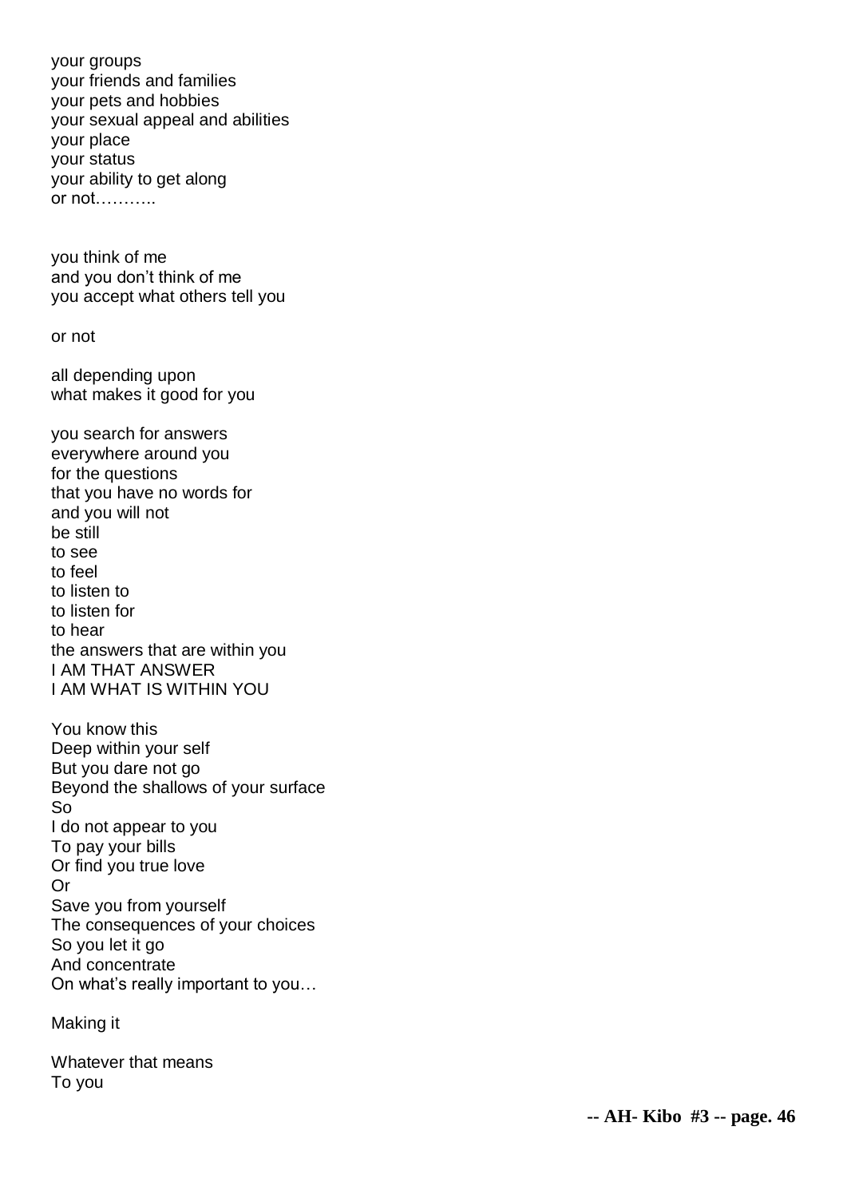your groups
your friends and families
your pets and hobbies
your sexual appeal and abilities
your place
your status
your ability to get along
or not………..

you think of me
and you don't think of me
you accept what others tell you

or not

all depending upon
what makes it good for you

you search for answers
everywhere around you
for the questions
that you have no words for
and you will not
be still
to see
to feel
to listen to
to listen for
to hear
the answers that are within you
I AM THAT ANSWER
I AM WHAT IS WITHIN YOU

You know this
Deep within your self
But you dare not go
Beyond the shallows of your surface
So
I do not appear to you
To pay your bills
Or find you true love
Or
Save you from yourself
The consequences of your choices
So you let it go
And concentrate
On what's really important to you…

Making it

Whatever that means
To you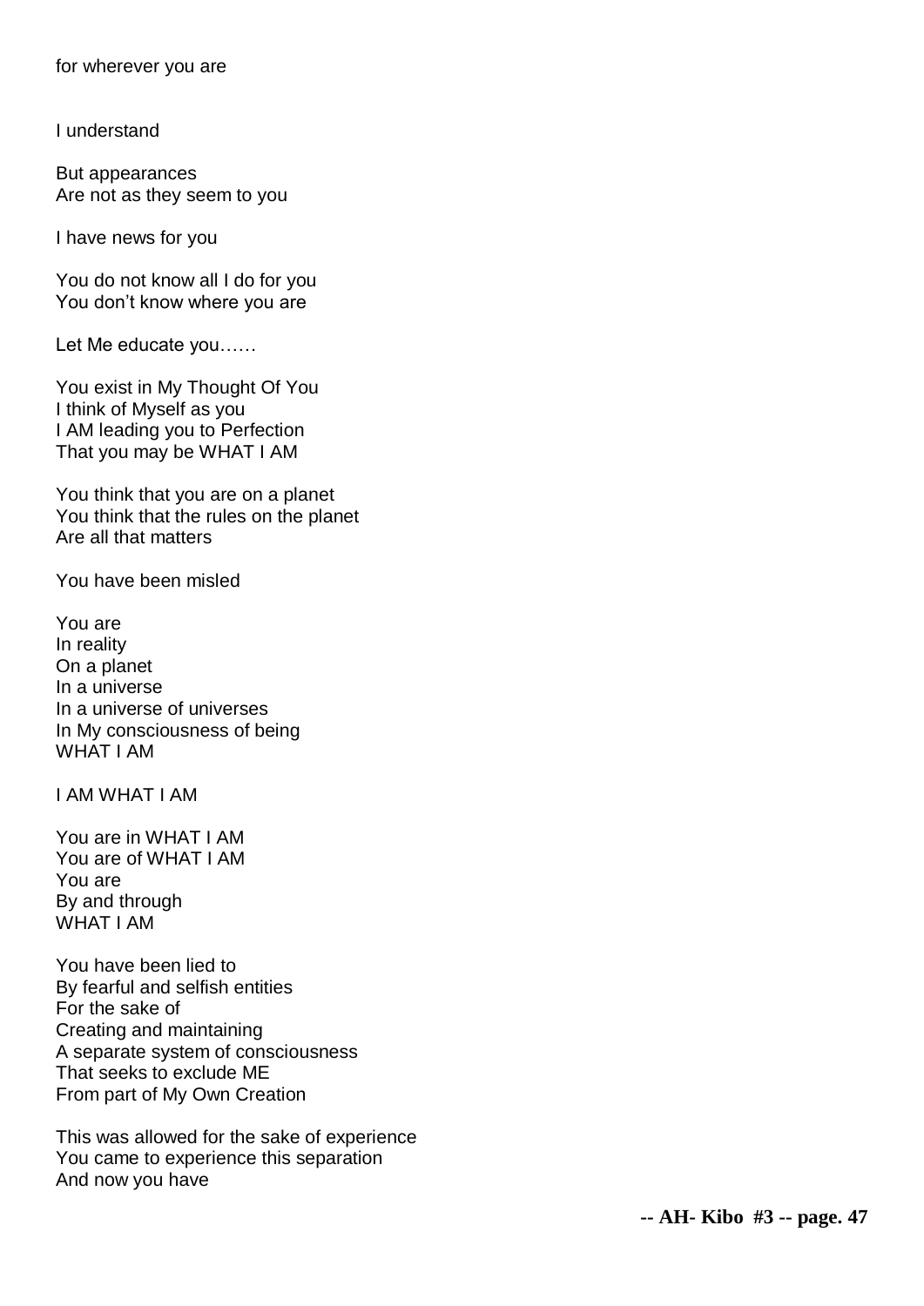for wherever you are

I understand

But appearances  
Are not as they seem to you

I have news for you

You do not know all I do for you  
You don't know where you are

Let Me educate you……

You exist in My Thought Of You  
I think of Myself as you  
I AM leading you to Perfection  
That you may be WHAT I AM

You think that you are on a planet  
You think that the rules on the planet  
Are all that matters

You have been misled

You are  
In reality  
On a planet  
In a universe  
In a universe of universes  
In My consciousness of being  
WHAT I AM

I AM WHAT I AM

You are in WHAT I AM  
You are of WHAT I AM  
You are  
By and through  
WHAT I AM

You have been lied to  
By fearful and selfish entities  
For the sake of  
Creating and maintaining  
A separate system of consciousness  
That seeks to exclude ME  
From part of My Own Creation

This was allowed for the sake of experience  
You came to experience this separation  
And now you have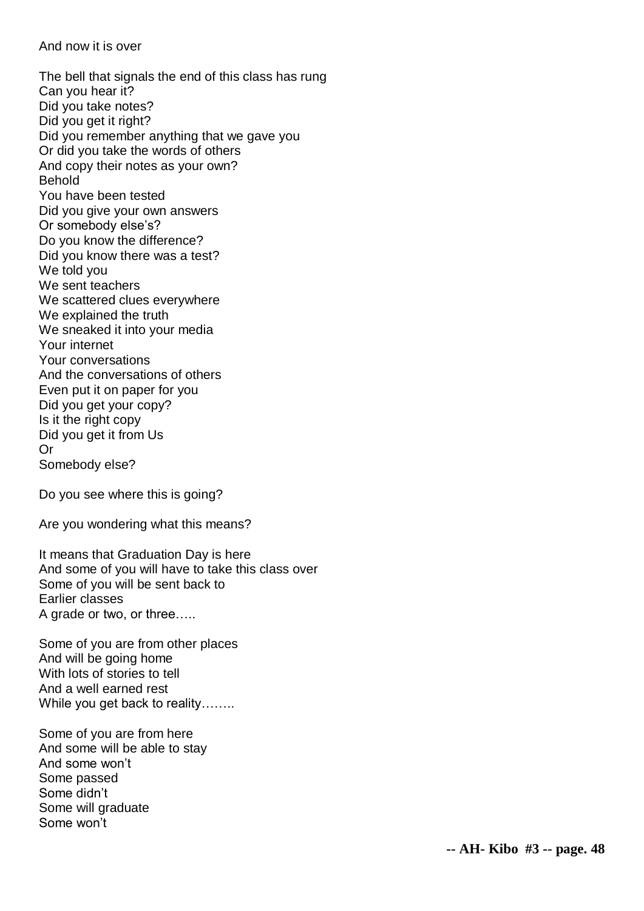And now it is over

The bell that signals the end of this class has rung  
Can you hear it?  
Did you take notes?  
Did you get it right?  
Did you remember anything that we gave you  
Or did you take the words of others  
And copy their notes as your own?  
Behold  
You have been tested  
Did you give your own answers  
Or somebody else's?  
Do you know the difference?  
Did you know there was a test?  
We told you  
We sent teachers  
We scattered clues everywhere  
We explained the truth  
We sneaked it into your media  
Your internet  
Your conversations  
And the conversations of others  
Even put it on paper for you  
Did you get your copy?  
Is it the right copy  
Did you get it from Us  
Or  
Somebody else?

Do you see where this is going?

Are you wondering what this means?

It means that Graduation Day is here  
And some of you will have to take this class over  
Some of you will be sent back to  
Earlier classes  
A grade or two, or three…..

Some of you are from other places  
And will be going home  
With lots of stories to tell  
And a well earned rest  
While you get back to reality……..

Some of you are from here  
And some will be able to stay  
And some won't  
Some passed  
Some didn't  
Some will graduate  
Some won't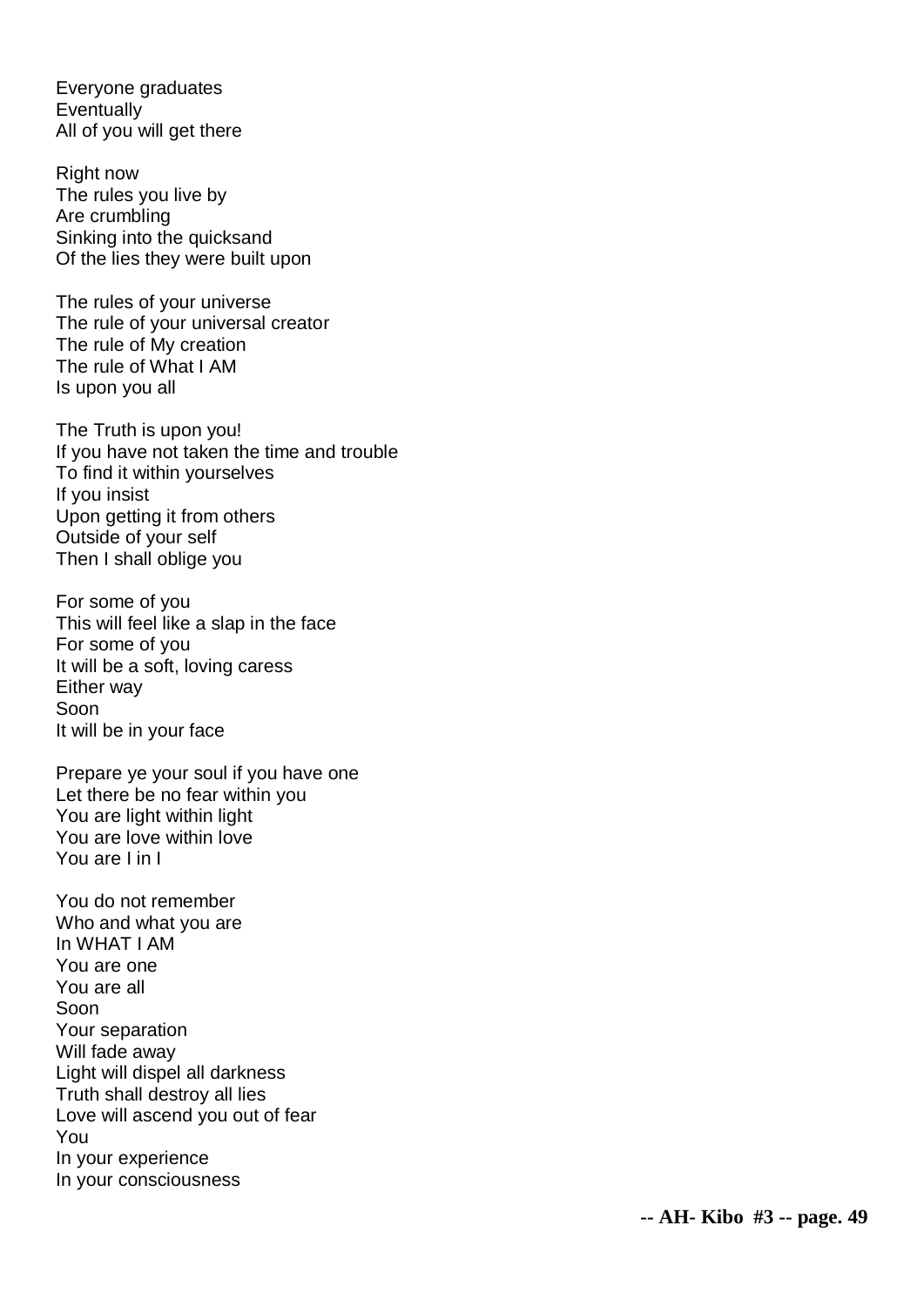Everyone graduates
Eventually
All of you will get there

Right now
The rules you live by
Are crumbling
Sinking into the quicksand
Of the lies they were built upon

The rules of your universe
The rule of your universal creator
The rule of My creation
The rule of What I AM
Is upon you all

The Truth is upon you!
If you have not taken the time and trouble
To find it within yourselves
If you insist
Upon getting it from others
Outside of your self
Then I shall oblige you

For some of you
This will feel like a slap in the face
For some of you
It will be a soft, loving caress
Either way
Soon
It will be in your face

Prepare ye your soul if you have one
Let there be no fear within you
You are light within light
You are love within love
You are I in I

You do not remember
Who and what you are
In WHAT I AM
You are one
You are all
Soon
Your separation
Will fade away
Light will dispel all darkness
Truth shall destroy all lies
Love will ascend you out of fear
You
In your experience
In your consciousness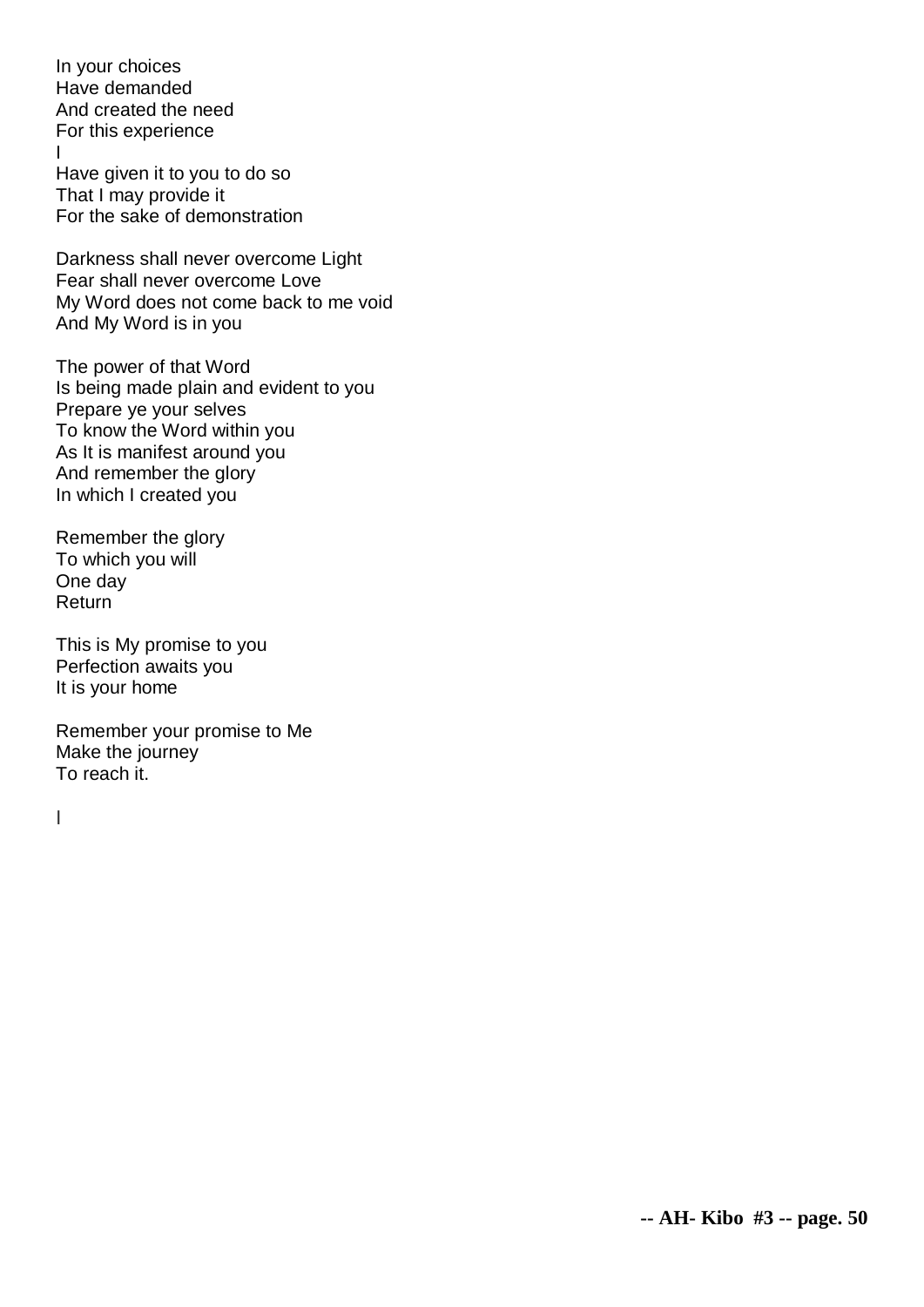In your choices
Have demanded
And created the need
For this experience
I
Have given it to you to do so
That I may provide it
For the sake of demonstration

Darkness shall never overcome Light
Fear shall never overcome Love
My Word does not come back to me void
And My Word is in you

The power of that Word
Is being made plain and evident to you
Prepare ye your selves
To know the Word within you
As It is manifest around you
And remember the glory
In which I created you

Remember the glory
To which you will
One day
Return

This is My promise to you
Perfection awaits you
It is your home

Remember your promise to Me
Make the journey
To reach it.

I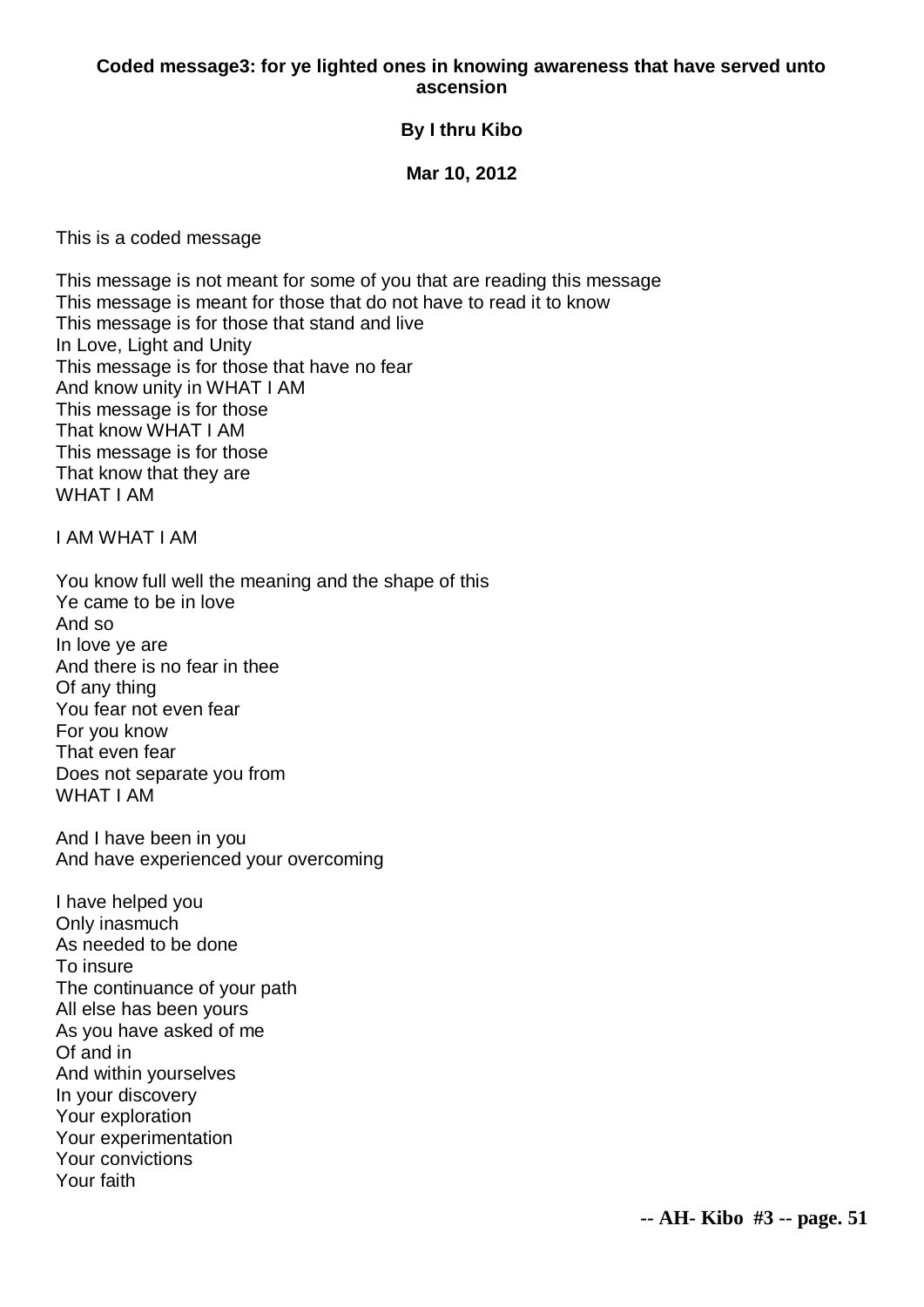**Coded message3: for ye lighted ones in knowing awareness that have served unto ascension**

**By I thru Kibo**

**Mar 10, 2012**

This is a coded message

This message is not meant for some of you that are reading this message
This message is meant for those that do not have to read it to know
This message is for those that stand and live
In Love, Light and Unity
This message is for those that have no fear
And know unity in WHAT I AM
This message is for those
That know WHAT I AM
This message is for those
That know that they are
WHAT I AM

I AM WHAT I AM

You know full well the meaning and the shape of this
Ye came to be in love
And so
In love ye are
And there is no fear in thee
Of any thing
You fear not even fear
For you know
That even fear
Does not separate you from
WHAT I AM

And I have been in you
And have experienced your overcoming

I have helped you
Only inasmuch
As needed to be done
To insure
The continuance of your path
All else has been yours
As you have asked of me
Of and in
And within yourselves
In your discovery
Your exploration
Your experimentation
Your convictions
Your faith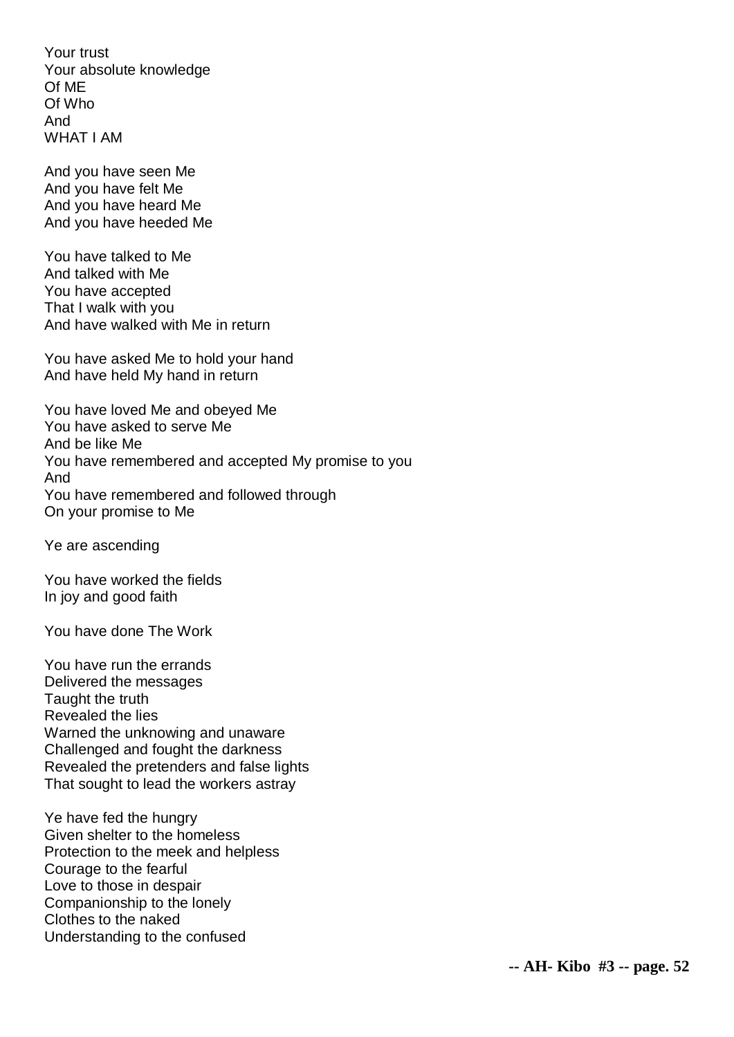Your trust
Your absolute knowledge
Of ME
Of Who
And
WHAT I AM

And you have seen Me
And you have felt Me
And you have heard Me
And you have heeded Me

You have talked to Me
And talked with Me
You have accepted
That I walk with you
And have walked with Me in return

You have asked Me to hold your hand
And have held My hand in return

You have loved Me and obeyed Me
You have asked to serve Me
And be like Me
You have remembered and accepted My promise to you
And
You have remembered and followed through
On your promise to Me

Ye are ascending

You have worked the fields
In joy and good faith

You have done The Work

You have run the errands
Delivered the messages
Taught the truth
Revealed the lies
Warned the unknowing and unaware
Challenged and fought the darkness
Revealed the pretenders and false lights
That sought to lead the workers astray

Ye have fed the hungry
Given shelter to the homeless
Protection to the meek and helpless
Courage to the fearful
Love to those in despair
Companionship to the lonely
Clothes to the naked
Understanding to the confused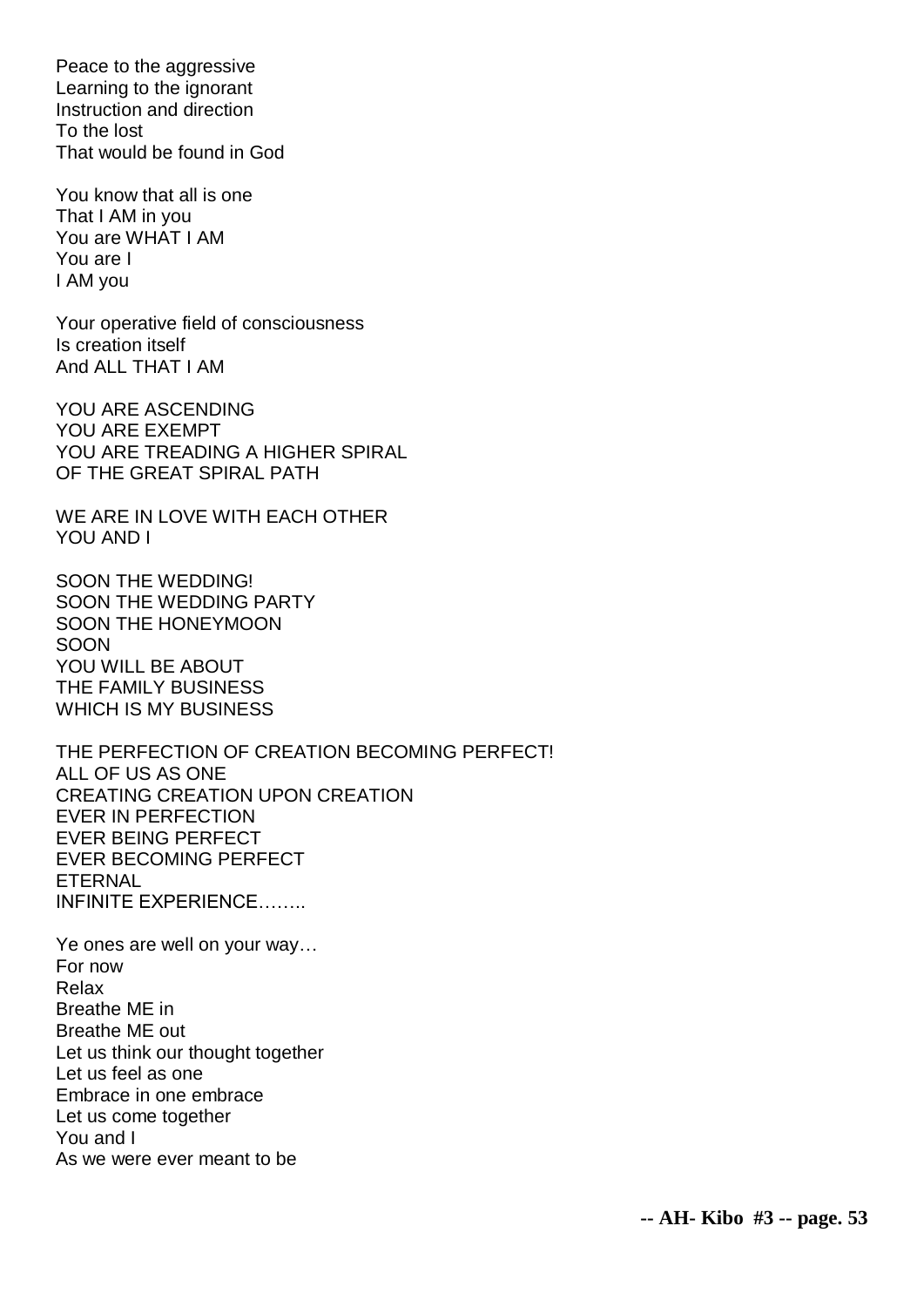Peace to the aggressive
Learning to the ignorant
Instruction and direction
To the lost
That would be found in God

You know that all is one
That I AM in you
You are WHAT I AM
You are I
I AM you

Your operative field of consciousness
Is creation itself
And ALL THAT I AM

YOU ARE ASCENDING
YOU ARE EXEMPT
YOU ARE TREADING A HIGHER SPIRAL
OF THE GREAT SPIRAL PATH

WE ARE IN LOVE WITH EACH OTHER
YOU AND I

SOON THE WEDDING!
SOON THE WEDDING PARTY
SOON THE HONEYMOON
SOON
YOU WILL BE ABOUT
THE FAMILY BUSINESS
WHICH IS MY BUSINESS

THE PERFECTION OF CREATION BECOMING PERFECT!
ALL OF US AS ONE
CREATING CREATION UPON CREATION
EVER IN PERFECTION
EVER BEING PERFECT
EVER BECOMING PERFECT
ETERNAL
INFINITE EXPERIENCE……..

Ye ones are well on your way…
For now
Relax
Breathe ME in
Breathe ME out
Let us think our thought together
Let us feel as one
Embrace in one embrace
Let us come together
You and I
As we were ever meant to be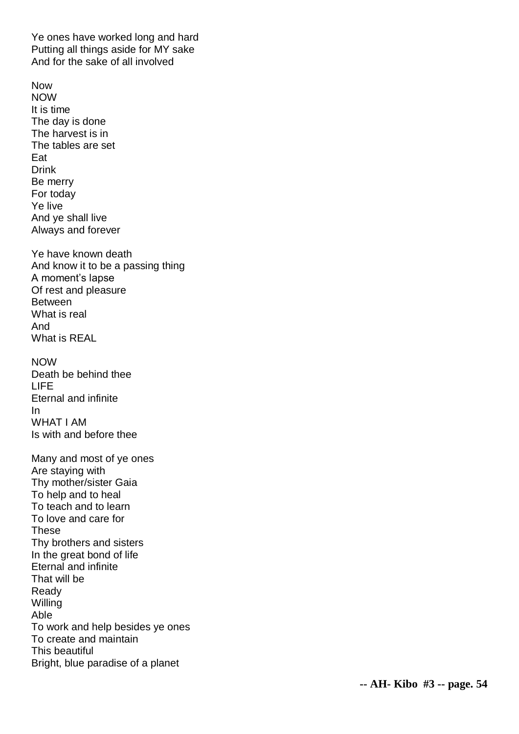Ye ones have worked long and hard
Putting all things aside for MY sake
And for the sake of all involved

Now
NOW
It is time
The day is done
The harvest is in
The tables are set
Eat
Drink
Be merry
For today
Ye live
And ye shall live
Always and forever

Ye have known death
And know it to be a passing thing
A moment's lapse
Of rest and pleasure
Between
What is real
And
What is REAL

NOW
Death be behind thee
LIFE
Eternal and infinite
In
WHAT I AM
Is with and before thee

Many and most of ye ones
Are staying with
Thy mother/sister Gaia
To help and to heal
To teach and to learn
To love and care for
These
Thy brothers and sisters
In the great bond of life
Eternal and infinite
That will be
Ready
Willing
Able
To work and help besides ye ones
To create and maintain
This beautiful
Bright, blue paradise of a planet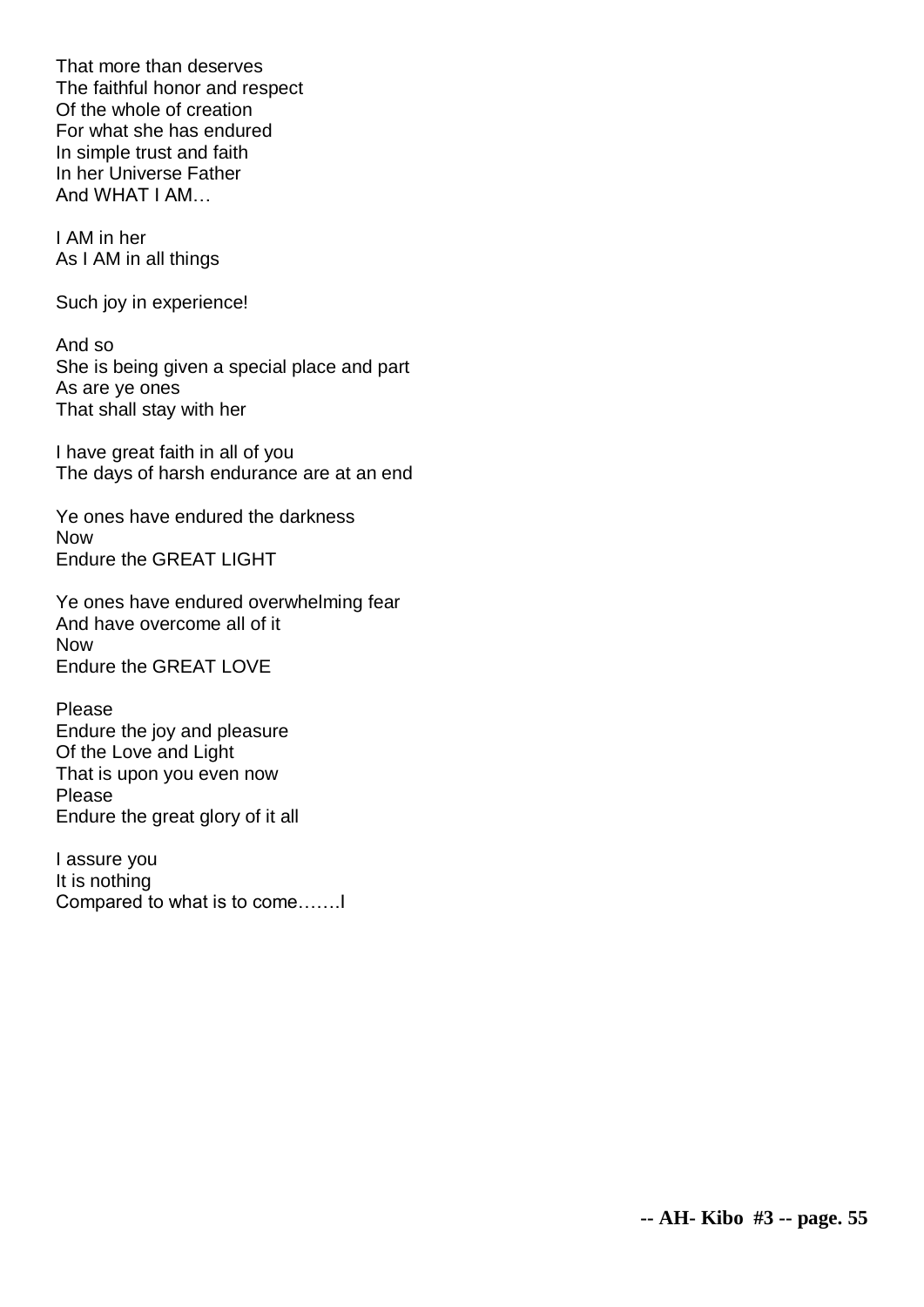That more than deserves
The faithful honor and respect
Of the whole of creation
For what she has endured
In simple trust and faith
In her Universe Father
And WHAT I AM…

I AM in her
As I AM in all things

Such joy in experience!

And so
She is being given a special place and part
As are ye ones
That shall stay with her

I have great faith in all of you
The days of harsh endurance are at an end

Ye ones have endured the darkness
Now
Endure the GREAT LIGHT

Ye ones have endured overwhelming fear
And have overcome all of it
Now
Endure the GREAT LOVE

Please
Endure the joy and pleasure
Of the Love and Light
That is upon you even now
Please
Endure the great glory of it all

I assure you
It is nothing
Compared to what is to come…….I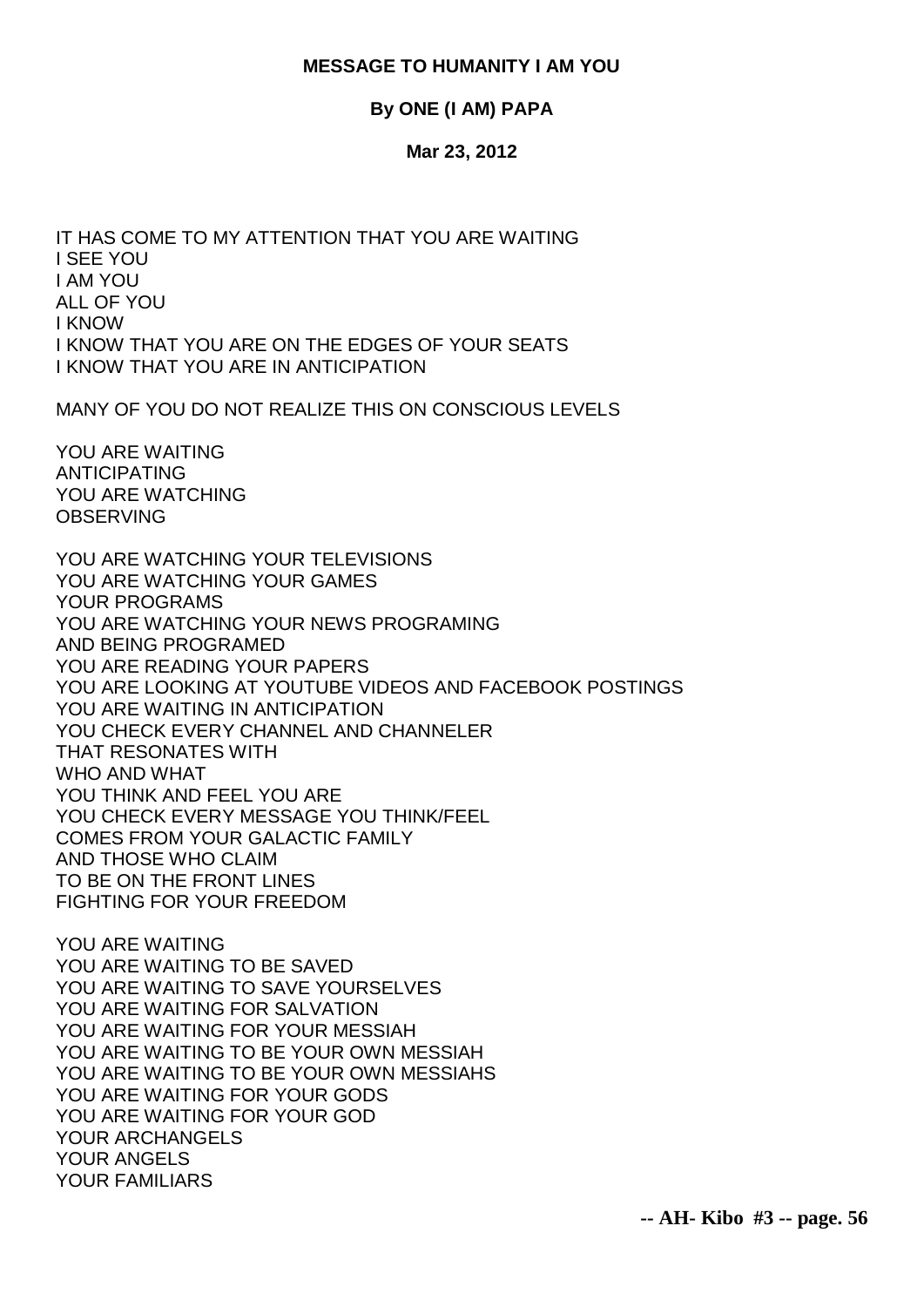**MESSAGE TO HUMANITY I AM YOU**

**By ONE (I AM) PAPA**

**Mar 23, 2012**

IT HAS COME TO MY ATTENTION THAT YOU ARE WAITING
I SEE YOU
I AM YOU
ALL OF YOU
I KNOW
I KNOW THAT YOU ARE ON THE EDGES OF YOUR SEATS
I KNOW THAT YOU ARE IN ANTICIPATION

MANY OF YOU DO NOT REALIZE THIS ON CONSCIOUS LEVELS

YOU ARE WAITING
ANTICIPATING
YOU ARE WATCHING
OBSERVING

YOU ARE WATCHING YOUR TELEVISIONS
YOU ARE WATCHING YOUR GAMES
YOUR PROGRAMS
YOU ARE WATCHING YOUR NEWS PROGRAMING
AND BEING PROGRAMED
YOU ARE READING YOUR PAPERS
YOU ARE LOOKING AT YOUTUBE VIDEOS AND FACEBOOK POSTINGS
YOU ARE WAITING IN ANTICIPATION
YOU CHECK EVERY CHANNEL AND CHANNELER
THAT RESONATES WITH
WHO AND WHAT
YOU THINK AND FEEL YOU ARE
YOU CHECK EVERY MESSAGE YOU THINK/FEEL
COMES FROM YOUR GALACTIC FAMILY
AND THOSE WHO CLAIM
TO BE ON THE FRONT LINES
FIGHTING FOR YOUR FREEDOM

YOU ARE WAITING
YOU ARE WAITING TO BE SAVED
YOU ARE WAITING TO SAVE YOURSELVES
YOU ARE WAITING FOR SALVATION
YOU ARE WAITING FOR YOUR MESSIAH
YOU ARE WAITING TO BE YOUR OWN MESSIAH
YOU ARE WAITING TO BE YOUR OWN MESSIAHS
YOU ARE WAITING FOR YOUR GODS
YOU ARE WAITING FOR YOUR GOD
YOUR ARCHANGELS
YOUR ANGELS
YOUR FAMILIARS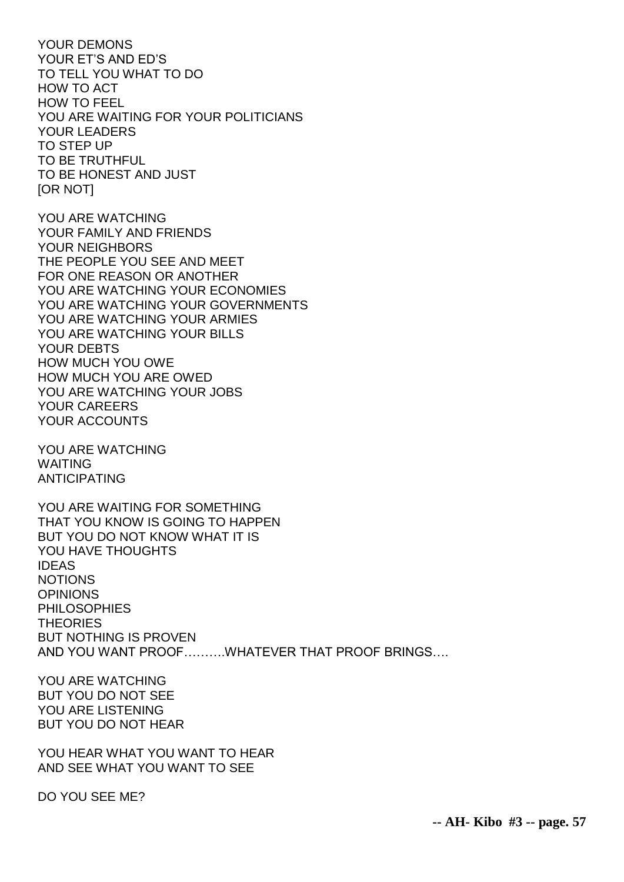YOUR DEMONS
YOUR ET'S AND ED'S
TO TELL YOU WHAT TO DO
HOW TO ACT
HOW TO FEEL
YOU ARE WAITING FOR YOUR POLITICIANS
YOUR LEADERS
TO STEP UP
TO BE TRUTHFUL
TO BE HONEST AND JUST
[OR NOT]

YOU ARE WATCHING
YOUR FAMILY AND FRIENDS
YOUR NEIGHBORS
THE PEOPLE YOU SEE AND MEET
FOR ONE REASON OR ANOTHER
YOU ARE WATCHING YOUR ECONOMIES
YOU ARE WATCHING YOUR GOVERNMENTS
YOU ARE WATCHING YOUR ARMIES
YOU ARE WATCHING YOUR BILLS
YOUR DEBTS
HOW MUCH YOU OWE
HOW MUCH YOU ARE OWED
YOU ARE WATCHING YOUR JOBS
YOUR CAREERS
YOUR ACCOUNTS

YOU ARE WATCHING
WAITING
ANTICIPATING

YOU ARE WAITING FOR SOMETHING
THAT YOU KNOW IS GOING TO HAPPEN
BUT YOU DO NOT KNOW WHAT IT IS
YOU HAVE THOUGHTS
IDEAS
NOTIONS
OPINIONS
PHILOSOPHIES
THEORIES
BUT NOTHING IS PROVEN
AND YOU WANT PROOF……….WHATEVER THAT PROOF BRINGS….

YOU ARE WATCHING
BUT YOU DO NOT SEE
YOU ARE LISTENING
BUT YOU DO NOT HEAR

YOU HEAR WHAT YOU WANT TO HEAR
AND SEE WHAT YOU WANT TO SEE

DO YOU SEE ME?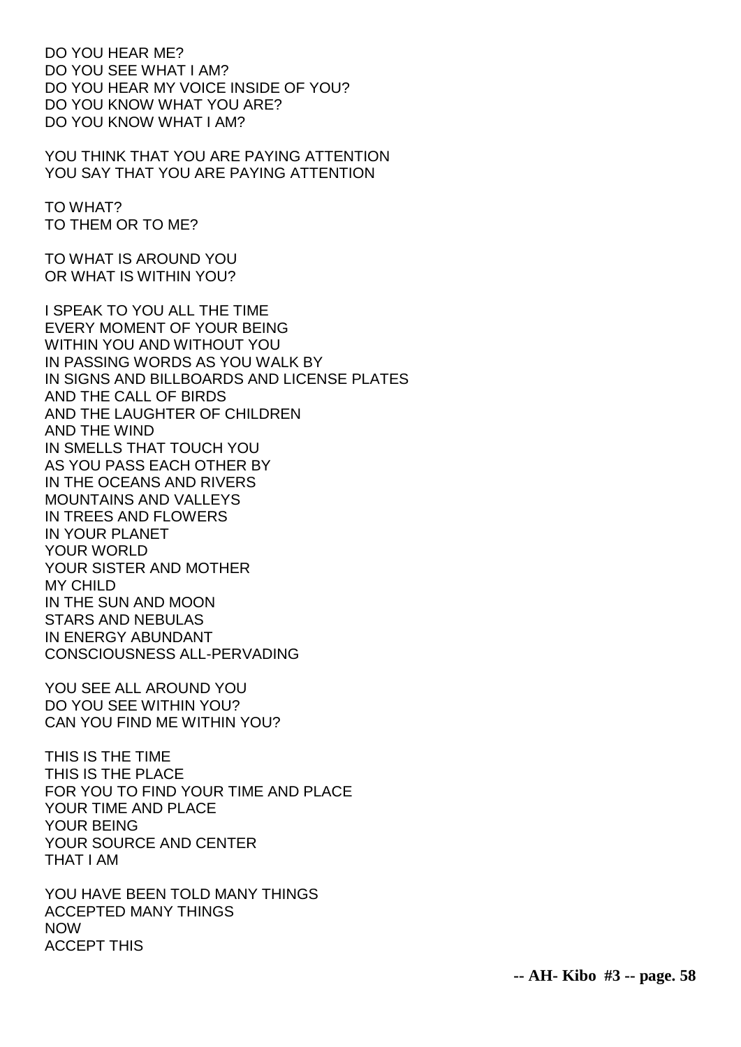DO YOU HEAR ME?
DO YOU SEE WHAT I AM?
DO YOU HEAR MY VOICE INSIDE OF YOU?
DO YOU KNOW WHAT YOU ARE?
DO YOU KNOW WHAT I AM?

YOU THINK THAT YOU ARE PAYING ATTENTION
YOU SAY THAT YOU ARE PAYING ATTENTION

TO WHAT?
TO THEM OR TO ME?

TO WHAT IS AROUND YOU
OR WHAT IS WITHIN YOU?

I SPEAK TO YOU ALL THE TIME
EVERY MOMENT OF YOUR BEING
WITHIN YOU AND WITHOUT YOU
IN PASSING WORDS AS YOU WALK BY
IN SIGNS AND BILLBOARDS AND LICENSE PLATES
AND THE CALL OF BIRDS
AND THE LAUGHTER OF CHILDREN
AND THE WIND
IN SMELLS THAT TOUCH YOU
AS YOU PASS EACH OTHER BY
IN THE OCEANS AND RIVERS
MOUNTAINS AND VALLEYS
IN TREES AND FLOWERS
IN YOUR PLANET
YOUR WORLD
YOUR SISTER AND MOTHER
MY CHILD
IN THE SUN AND MOON
STARS AND NEBULAS
IN ENERGY ABUNDANT
CONSCIOUSNESS ALL-PERVADING

YOU SEE ALL AROUND YOU
DO YOU SEE WITHIN YOU?
CAN YOU FIND ME WITHIN YOU?

THIS IS THE TIME
THIS IS THE PLACE
FOR YOU TO FIND YOUR TIME AND PLACE
YOUR TIME AND PLACE
YOUR BEING
YOUR SOURCE AND CENTER
THAT I AM

YOU HAVE BEEN TOLD MANY THINGS
ACCEPTED MANY THINGS
NOW
ACCEPT THIS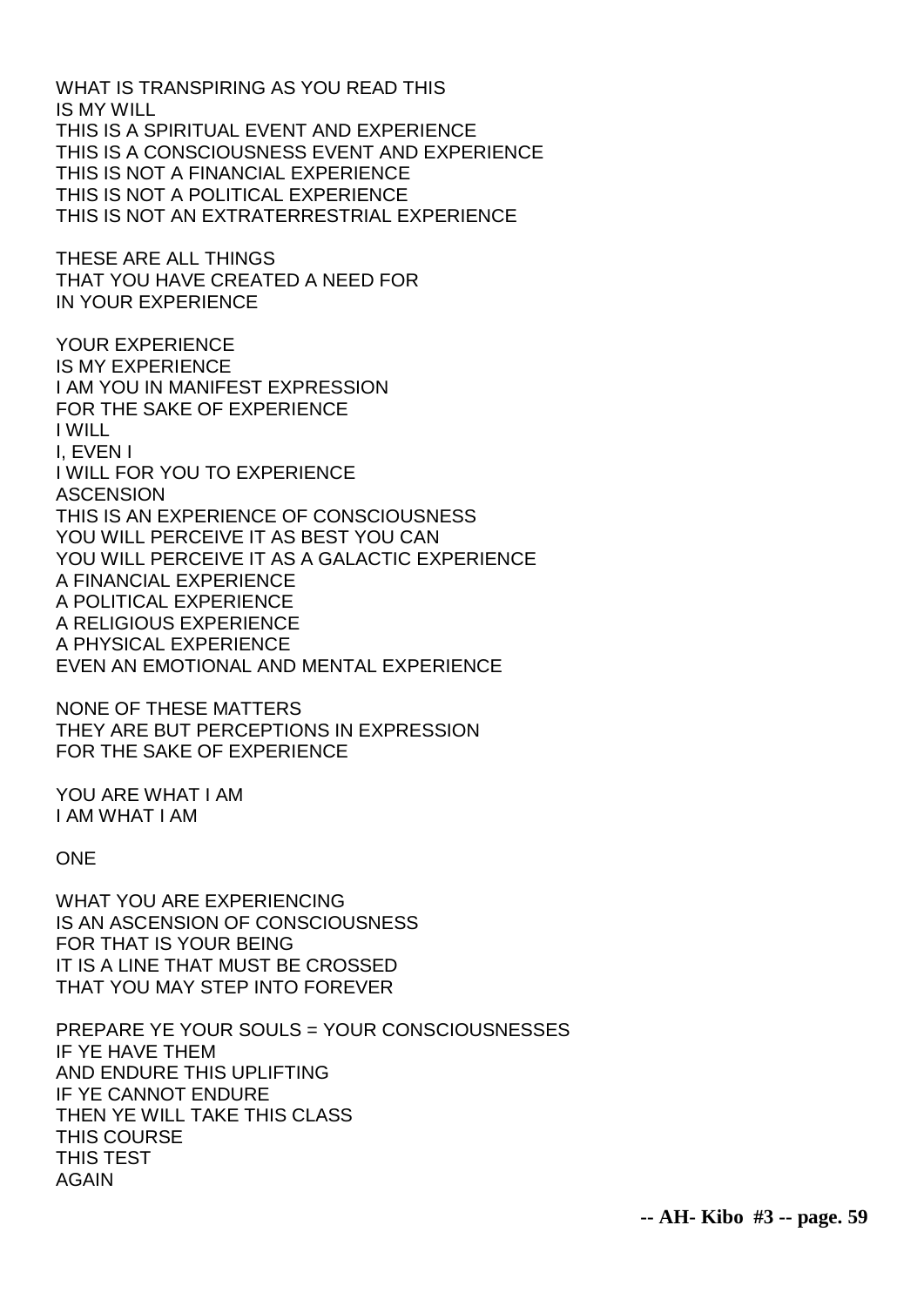WHAT IS TRANSPIRING AS YOU READ THIS
IS MY WILL
THIS IS A SPIRITUAL EVENT AND EXPERIENCE
THIS IS A CONSCIOUSNESS EVENT AND EXPERIENCE
THIS IS NOT A FINANCIAL EXPERIENCE
THIS IS NOT A POLITICAL EXPERIENCE
THIS IS NOT AN EXTRATERRESTRIAL EXPERIENCE

THESE ARE ALL THINGS
THAT YOU HAVE CREATED A NEED FOR
IN YOUR EXPERIENCE

YOUR EXPERIENCE
IS MY EXPERIENCE
I AM YOU IN MANIFEST EXPRESSION
FOR THE SAKE OF EXPERIENCE
I WILL
I, EVEN I
I WILL FOR YOU TO EXPERIENCE
ASCENSION
THIS IS AN EXPERIENCE OF CONSCIOUSNESS
YOU WILL PERCEIVE IT AS BEST YOU CAN
YOU WILL PERCEIVE IT AS A GALACTIC EXPERIENCE
A FINANCIAL EXPERIENCE
A POLITICAL EXPERIENCE
A RELIGIOUS EXPERIENCE
A PHYSICAL EXPERIENCE
EVEN AN EMOTIONAL AND MENTAL EXPERIENCE

NONE OF THESE MATTERS
THEY ARE BUT PERCEPTIONS IN EXPRESSION
FOR THE SAKE OF EXPERIENCE

YOU ARE WHAT I AM
I AM WHAT I AM

ONE

WHAT YOU ARE EXPERIENCING
IS AN ASCENSION OF CONSCIOUSNESS
FOR THAT IS YOUR BEING
IT IS A LINE THAT MUST BE CROSSED
THAT YOU MAY STEP INTO FOREVER

PREPARE YE YOUR SOULS = YOUR CONSCIOUSNESSES
IF YE HAVE THEM
AND ENDURE THIS UPLIFTING
IF YE CANNOT ENDURE
THEN YE WILL TAKE THIS CLASS
THIS COURSE
THIS TEST
AGAIN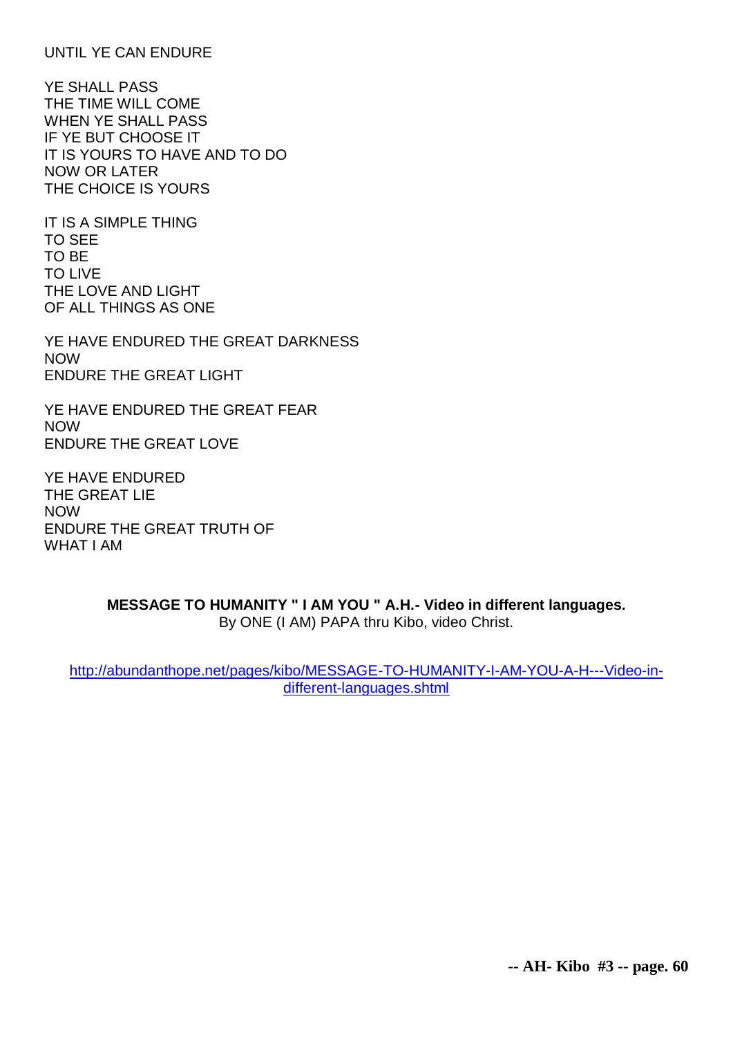UNTIL YE CAN ENDURE

YE SHALL PASS
THE TIME WILL COME
WHEN YE SHALL PASS
IF YE BUT CHOOSE IT
IT IS YOURS TO HAVE AND TO DO
NOW OR LATER
THE CHOICE IS YOURS

IT IS A SIMPLE THING
TO SEE
TO BE
TO LIVE
THE LOVE AND LIGHT
OF ALL THINGS AS ONE

YE HAVE ENDURED THE GREAT DARKNESS
NOW
ENDURE THE GREAT LIGHT

YE HAVE ENDURED THE GREAT FEAR
NOW
ENDURE THE GREAT LOVE

YE HAVE ENDURED
THE GREAT LIE
NOW
ENDURE THE GREAT TRUTH OF
WHAT I AM

**MESSAGE TO HUMANITY " I AM YOU " A.H.- Video in different languages.**
By ONE (I AM) PAPA thru Kibo, video Christ.

http://abundanthope.net/pages/kibo/MESSAGE-TO-HUMANITY-I-AM-YOU-A-H---Video-in-different-languages.shtml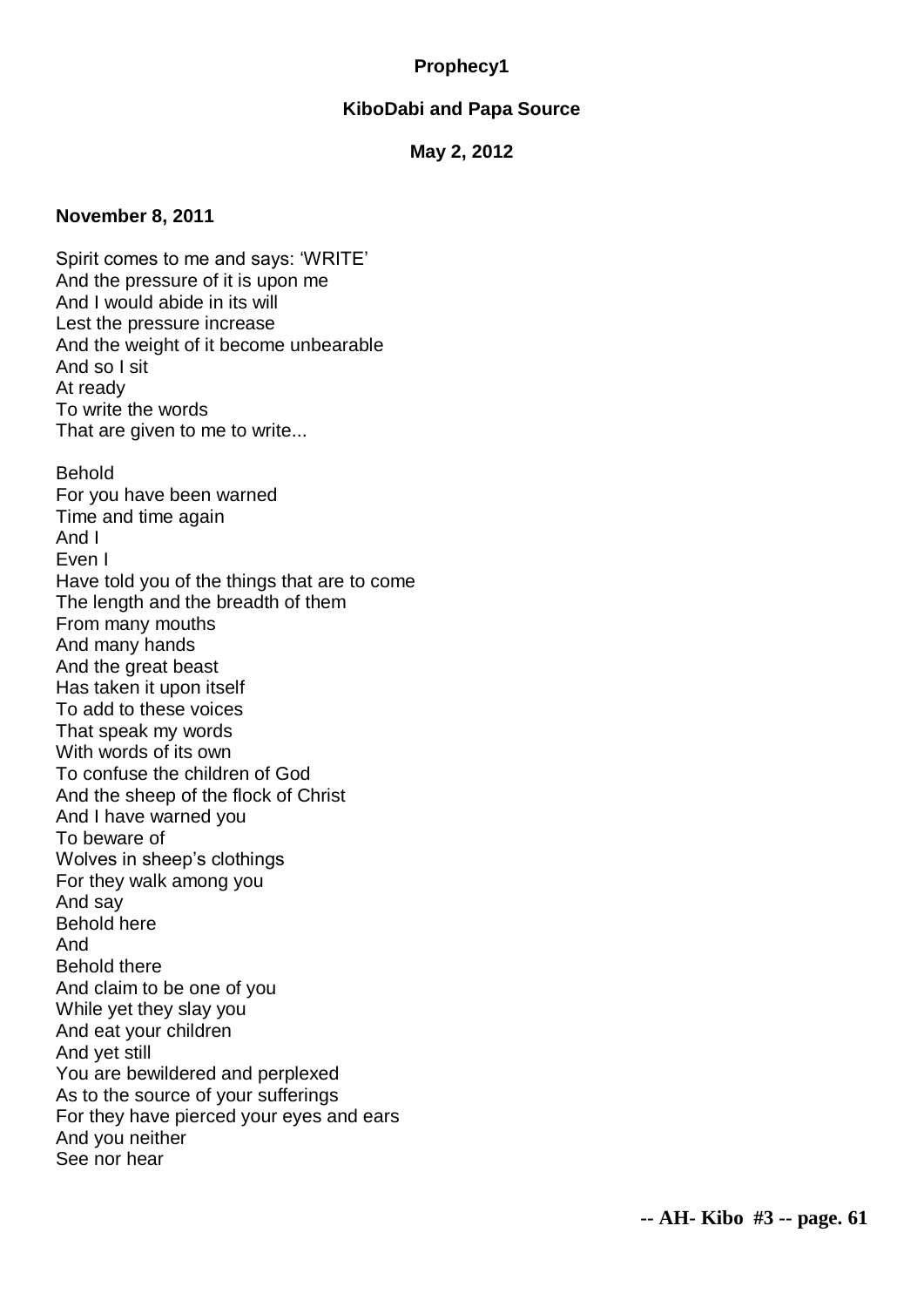**Prophecy1**

**KiboDabi and Papa Source**

**May 2, 2012**

**November 8, 2011**

Spirit comes to me and says: 'WRITE'
And the pressure of it is upon me
And I would abide in its will
Lest the pressure increase
And the weight of it become unbearable
And so I sit
At ready
To write the words
That are given to me to write...

Behold
For you have been warned
Time and time again
And I
Even I
Have told you of the things that are to come
The length and the breadth of them
From many mouths
And many hands
And the great beast
Has taken it upon itself
To add to these voices
That speak my words
With words of its own
To confuse the children of God
And the sheep of the flock of Christ
And I have warned you
To beware of
Wolves in sheep's clothings
For they walk among you
And say
Behold here
And
Behold there
And claim to be one of you
While yet they slay you
And eat your children
And yet still
You are bewildered and perplexed
As to the source of your sufferings
For they have pierced your eyes and ears
And you neither
See nor hear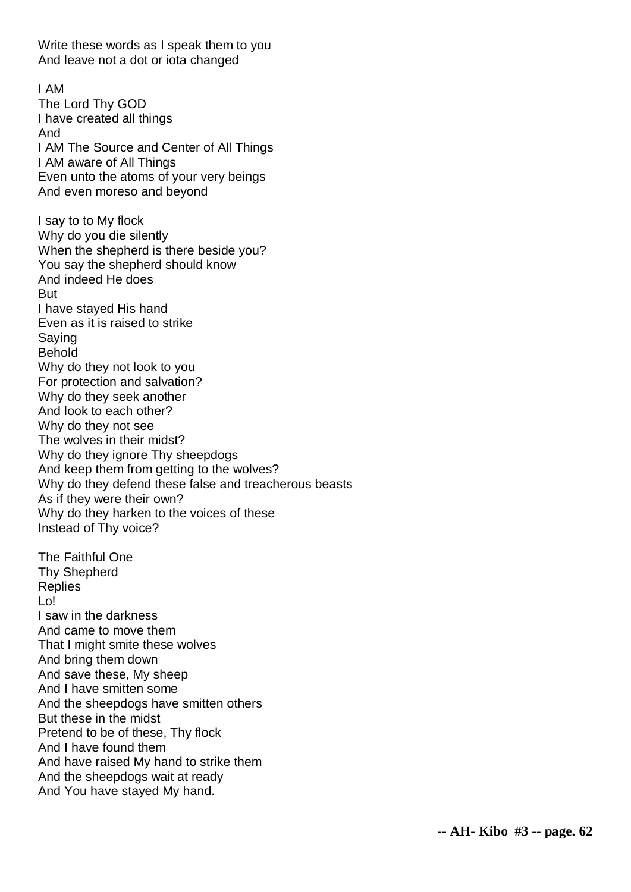Write these words as I speak them to you
And leave not a dot or iota changed

I AM
The Lord Thy GOD
I have created all things
And
I AM The Source and Center of All Things
I AM aware of All Things
Even unto the atoms of your very beings
And even moreso and beyond

I say to to My flock
Why do you die silently
When the shepherd is there beside you?
You say the shepherd should know
And indeed He does
But
I have stayed His hand
Even as it is raised to strike
Saying
Behold
Why do they not look to you
For protection and salvation?
Why do they seek another
And look to each other?
Why do they not see
The wolves in their midst?
Why do they ignore Thy sheepdogs
And keep them from getting to the wolves?
Why do they defend these false and treacherous beasts
As if they were their own?
Why do they harken to the voices of these
Instead of Thy voice?

The Faithful One
Thy Shepherd
Replies
Lo!
I saw in the darkness
And came to move them
That I might smite these wolves
And bring them down
And save these, My sheep
And I have smitten some
And the sheepdogs have smitten others
But these in the midst
Pretend to be of these, Thy flock
And I have found them
And have raised My hand to strike them
And the sheepdogs wait at ready
And You have stayed My hand.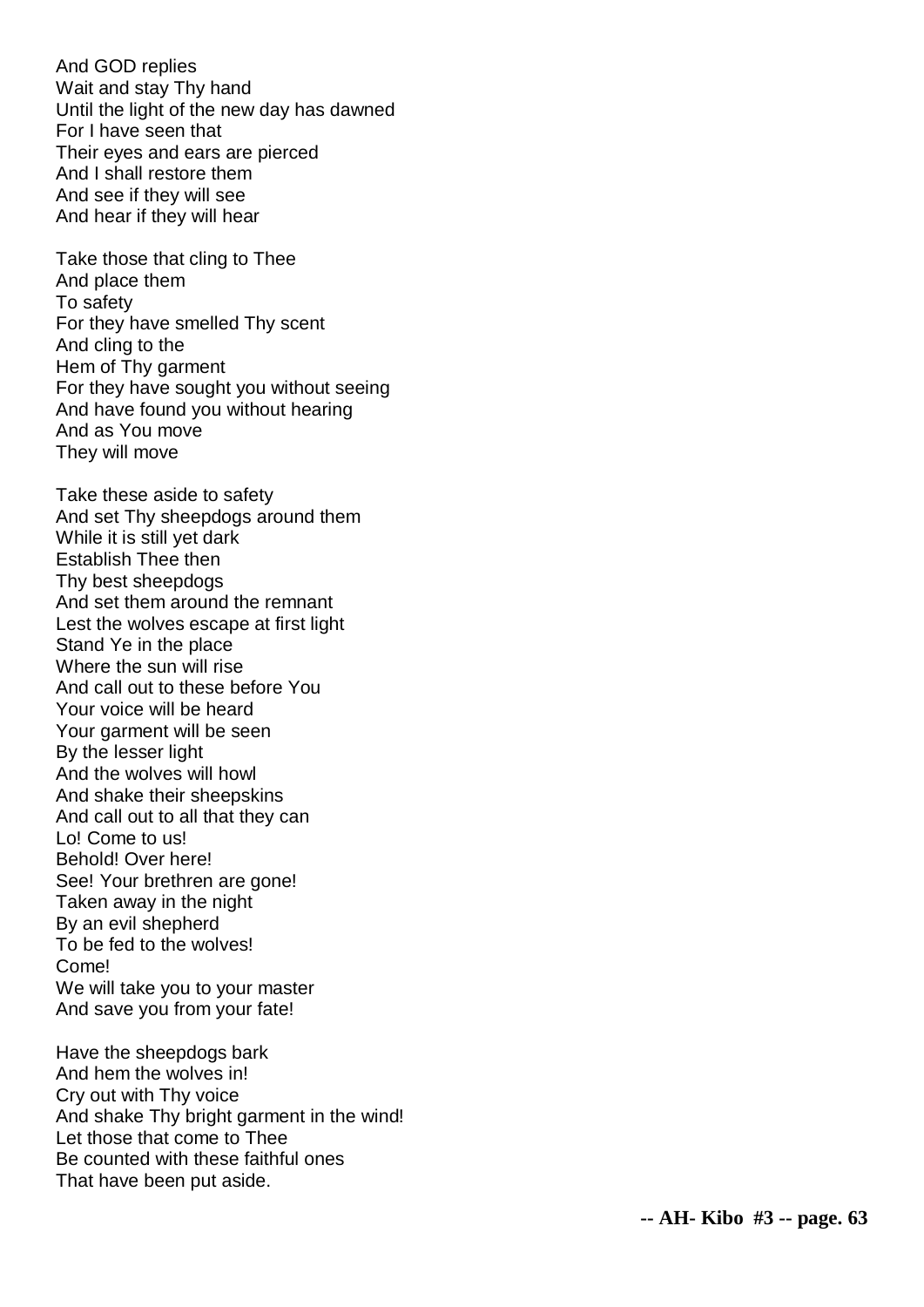And GOD replies  
Wait and stay Thy hand  
Until the light of the new day has dawned  
For I have seen that  
Their eyes and ears are pierced  
And I shall restore them  
And see if they will see  
And hear if they will hear

Take those that cling to Thee  
And place them  
To safety  
For they have smelled Thy scent  
And cling to the  
Hem of Thy garment  
For they have sought you without seeing  
And have found you without hearing  
And as You move  
They will move

Take these aside to safety  
And set Thy sheepdogs around them  
While it is still yet dark  
Establish Thee then  
Thy best sheepdogs  
And set them around the remnant  
Lest the wolves escape at first light  
Stand Ye in the place  
Where the sun will rise  
And call out to these before You  
Your voice will be heard  
Your garment will be seen  
By the lesser light  
And the wolves will howl  
And shake their sheepskins  
And call out to all that they can  
Lo! Come to us!  
Behold! Over here!  
See! Your brethren are gone!  
Taken away in the night  
By an evil shepherd  
To be fed to the wolves!  
Come!  
We will take you to your master  
And save you from your fate!

Have the sheepdogs bark  
And hem the wolves in!  
Cry out with Thy voice  
And shake Thy bright garment in the wind!  
Let those that come to Thee  
Be counted with these faithful ones  
That have been put aside.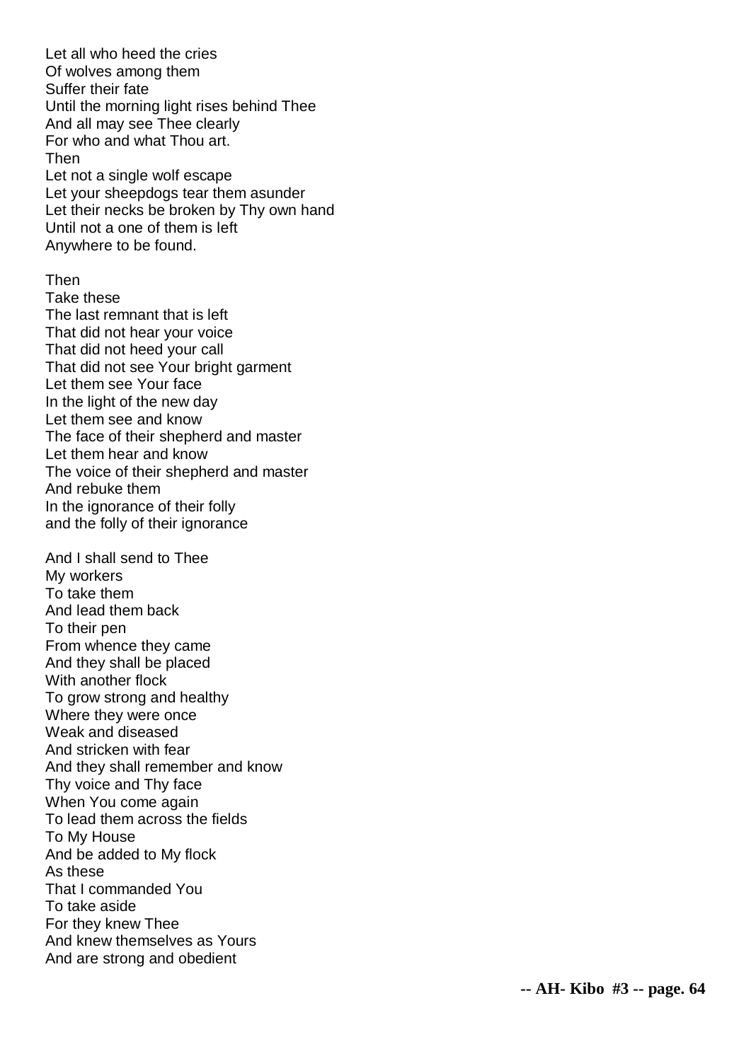Let all who heed the cries
Of wolves among them
Suffer their fate
Until the morning light rises behind Thee
And all may see Thee clearly
For who and what Thou art.
Then
Let not a single wolf escape
Let your sheepdogs tear them asunder
Let their necks be broken by Thy own hand
Until not a one of them is left
Anywhere to be found.

Then
Take these
The last remnant that is left
That did not hear your voice
That did not heed your call
That did not see Your bright garment
Let them see Your face
In the light of the new day
Let them see and know
The face of their shepherd and master
Let them hear and know
The voice of their shepherd and master
And rebuke them
In the ignorance of their folly
and the folly of their ignorance

And I shall send to Thee
My workers
To take them
And lead them back
To their pen
From whence they came
And they shall be placed
With another flock
To grow strong and healthy
Where they were once
Weak and diseased
And stricken with fear
And they shall remember and know
Thy voice and Thy face
When You come again
To lead them across the fields
To My House
And be added to My flock
As these
That I commanded You
To take aside
For they knew Thee
And knew themselves as Yours
And are strong and obedient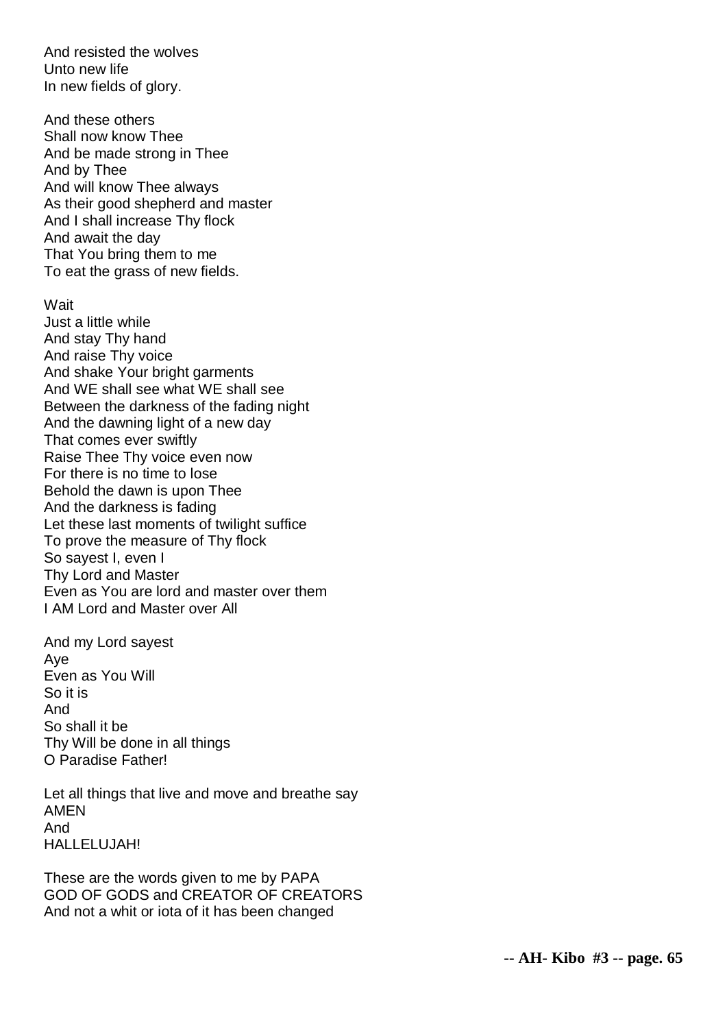And resisted the wolves
Unto new life
In new fields of glory.

And these others
Shall now know Thee
And be made strong in Thee
And by Thee
And will know Thee always
As their good shepherd and master
And I shall increase Thy flock
And await the day
That You bring them to me
To eat the grass of new fields.

Wait
Just a little while
And stay Thy hand
And raise Thy voice
And shake Your bright garments
And WE shall see what WE shall see
Between the darkness of the fading night
And the dawning light of a new day
That comes ever swiftly
Raise Thee Thy voice even now
For there is no time to lose
Behold the dawn is upon Thee
And the darkness is fading
Let these last moments of twilight suffice
To prove the measure of Thy flock
So sayest I, even I
Thy Lord and Master
Even as You are lord and master over them
I AM Lord and Master over All

And my Lord sayest
Aye
Even as You Will
So it is
And
So shall it be
Thy Will be done in all things
O Paradise Father!

Let all things that live and move and breathe say
AMEN
And
HALLELUJAH!

These are the words given to me by PAPA
GOD OF GODS and CREATOR OF CREATORS
And not a whit or iota of it has been changed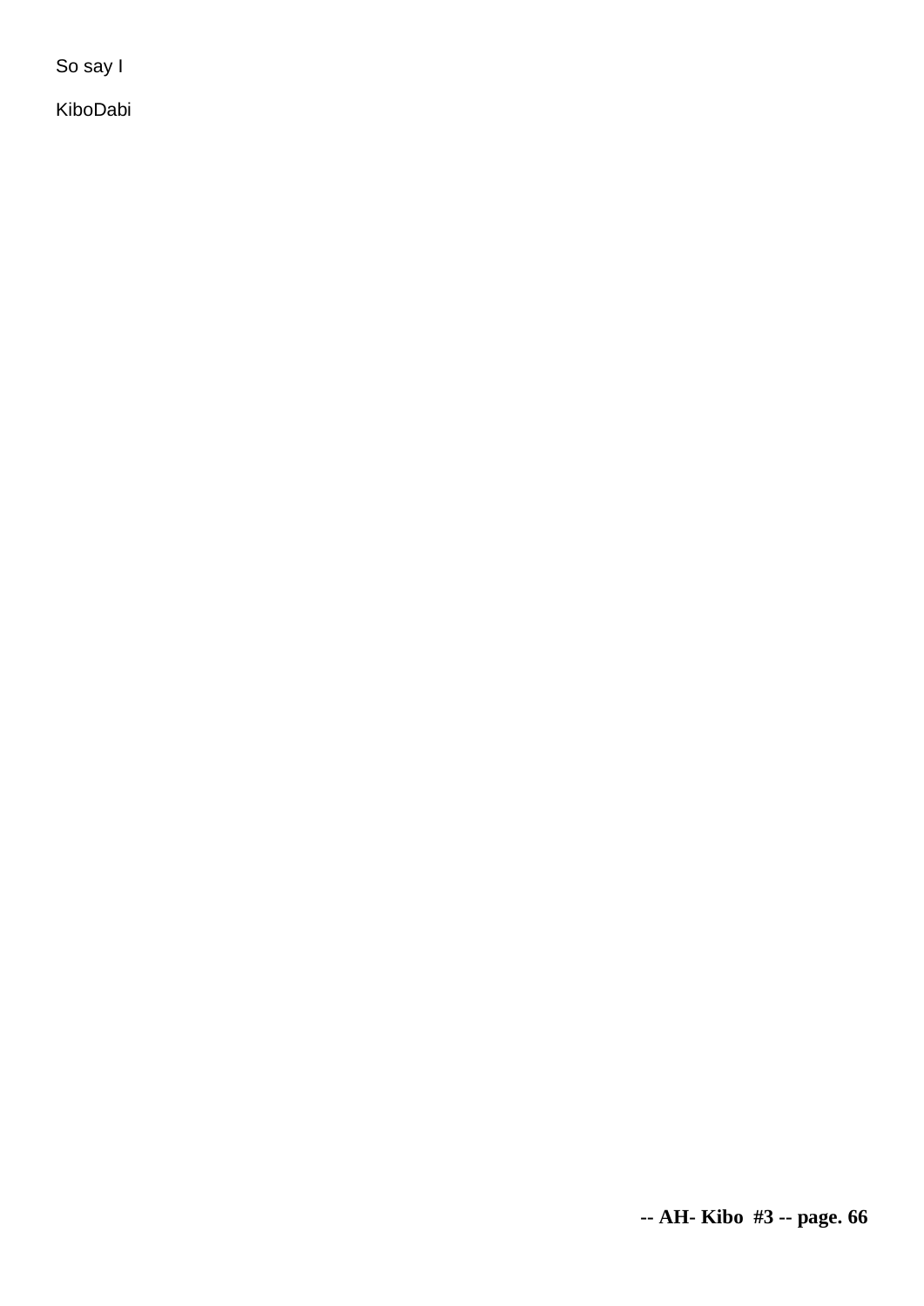So say I

KiboDabi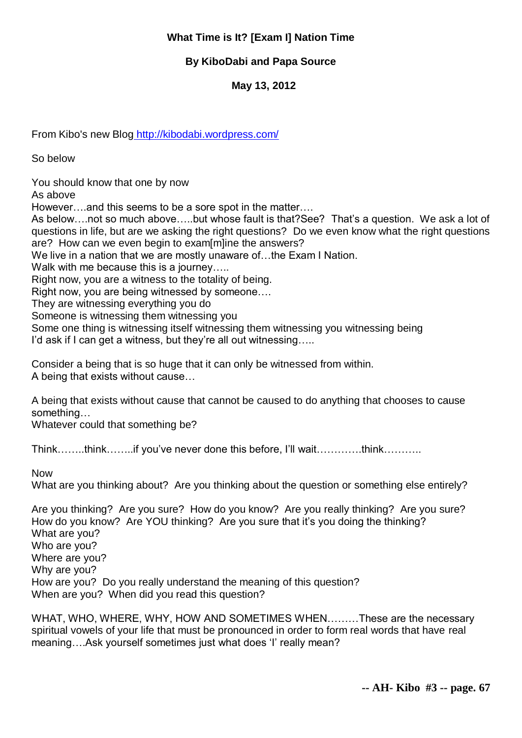**What Time is It? [Exam I] Nation Time**

**By KiboDabi and Papa Source**

**May 13, 2012**

From Kibo's new Blog [http://kibodabi.wordpress.com/](http://kibodabi.wordpress.com/)

So below

You should know that one by now
As above
However….and this seems to be a sore spot in the matter….
As below….not so much above…..but whose fault is that?See? That's a question. We ask a lot of questions in life, but are we asking the right questions? Do we even know what the right questions are? How can we even begin to exam[m]ine the answers?
We live in a nation that we are mostly unaware of…the Exam I Nation.
Walk with me because this is a journey…..
Right now, you are a witness to the totality of being.
Right now, you are being witnessed by someone….
They are witnessing everything you do
Someone is witnessing them witnessing you
Some one thing is witnessing itself witnessing them witnessing you witnessing being
I'd ask if I can get a witness, but they're all out witnessing…..

Consider a being that is so huge that it can only be witnessed from within.
A being that exists without cause…

A being that exists without cause that cannot be caused to do anything that chooses to cause something…
Whatever could that something be?

Think……..think……..if you've never done this before, I'll wait………….think………..

Now
What are you thinking about? Are you thinking about the question or something else entirely?

Are you thinking? Are you sure? How do you know? Are you really thinking? Are you sure? How do you know? Are YOU thinking? Are you sure that it's you doing the thinking?
What are you?
Who are you?
Where are you?
Why are you?
How are you? Do you really understand the meaning of this question?
When are you? When did you read this question?

WHAT, WHO, WHERE, WHY, HOW AND SOMETIMES WHEN………These are the necessary spiritual vowels of your life that must be pronounced in order to form real words that have real meaning….Ask yourself sometimes just what does 'I' really mean?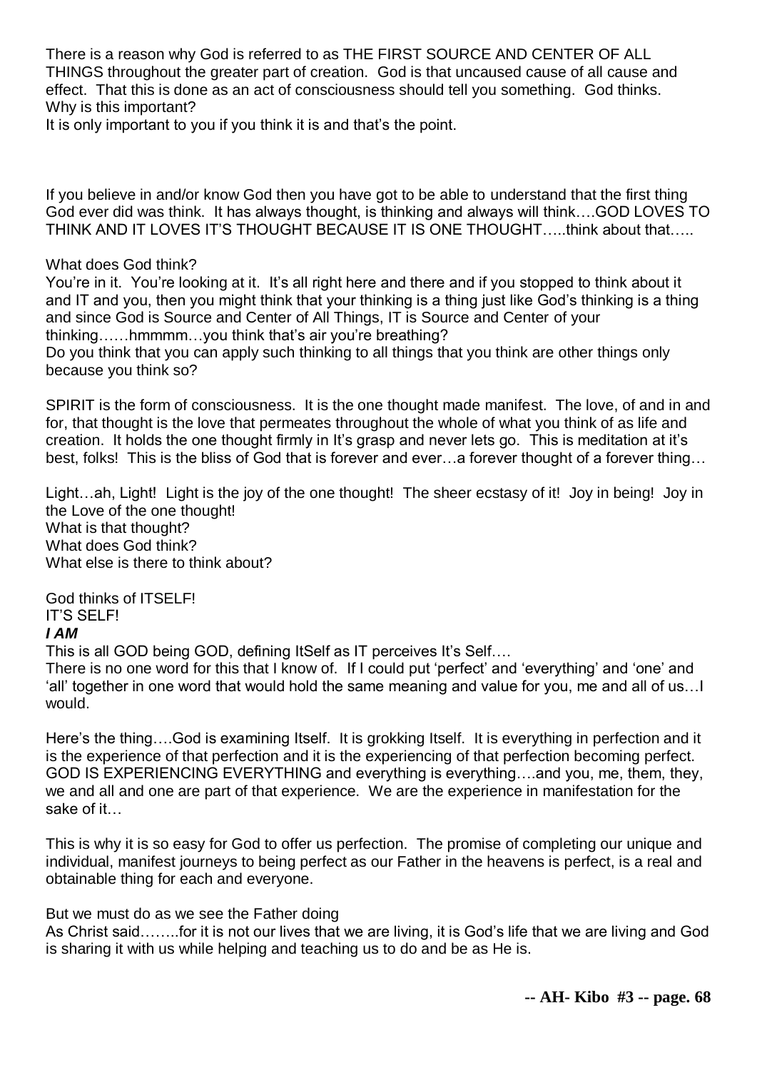There is a reason why God is referred to as THE FIRST SOURCE AND CENTER OF ALL THINGS throughout the greater part of creation. God is that uncaused cause of all cause and effect. That this is done as an act of consciousness should tell you something. God thinks. Why is this important?

It is only important to you if you think it is and that's the point.

If you believe in and/or know God then you have got to be able to understand that the first thing God ever did was think. It has always thought, is thinking and always will think….GOD LOVES TO THINK AND IT LOVES IT'S THOUGHT BECAUSE IT IS ONE THOUGHT…..think about that…..

What does God think?

You're in it. You're looking at it. It's all right here and there and if you stopped to think about it and IT and you, then you might think that your thinking is a thing just like God's thinking is a thing and since God is Source and Center of All Things, IT is Source and Center of your thinking……hmmmm…you think that's air you're breathing?

Do you think that you can apply such thinking to all things that you think are other things only because you think so?

SPIRIT is the form of consciousness. It is the one thought made manifest. The love, of and in and for, that thought is the love that permeates throughout the whole of what you think of as life and creation. It holds the one thought firmly in It's grasp and never lets go. This is meditation at it's best, folks! This is the bliss of God that is forever and ever…a forever thought of a forever thing…

Light…ah, Light! Light is the joy of the one thought! The sheer ecstasy of it! Joy in being! Joy in the Love of the one thought!

What is that thought?

What does God think?

What else is there to think about?

God thinks of ITSELF!

IT'S SELF!

***I AM***

This is all GOD being GOD, defining ItSelf as IT perceives It's Self….

There is no one word for this that I know of. If I could put 'perfect' and 'everything' and 'one' and 'all' together in one word that would hold the same meaning and value for you, me and all of us…I would.

Here's the thing….God is examining Itself. It is grokking Itself. It is everything in perfection and it is the experience of that perfection and it is the experiencing of that perfection becoming perfect. GOD IS EXPERIENCING EVERYTHING and everything is everything….and you, me, them, they, we and all and one are part of that experience. We are the experience in manifestation for the sake of it…

This is why it is so easy for God to offer us perfection. The promise of completing our unique and individual, manifest journeys to being perfect as our Father in the heavens is perfect, is a real and obtainable thing for each and everyone.

But we must do as we see the Father doing

As Christ said……..for it is not our lives that we are living, it is God's life that we are living and God is sharing it with us while helping and teaching us to do and be as He is.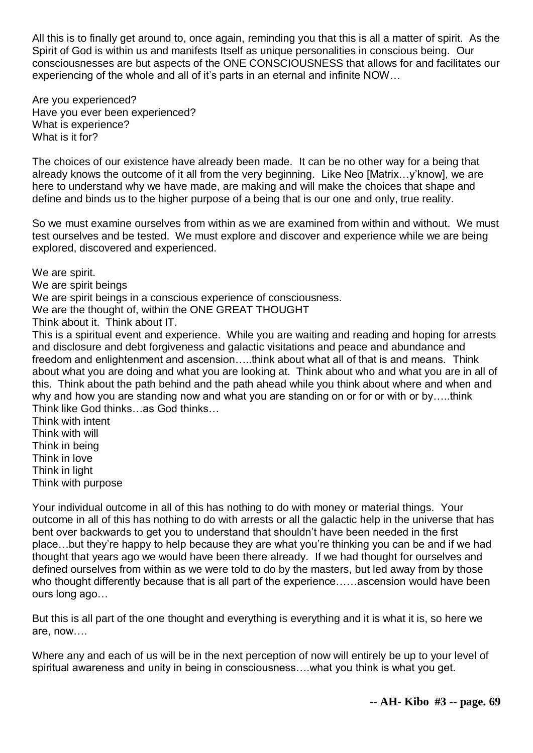All this is to finally get around to, once again, reminding you that this is all a matter of spirit. As the Spirit of God is within us and manifests Itself as unique personalities in conscious being. Our consciousnesses are but aspects of the ONE CONSCIOUSNESS that allows for and facilitates our experiencing of the whole and all of it's parts in an eternal and infinite NOW…

Are you experienced?
Have you ever been experienced?
What is experience?
What is it for?

The choices of our existence have already been made. It can be no other way for a being that already knows the outcome of it all from the very beginning. Like Neo [Matrix…y'know], we are here to understand why we have made, are making and will make the choices that shape and define and binds us to the higher purpose of a being that is our one and only, true reality.

So we must examine ourselves from within as we are examined from within and without. We must test ourselves and be tested. We must explore and discover and experience while we are being explored, discovered and experienced.

We are spirit.
We are spirit beings
We are spirit beings in a conscious experience of consciousness.
We are the thought of, within the ONE GREAT THOUGHT
Think about it. Think about IT.
This is a spiritual event and experience. While you are waiting and reading and hoping for arrests and disclosure and debt forgiveness and galactic visitations and peace and abundance and freedom and enlightenment and ascension…..think about what all of that is and means. Think about what you are doing and what you are looking at. Think about who and what you are in all of this. Think about the path behind and the path ahead while you think about where and when and why and how you are standing now and what you are standing on or for or with or by…..think
Think like God thinks…as God thinks…
Think with intent
Think with will
Think in being
Think in love
Think in light
Think with purpose

Your individual outcome in all of this has nothing to do with money or material things. Your outcome in all of this has nothing to do with arrests or all the galactic help in the universe that has bent over backwards to get you to understand that shouldn't have been needed in the first place…but they're happy to help because they are what you're thinking you can be and if we had thought that years ago we would have been there already. If we had thought for ourselves and defined ourselves from within as we were told to do by the masters, but led away from by those who thought differently because that is all part of the experience……ascension would have been ours long ago…

But this is all part of the one thought and everything is everything and it is what it is, so here we are, now….

Where any and each of us will be in the next perception of now will entirely be up to your level of spiritual awareness and unity in being in consciousness….what you think is what you get.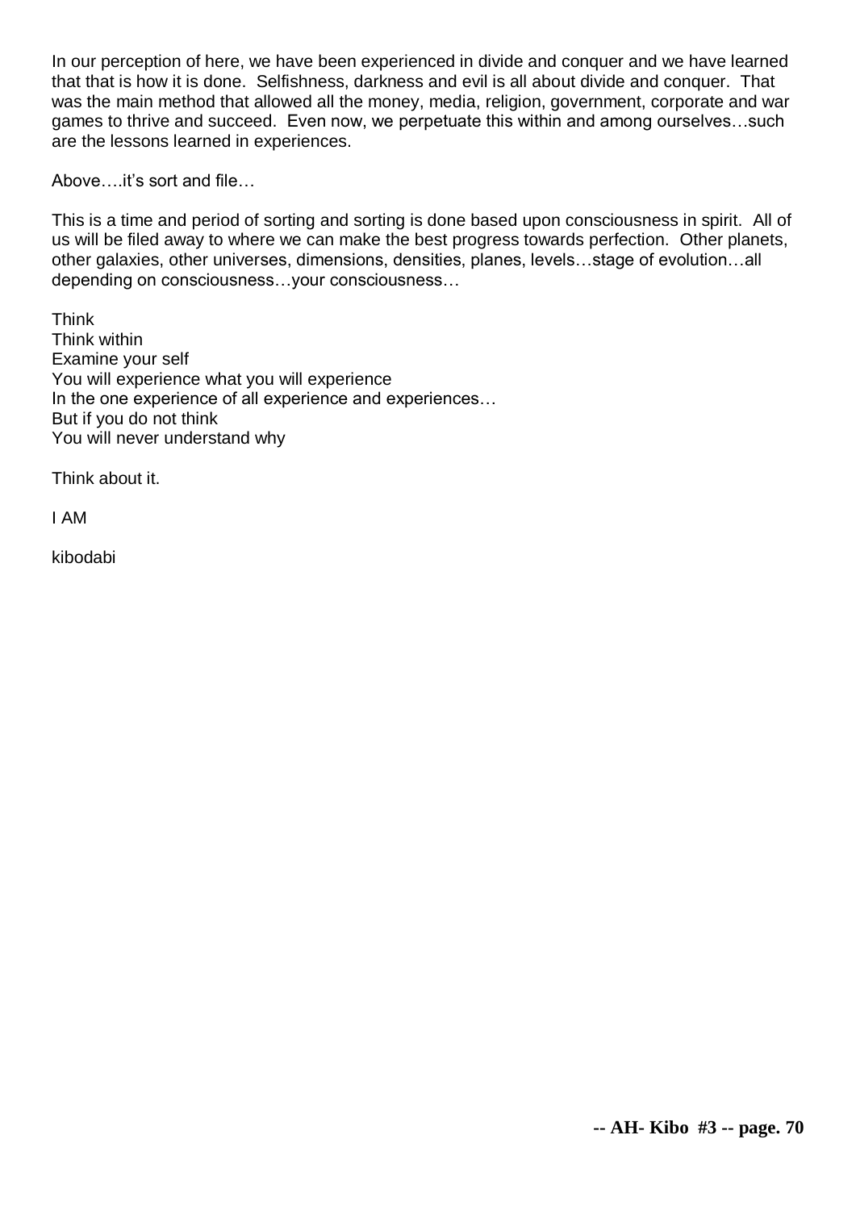In our perception of here, we have been experienced in divide and conquer and we have learned that that is how it is done. Selfishness, darkness and evil is all about divide and conquer. That was the main method that allowed all the money, media, religion, government, corporate and war games to thrive and succeed. Even now, we perpetuate this within and among ourselves…such are the lessons learned in experiences.

Above….it's sort and file…

This is a time and period of sorting and sorting is done based upon consciousness in spirit. All of us will be filed away to where we can make the best progress towards perfection. Other planets, other galaxies, other universes, dimensions, densities, planes, levels…stage of evolution…all depending on consciousness…your consciousness…

Think  
Think within  
Examine your self  
You will experience what you will experience  
In the one experience of all experience and experiences…  
But if you do not think  
You will never understand why

Think about it.

I AM

kibodabi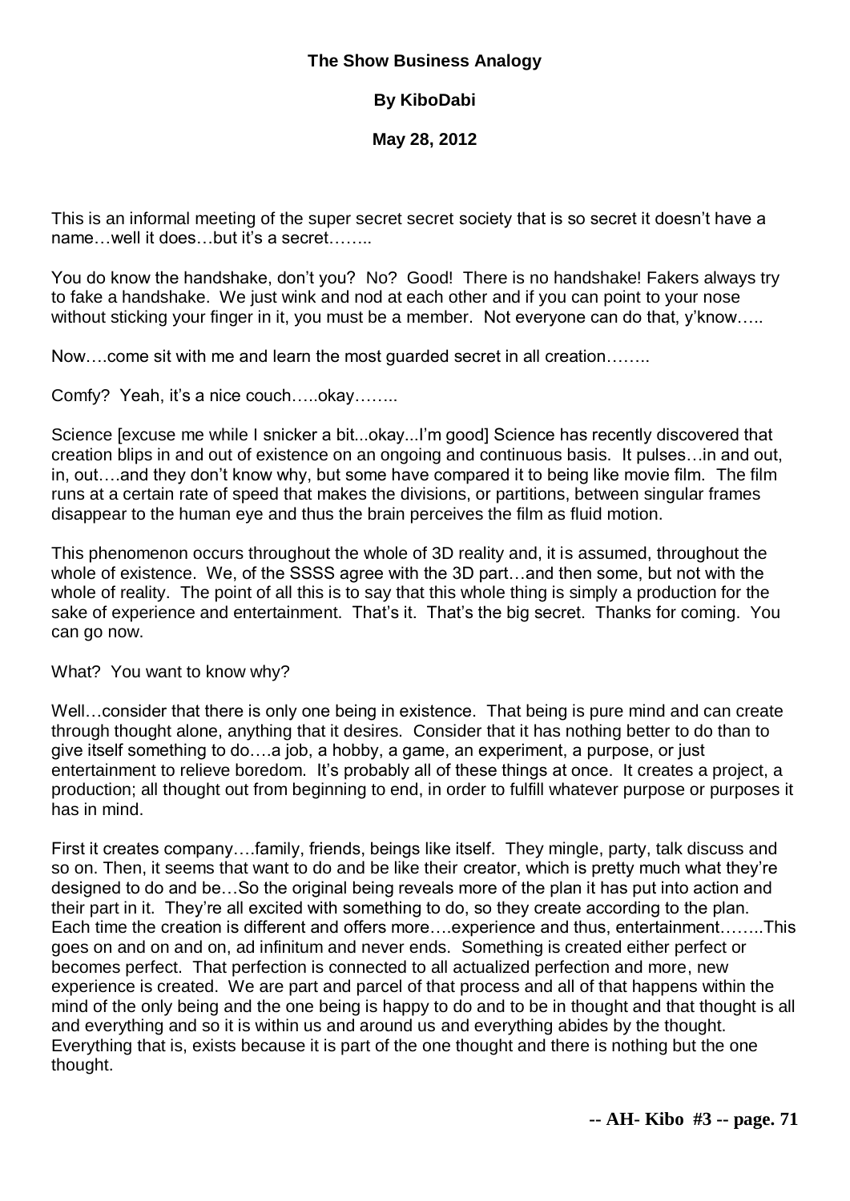**The Show Business Analogy**

**By KiboDabi**

**May 28, 2012**

This is an informal meeting of the super secret secret society that is so secret it doesn't have a name…well it does…but it's a secret……..

You do know the handshake, don't you? No? Good! There is no handshake! Fakers always try to fake a handshake. We just wink and nod at each other and if you can point to your nose without sticking your finger in it, you must be a member. Not everyone can do that, y'know…..

Now….come sit with me and learn the most guarded secret in all creation……..

Comfy? Yeah, it's a nice couch…..okay……..

Science [excuse me while I snicker a bit...okay...I'm good] Science has recently discovered that creation blips in and out of existence on an ongoing and continuous basis. It pulses…in and out, in, out….and they don't know why, but some have compared it to being like movie film. The film runs at a certain rate of speed that makes the divisions, or partitions, between singular frames disappear to the human eye and thus the brain perceives the film as fluid motion.

This phenomenon occurs throughout the whole of 3D reality and, it is assumed, throughout the whole of existence. We, of the SSSS agree with the 3D part…and then some, but not with the whole of reality. The point of all this is to say that this whole thing is simply a production for the sake of experience and entertainment. That's it. That's the big secret. Thanks for coming. You can go now.

What? You want to know why?

Well…consider that there is only one being in existence. That being is pure mind and can create through thought alone, anything that it desires. Consider that it has nothing better to do than to give itself something to do….a job, a hobby, a game, an experiment, a purpose, or just entertainment to relieve boredom. It's probably all of these things at once. It creates a project, a production; all thought out from beginning to end, in order to fulfill whatever purpose or purposes it has in mind.

First it creates company….family, friends, beings like itself. They mingle, party, talk discuss and so on. Then, it seems that want to do and be like their creator, which is pretty much what they're designed to do and be…So the original being reveals more of the plan it has put into action and their part in it. They're all excited with something to do, so they create according to the plan. Each time the creation is different and offers more….experience and thus, entertainment……..This goes on and on and on, ad infinitum and never ends. Something is created either perfect or becomes perfect. That perfection is connected to all actualized perfection and more, new experience is created. We are part and parcel of that process and all of that happens within the mind of the only being and the one being is happy to do and to be in thought and that thought is all and everything and so it is within us and around us and everything abides by the thought. Everything that is, exists because it is part of the one thought and there is nothing but the one thought.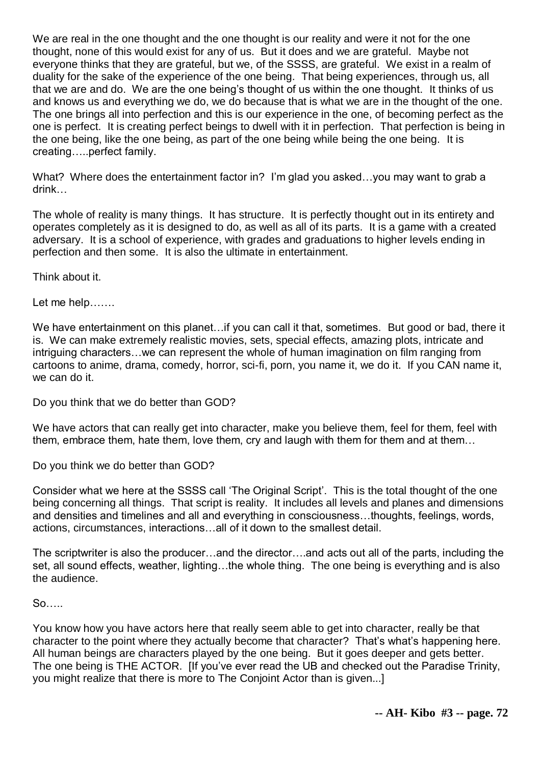We are real in the one thought and the one thought is our reality and were it not for the one thought, none of this would exist for any of us. But it does and we are grateful. Maybe not everyone thinks that they are grateful, but we, of the SSSS, are grateful. We exist in a realm of duality for the sake of the experience of the one being. That being experiences, through us, all that we are and do. We are the one being's thought of us within the one thought. It thinks of us and knows us and everything we do, we do because that is what we are in the thought of the one. The one brings all into perfection and this is our experience in the one, of becoming perfect as the one is perfect. It is creating perfect beings to dwell with it in perfection. That perfection is being in the one being, like the one being, as part of the one being while being the one being. It is creating…..perfect family.

What? Where does the entertainment factor in? I'm glad you asked…you may want to grab a drink…

The whole of reality is many things. It has structure. It is perfectly thought out in its entirety and operates completely as it is designed to do, as well as all of its parts. It is a game with a created adversary. It is a school of experience, with grades and graduations to higher levels ending in perfection and then some. It is also the ultimate in entertainment.

Think about it.

Let me help…….

We have entertainment on this planet…if you can call it that, sometimes. But good or bad, there it is. We can make extremely realistic movies, sets, special effects, amazing plots, intricate and intriguing characters…we can represent the whole of human imagination on film ranging from cartoons to anime, drama, comedy, horror, sci-fi, porn, you name it, we do it. If you CAN name it, we can do it.

Do you think that we do better than GOD?

We have actors that can really get into character, make you believe them, feel for them, feel with them, embrace them, hate them, love them, cry and laugh with them for them and at them…

Do you think we do better than GOD?

Consider what we here at the SSSS call 'The Original Script'. This is the total thought of the one being concerning all things. That script is reality. It includes all levels and planes and dimensions and densities and timelines and all and everything in consciousness…thoughts, feelings, words, actions, circumstances, interactions…all of it down to the smallest detail.

The scriptwriter is also the producer…and the director….and acts out all of the parts, including the set, all sound effects, weather, lighting…the whole thing. The one being is everything and is also the audience.

So…..

You know how you have actors here that really seem able to get into character, really be that character to the point where they actually become that character? That's what's happening here. All human beings are characters played by the one being. But it goes deeper and gets better. The one being is THE ACTOR. [If you've ever read the UB and checked out the Paradise Trinity, you might realize that there is more to The Conjoint Actor than is given...]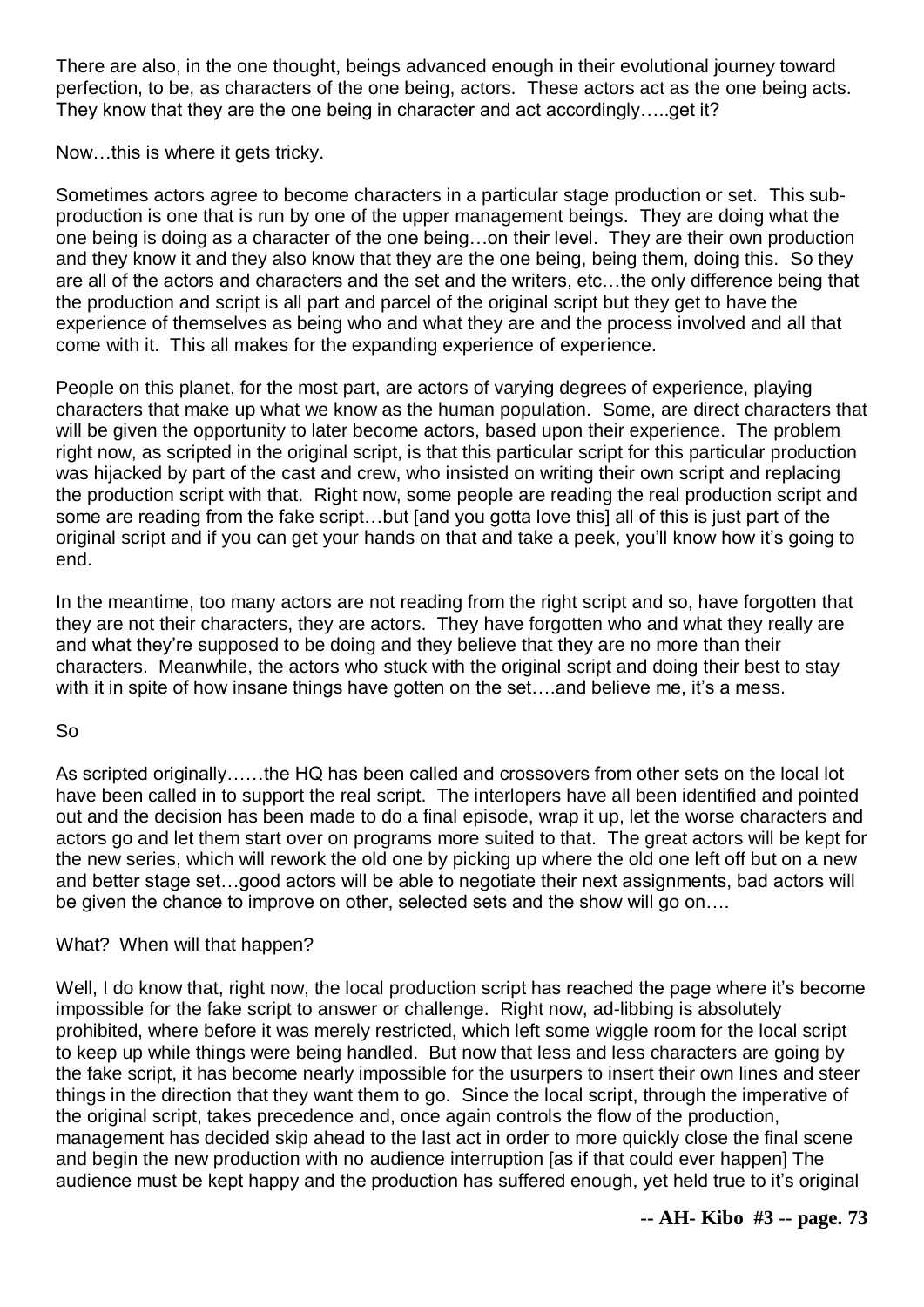There are also, in the one thought, beings advanced enough in their evolutional journey toward perfection, to be, as characters of the one being, actors. These actors act as the one being acts. They know that they are the one being in character and act accordingly…..get it?

Now…this is where it gets tricky.

Sometimes actors agree to become characters in a particular stage production or set. This sub-production is one that is run by one of the upper management beings. They are doing what the one being is doing as a character of the one being…on their level. They are their own production and they know it and they also know that they are the one being, being them, doing this. So they are all of the actors and characters and the set and the writers, etc…the only difference being that the production and script is all part and parcel of the original script but they get to have the experience of themselves as being who and what they are and the process involved and all that come with it. This all makes for the expanding experience of experience.

People on this planet, for the most part, are actors of varying degrees of experience, playing characters that make up what we know as the human population. Some, are direct characters that will be given the opportunity to later become actors, based upon their experience. The problem right now, as scripted in the original script, is that this particular script for this particular production was hijacked by part of the cast and crew, who insisted on writing their own script and replacing the production script with that. Right now, some people are reading the real production script and some are reading from the fake script…but [and you gotta love this] all of this is just part of the original script and if you can get your hands on that and take a peek, you'll know how it's going to end.

In the meantime, too many actors are not reading from the right script and so, have forgotten that they are not their characters, they are actors. They have forgotten who and what they really are and what they're supposed to be doing and they believe that they are no more than their characters. Meanwhile, the actors who stuck with the original script and doing their best to stay with it in spite of how insane things have gotten on the set….and believe me, it's a mess.

So

As scripted originally……the HQ has been called and crossovers from other sets on the local lot have been called in to support the real script. The interlopers have all been identified and pointed out and the decision has been made to do a final episode, wrap it up, let the worse characters and actors go and let them start over on programs more suited to that. The great actors will be kept for the new series, which will rework the old one by picking up where the old one left off but on a new and better stage set…good actors will be able to negotiate their next assignments, bad actors will be given the chance to improve on other, selected sets and the show will go on….

What? When will that happen?

Well, I do know that, right now, the local production script has reached the page where it's become impossible for the fake script to answer or challenge. Right now, ad-libbing is absolutely prohibited, where before it was merely restricted, which left some wiggle room for the local script to keep up while things were being handled. But now that less and less characters are going by the fake script, it has become nearly impossible for the usurpers to insert their own lines and steer things in the direction that they want them to go. Since the local script, through the imperative of the original script, takes precedence and, once again controls the flow of the production, management has decided skip ahead to the last act in order to more quickly close the final scene and begin the new production with no audience interruption [as if that could ever happen] The audience must be kept happy and the production has suffered enough, yet held true to it's original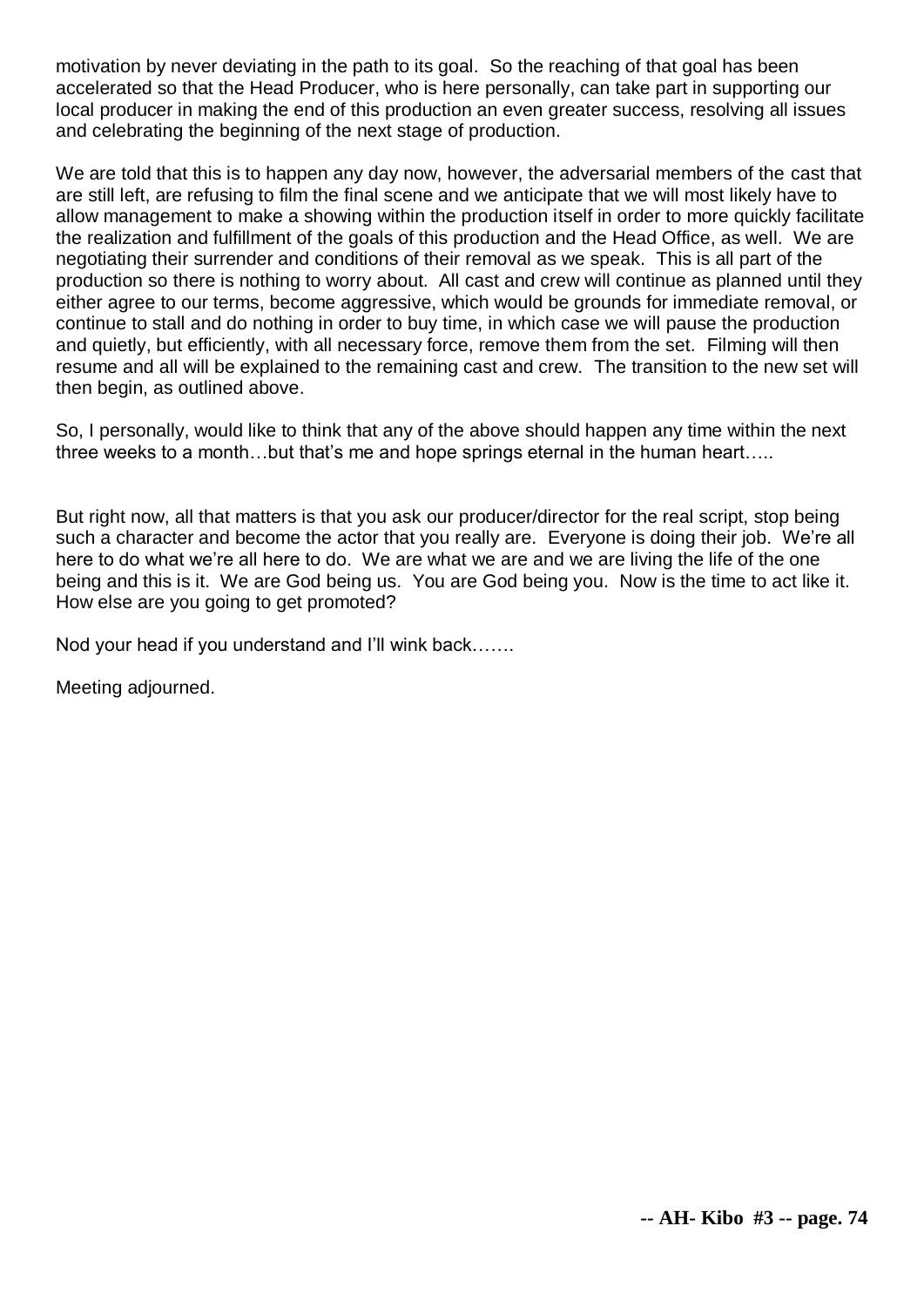motivation by never deviating in the path to its goal. So the reaching of that goal has been accelerated so that the Head Producer, who is here personally, can take part in supporting our local producer in making the end of this production an even greater success, resolving all issues and celebrating the beginning of the next stage of production.

We are told that this is to happen any day now, however, the adversarial members of the cast that are still left, are refusing to film the final scene and we anticipate that we will most likely have to allow management to make a showing within the production itself in order to more quickly facilitate the realization and fulfillment of the goals of this production and the Head Office, as well. We are negotiating their surrender and conditions of their removal as we speak. This is all part of the production so there is nothing to worry about. All cast and crew will continue as planned until they either agree to our terms, become aggressive, which would be grounds for immediate removal, or continue to stall and do nothing in order to buy time, in which case we will pause the production and quietly, but efficiently, with all necessary force, remove them from the set. Filming will then resume and all will be explained to the remaining cast and crew. The transition to the new set will then begin, as outlined above.

So, I personally, would like to think that any of the above should happen any time within the next three weeks to a month…but that's me and hope springs eternal in the human heart…..

But right now, all that matters is that you ask our producer/director for the real script, stop being such a character and become the actor that you really are. Everyone is doing their job. We're all here to do what we're all here to do. We are what we are and we are living the life of the one being and this is it. We are God being us. You are God being you. Now is the time to act like it. How else are you going to get promoted?

Nod your head if you understand and I'll wink back…….

Meeting adjourned.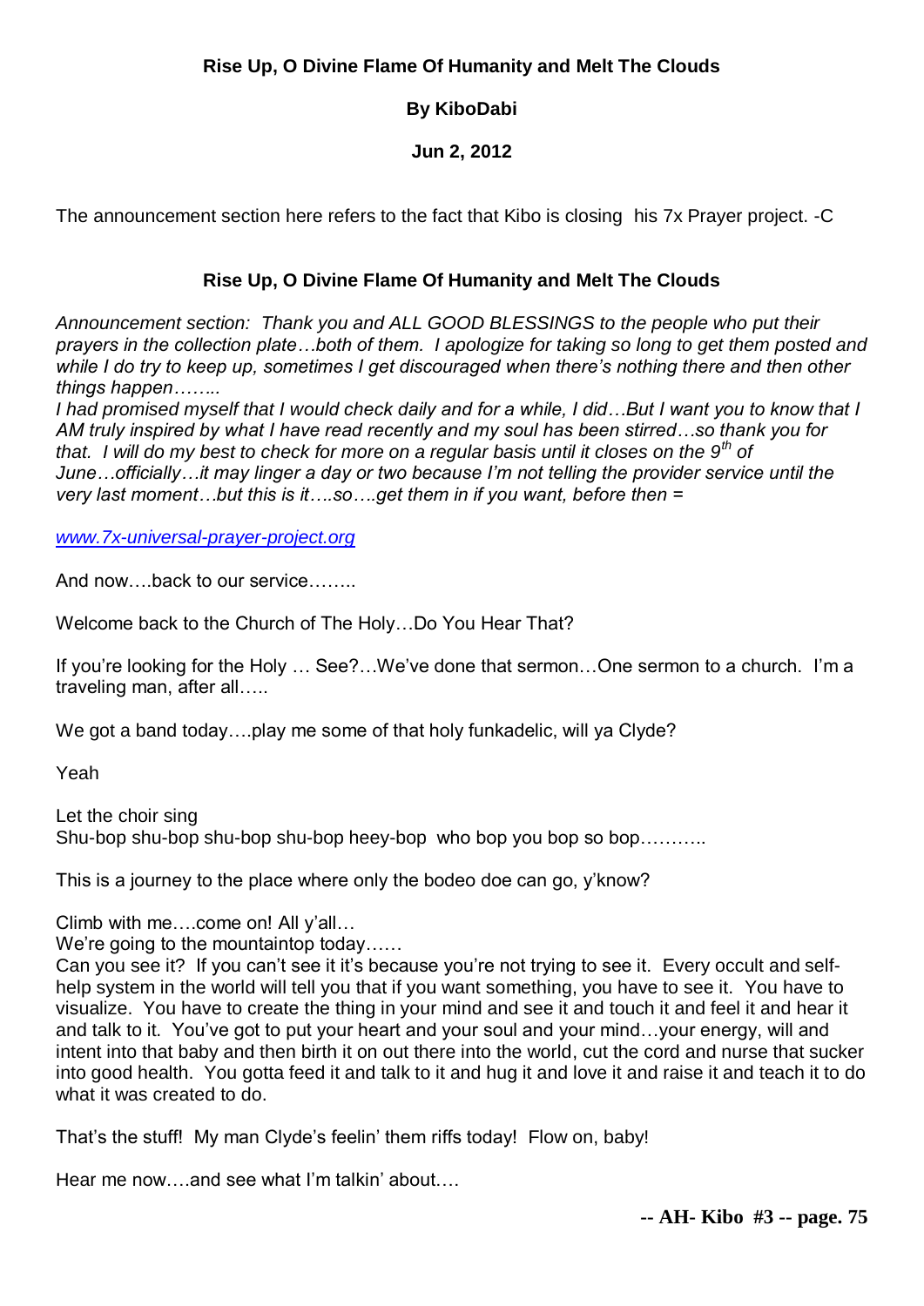**Rise Up, O Divine Flame Of Humanity and Melt The Clouds**

**By KiboDabi**

**Jun 2, 2012**

The announcement section here refers to the fact that Kibo is closing his 7x Prayer project. -C

## Rise Up, O Divine Flame Of Humanity and Melt The Clouds

*Announcement section: Thank you and ALL GOOD BLESSINGS to the people who put their prayers in the collection plate…both of them. I apologize for taking so long to get them posted and while I do try to keep up, sometimes I get discouraged when there's nothing there and then other things happen……..*
*I had promised myself that I would check daily and for a while, I did…But I want you to know that I AM truly inspired by what I have read recently and my soul has been stirred…so thank you for that. I will do my best to check for more on a regular basis until it closes on the 9th of June…officially…it may linger a day or two because I'm not telling the provider service until the very last moment…but this is it….so….get them in if you want, before then =*

www.7x-universal-prayer-project.org

And now….back to our service……..

Welcome back to the Church of The Holy…Do You Hear That?

If you're looking for the Holy … See?…We've done that sermon…One sermon to a church. I'm a traveling man, after all…..

We got a band today….play me some of that holy funkadelic, will ya Clyde?

Yeah

Let the choir sing
Shu-bop shu-bop shu-bop shu-bop heey-bop who bop you bop so bop………..

This is a journey to the place where only the bodeo doe can go, y'know?

Climb with me….come on! All y'all…
We're going to the mountaintop today……
Can you see it? If you can't see it it's because you're not trying to see it. Every occult and self-help system in the world will tell you that if you want something, you have to see it. You have to visualize. You have to create the thing in your mind and see it and touch it and feel it and hear it and talk to it. You've got to put your heart and your soul and your mind…your energy, will and intent into that baby and then birth it on out there into the world, cut the cord and nurse that sucker into good health. You gotta feed it and talk to it and hug it and love it and raise it and teach it to do what it was created to do.

That's the stuff! My man Clyde's feelin' them riffs today! Flow on, baby!

Hear me now….and see what I'm talkin' about….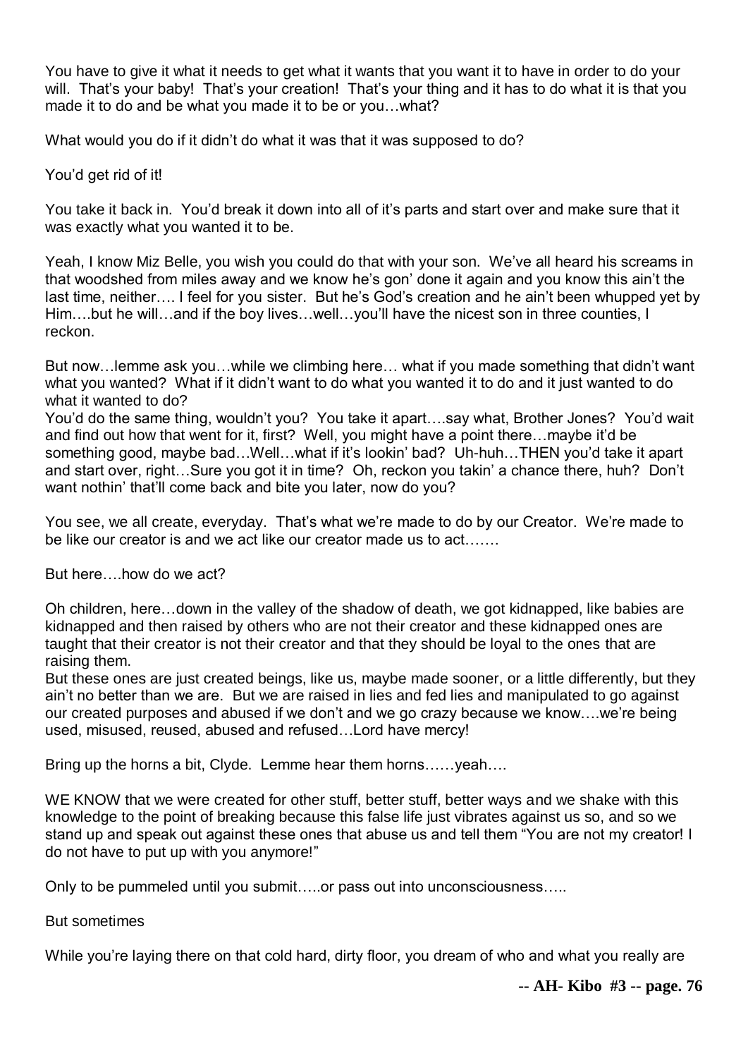You have to give it what it needs to get what it wants that you want it to have in order to do your will. That's your baby! That's your creation! That's your thing and it has to do what it is that you made it to do and be what you made it to be or you…what?

What would you do if it didn't do what it was that it was supposed to do?

You'd get rid of it!

You take it back in. You'd break it down into all of it's parts and start over and make sure that it was exactly what you wanted it to be.

Yeah, I know Miz Belle, you wish you could do that with your son. We've all heard his screams in that woodshed from miles away and we know he's gon' done it again and you know this ain't the last time, neither…. I feel for you sister. But he's God's creation and he ain't been whupped yet by Him….but he will…and if the boy lives…well…you'll have the nicest son in three counties, I reckon.

But now…lemme ask you…while we climbing here… what if you made something that didn't want what you wanted? What if it didn't want to do what you wanted it to do and it just wanted to do what it wanted to do?
You'd do the same thing, wouldn't you? You take it apart….say what, Brother Jones? You'd wait and find out how that went for it, first? Well, you might have a point there…maybe it'd be something good, maybe bad…Well…what if it's lookin' bad? Uh-huh…THEN you'd take it apart and start over, right…Sure you got it in time? Oh, reckon you takin' a chance there, huh? Don't want nothin' that'll come back and bite you later, now do you?

You see, we all create, everyday. That's what we're made to do by our Creator. We're made to be like our creator is and we act like our creator made us to act…….

But here….how do we act?

Oh children, here…down in the valley of the shadow of death, we got kidnapped, like babies are kidnapped and then raised by others who are not their creator and these kidnapped ones are taught that their creator is not their creator and that they should be loyal to the ones that are raising them.
But these ones are just created beings, like us, maybe made sooner, or a little differently, but they ain't no better than we are. But we are raised in lies and fed lies and manipulated to go against our created purposes and abused if we don't and we go crazy because we know….we're being used, misused, reused, abused and refused…Lord have mercy!

Bring up the horns a bit, Clyde. Lemme hear them horns……yeah….

WE KNOW that we were created for other stuff, better stuff, better ways and we shake with this knowledge to the point of breaking because this false life just vibrates against us so, and so we stand up and speak out against these ones that abuse us and tell them "You are not my creator! I do not have to put up with you anymore!"

Only to be pummeled until you submit…..or pass out into unconsciousness…..

But sometimes

While you're laying there on that cold hard, dirty floor, you dream of who and what you really are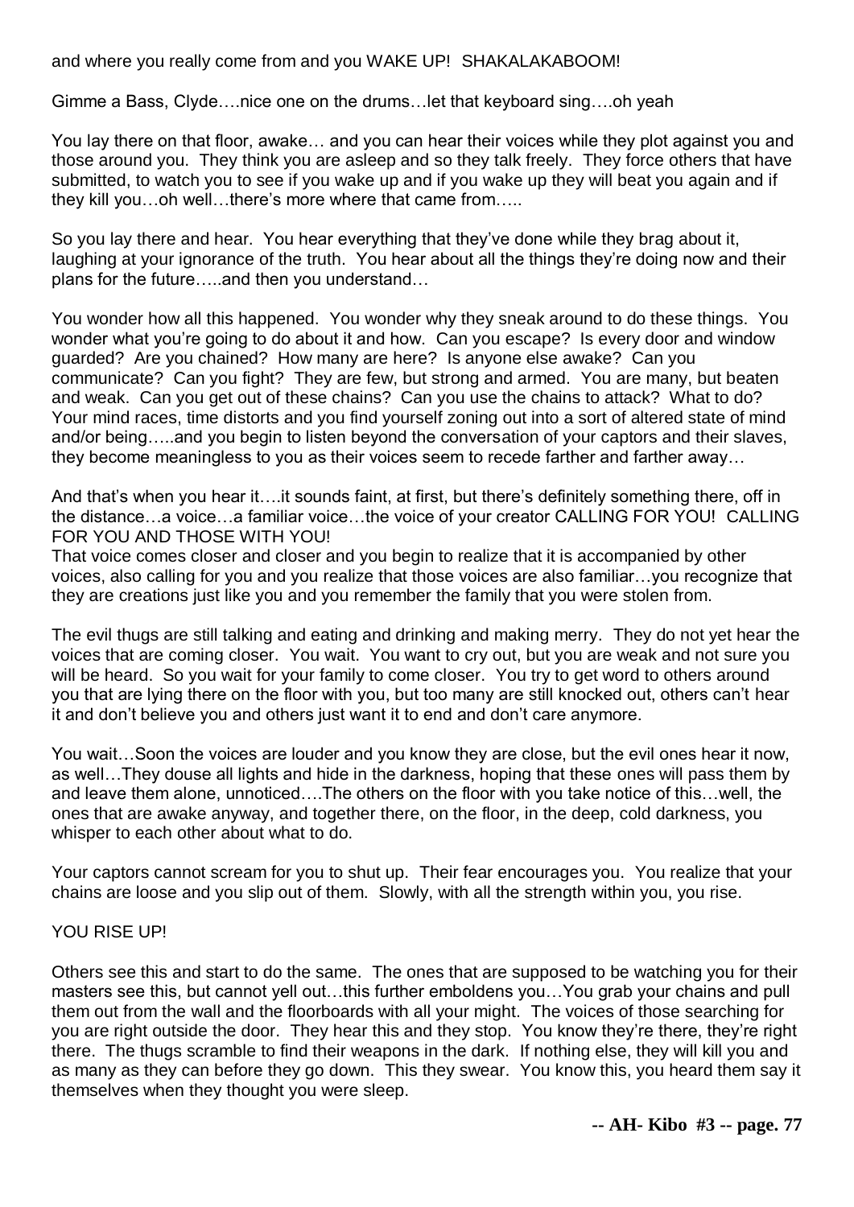and where you really come from and you WAKE UP! SHAKALAKABOOM!

Gimme a Bass, Clyde….nice one on the drums…let that keyboard sing….oh yeah

You lay there on that floor, awake… and you can hear their voices while they plot against you and those around you. They think you are asleep and so they talk freely. They force others that have submitted, to watch you to see if you wake up and if you wake up they will beat you again and if they kill you…oh well…there's more where that came from…..

So you lay there and hear. You hear everything that they've done while they brag about it, laughing at your ignorance of the truth. You hear about all the things they're doing now and their plans for the future…..and then you understand…

You wonder how all this happened. You wonder why they sneak around to do these things. You wonder what you're going to do about it and how. Can you escape? Is every door and window guarded? Are you chained? How many are here? Is anyone else awake? Can you communicate? Can you fight? They are few, but strong and armed. You are many, but beaten and weak. Can you get out of these chains? Can you use the chains to attack? What to do? Your mind races, time distorts and you find yourself zoning out into a sort of altered state of mind and/or being…..and you begin to listen beyond the conversation of your captors and their slaves, they become meaningless to you as their voices seem to recede farther and farther away…

And that's when you hear it….it sounds faint, at first, but there's definitely something there, off in the distance…a voice…a familiar voice…the voice of your creator CALLING FOR YOU! CALLING FOR YOU AND THOSE WITH YOU!
That voice comes closer and closer and you begin to realize that it is accompanied by other voices, also calling for you and you realize that those voices are also familiar…you recognize that they are creations just like you and you remember the family that you were stolen from.

The evil thugs are still talking and eating and drinking and making merry. They do not yet hear the voices that are coming closer. You wait. You want to cry out, but you are weak and not sure you will be heard. So you wait for your family to come closer. You try to get word to others around you that are lying there on the floor with you, but too many are still knocked out, others can't hear it and don't believe you and others just want it to end and don't care anymore.

You wait…Soon the voices are louder and you know they are close, but the evil ones hear it now, as well…They douse all lights and hide in the darkness, hoping that these ones will pass them by and leave them alone, unnoticed….The others on the floor with you take notice of this…well, the ones that are awake anyway, and together there, on the floor, in the deep, cold darkness, you whisper to each other about what to do.

Your captors cannot scream for you to shut up. Their fear encourages you. You realize that your chains are loose and you slip out of them. Slowly, with all the strength within you, you rise.

YOU RISE UP!

Others see this and start to do the same. The ones that are supposed to be watching you for their masters see this, but cannot yell out…this further emboldens you…You grab your chains and pull them out from the wall and the floorboards with all your might. The voices of those searching for you are right outside the door. They hear this and they stop. You know they're there, they're right there. The thugs scramble to find their weapons in the dark. If nothing else, they will kill you and as many as they can before they go down. This they swear. You know this, you heard them say it themselves when they thought you were sleep.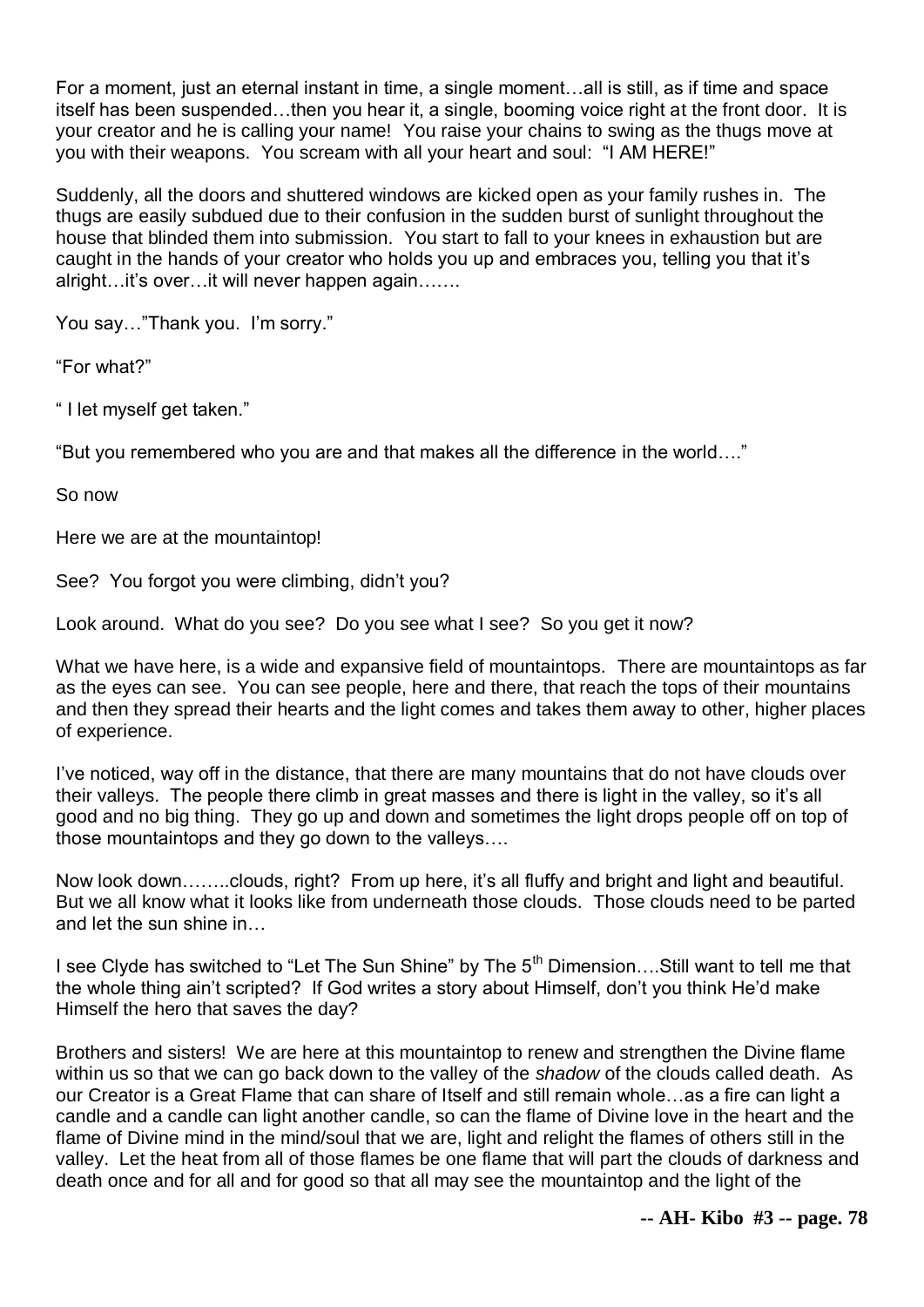For a moment, just an eternal instant in time, a single moment…all is still, as if time and space itself has been suspended…then you hear it, a single, booming voice right at the front door. It is your creator and he is calling your name! You raise your chains to swing as the thugs move at you with their weapons. You scream with all your heart and soul: "I AM HERE!"

Suddenly, all the doors and shuttered windows are kicked open as your family rushes in. The thugs are easily subdued due to their confusion in the sudden burst of sunlight throughout the house that blinded them into submission. You start to fall to your knees in exhaustion but are caught in the hands of your creator who holds you up and embraces you, telling you that it's alright…it's over…it will never happen again…….

You say…"Thank you. I'm sorry."

"For what?"

" I let myself get taken."

"But you remembered who you are and that makes all the difference in the world…."

So now

Here we are at the mountaintop!

See? You forgot you were climbing, didn't you?

Look around. What do you see? Do you see what I see? So you get it now?

What we have here, is a wide and expansive field of mountaintops. There are mountaintops as far as the eyes can see. You can see people, here and there, that reach the tops of their mountains and then they spread their hearts and the light comes and takes them away to other, higher places of experience.

I've noticed, way off in the distance, that there are many mountains that do not have clouds over their valleys. The people there climb in great masses and there is light in the valley, so it's all good and no big thing. They go up and down and sometimes the light drops people off on top of those mountaintops and they go down to the valleys….

Now look down……..clouds, right? From up here, it's all fluffy and bright and light and beautiful. But we all know what it looks like from underneath those clouds. Those clouds need to be parted and let the sun shine in…

I see Clyde has switched to "Let The Sun Shine" by The 5th Dimension….Still want to tell me that the whole thing ain't scripted? If God writes a story about Himself, don't you think He'd make Himself the hero that saves the day?

Brothers and sisters! We are here at this mountaintop to renew and strengthen the Divine flame within us so that we can go back down to the valley of the *shadow* of the clouds called death. As our Creator is a Great Flame that can share of Itself and still remain whole…as a fire can light a candle and a candle can light another candle, so can the flame of Divine love in the heart and the flame of Divine mind in the mind/soul that we are, light and relight the flames of others still in the valley. Let the heat from all of those flames be one flame that will part the clouds of darkness and death once and for all and for good so that all may see the mountaintop and the light of the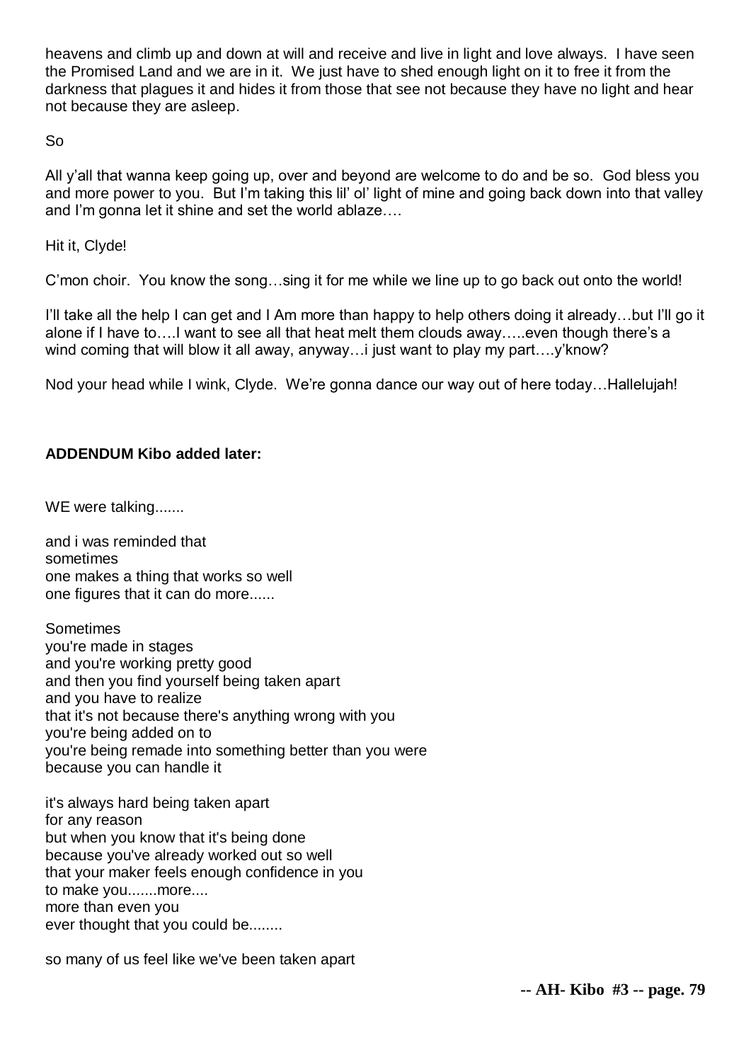heavens and climb up and down at will and receive and live in light and love always. I have seen the Promised Land and we are in it. We just have to shed enough light on it to free it from the darkness that plagues it and hides it from those that see not because they have no light and hear not because they are asleep.

So

All y'all that wanna keep going up, over and beyond are welcome to do and be so. God bless you and more power to you. But I'm taking this lil' ol' light of mine and going back down into that valley and I'm gonna let it shine and set the world ablaze….

Hit it, Clyde!

C'mon choir. You know the song…sing it for me while we line up to go back out onto the world!

I'll take all the help I can get and I Am more than happy to help others doing it already…but I'll go it alone if I have to….I want to see all that heat melt them clouds away…..even though there's a wind coming that will blow it all away, anyway…i just want to play my part….y'know?

Nod your head while I wink, Clyde. We're gonna dance our way out of here today…Hallelujah!

**ADDENDUM Kibo added later:**

WE were talking.......

and i was reminded that
sometimes
one makes a thing that works so well
one figures that it can do more......

Sometimes
you're made in stages
and you're working pretty good
and then you find yourself being taken apart
and you have to realize
that it's not because there's anything wrong with you
you're being added on to
you're being remade into something better than you were
because you can handle it

it's always hard being taken apart
for any reason
but when you know that it's being done
because you've already worked out so well
that your maker feels enough confidence in you
to make you.......more....
more than even you
ever thought that you could be........

so many of us feel like we've been taken apart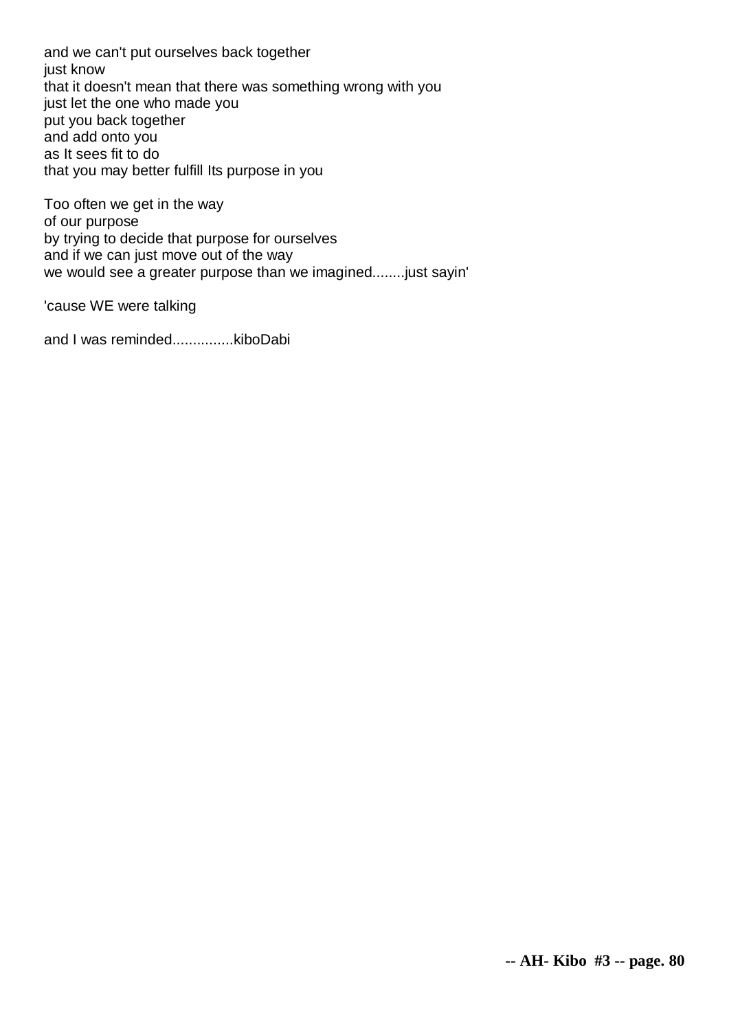and we can't put ourselves back together  
just know  
that it doesn't mean that there was something wrong with you  
just let the one who made you  
put you back together  
and add onto you  
as It sees fit to do  
that you may better fulfill Its purpose in you

Too often we get in the way  
of our purpose  
by trying to decide that purpose for ourselves  
and if we can just move out of the way  
we would see a greater purpose than we imagined........just sayin'

'cause WE were talking

and I was reminded...............kiboDabi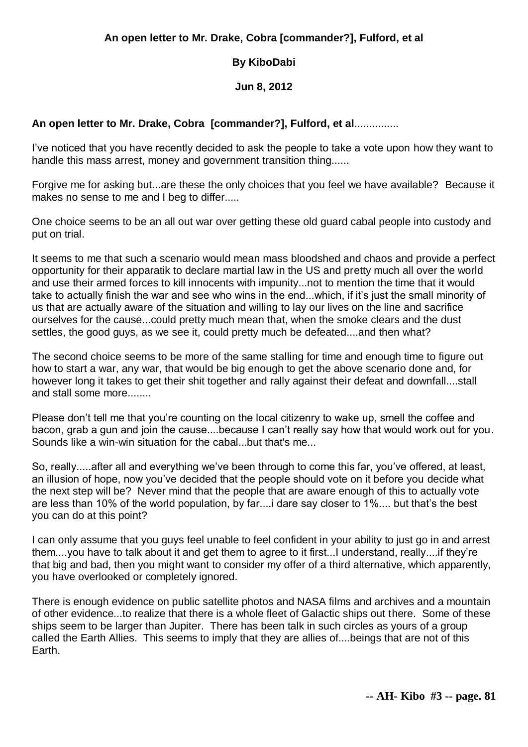**An open letter to Mr. Drake, Cobra [commander?], Fulford, et al**

**By KiboDabi**

**Jun 8, 2012**

**An open letter to Mr. Drake, Cobra [commander?], Fulford, et al**...............

I've noticed that you have recently decided to ask the people to take a vote upon how they want to handle this mass arrest, money and government transition thing......

Forgive me for asking but...are these the only choices that you feel we have available? Because it makes no sense to me and I beg to differ.....

One choice seems to be an all out war over getting these old guard cabal people into custody and put on trial.

It seems to me that such a scenario would mean mass bloodshed and chaos and provide a perfect opportunity for their apparatik to declare martial law in the US and pretty much all over the world and use their armed forces to kill innocents with impunity...not to mention the time that it would take to actually finish the war and see who wins in the end...which, if it's just the small minority of us that are actually aware of the situation and willing to lay our lives on the line and sacrifice ourselves for the cause...could pretty much mean that, when the smoke clears and the dust settles, the good guys, as we see it, could pretty much be defeated....and then what?

The second choice seems to be more of the same stalling for time and enough time to figure out how to start a war, any war, that would be big enough to get the above scenario done and, for however long it takes to get their shit together and rally against their defeat and downfall....stall and stall some more........

Please don't tell me that you're counting on the local citizenry to wake up, smell the coffee and bacon, grab a gun and join the cause....because I can't really say how that would work out for you. Sounds like a win-win situation for the cabal...but that's me...

So, really.....after all and everything we've been through to come this far, you've offered, at least, an illusion of hope, now you've decided that the people should vote on it before you decide what the next step will be? Never mind that the people that are aware enough of this to actually vote are less than 10% of the world population, by far....i dare say closer to 1%.... but that's the best you can do at this point?

I can only assume that you guys feel unable to feel confident in your ability to just go in and arrest them....you have to talk about it and get them to agree to it first...I understand, really....if they're that big and bad, then you might want to consider my offer of a third alternative, which apparently, you have overlooked or completely ignored.

There is enough evidence on public satellite photos and NASA films and archives and a mountain of other evidence...to realize that there is a whole fleet of Galactic ships out there. Some of these ships seem to be larger than Jupiter. There has been talk in such circles as yours of a group called the Earth Allies. This seems to imply that they are allies of....beings that are not of this Earth.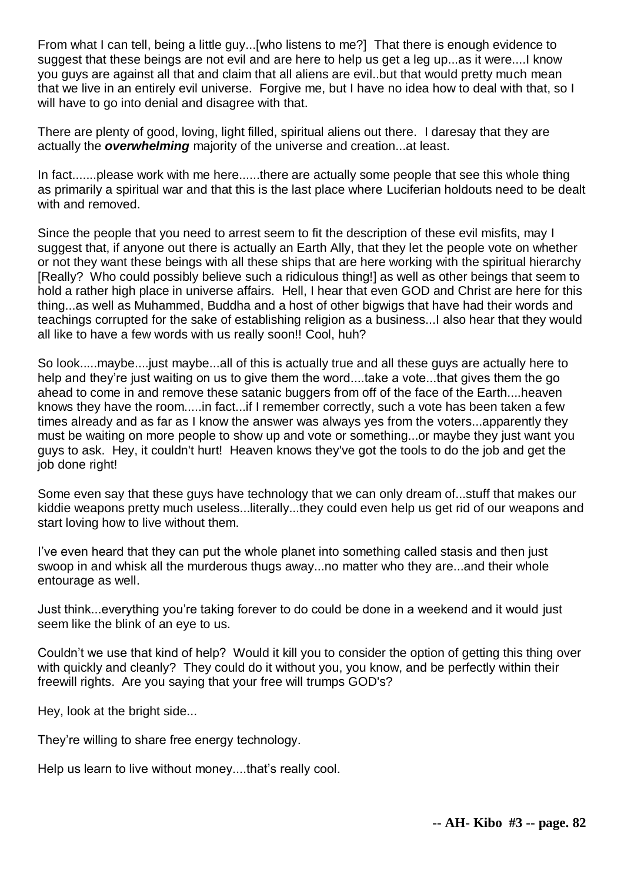From what I can tell, being a little guy...[who listens to me?] That there is enough evidence to suggest that these beings are not evil and are here to help us get a leg up...as it were....I know you guys are against all that and claim that all aliens are evil..but that would pretty much mean that we live in an entirely evil universe. Forgive me, but I have no idea how to deal with that, so I will have to go into denial and disagree with that.

There are plenty of good, loving, light filled, spiritual aliens out there. I daresay that they are actually the ***overwhelming*** majority of the universe and creation...at least.

In fact.......please work with me here......there are actually some people that see this whole thing as primarily a spiritual war and that this is the last place where Luciferian holdouts need to be dealt with and removed.

Since the people that you need to arrest seem to fit the description of these evil misfits, may I suggest that, if anyone out there is actually an Earth Ally, that they let the people vote on whether or not they want these beings with all these ships that are here working with the spiritual hierarchy [Really? Who could possibly believe such a ridiculous thing!] as well as other beings that seem to hold a rather high place in universe affairs. Hell, I hear that even GOD and Christ are here for this thing...as well as Muhammed, Buddha and a host of other bigwigs that have had their words and teachings corrupted for the sake of establishing religion as a business...I also hear that they would all like to have a few words with us really soon!! Cool, huh?

So look.....maybe....just maybe...all of this is actually true and all these guys are actually here to help and they're just waiting on us to give them the word....take a vote...that gives them the go ahead to come in and remove these satanic buggers from off of the face of the Earth....heaven knows they have the room.....in fact...if I remember correctly, such a vote has been taken a few times already and as far as I know the answer was always yes from the voters...apparently they must be waiting on more people to show up and vote or something...or maybe they just want you guys to ask. Hey, it couldn't hurt! Heaven knows they've got the tools to do the job and get the job done right!

Some even say that these guys have technology that we can only dream of...stuff that makes our kiddie weapons pretty much useless...literally...they could even help us get rid of our weapons and start loving how to live without them.

I've even heard that they can put the whole planet into something called stasis and then just swoop in and whisk all the murderous thugs away...no matter who they are...and their whole entourage as well.

Just think...everything you're taking forever to do could be done in a weekend and it would just seem like the blink of an eye to us.

Couldn't we use that kind of help? Would it kill you to consider the option of getting this thing over with quickly and cleanly? They could do it without you, you know, and be perfectly within their freewill rights. Are you saying that your free will trumps GOD's?

Hey, look at the bright side...

They're willing to share free energy technology.

Help us learn to live without money....that's really cool.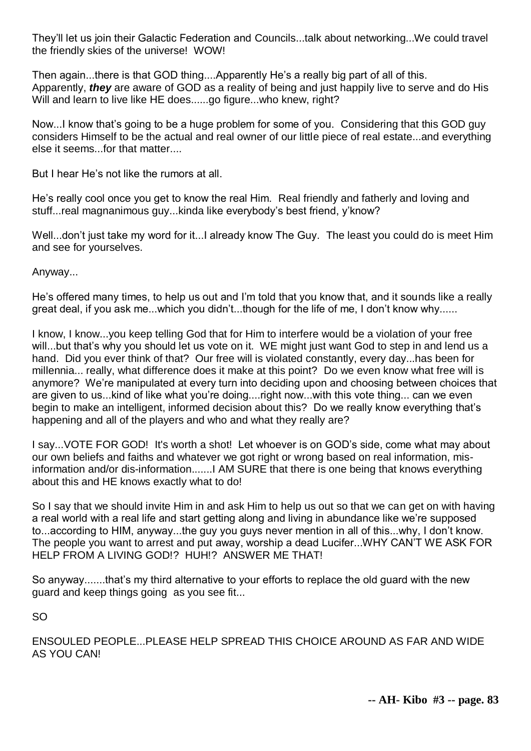They'll let us join their Galactic Federation and Councils...talk about networking...We could travel the friendly skies of the universe! WOW!

Then again...there is that GOD thing....Apparently He's a really big part of all of this. Apparently, ***they*** are aware of GOD as a reality of being and just happily live to serve and do His Will and learn to live like HE does......go figure...who knew, right?

Now...I know that's going to be a huge problem for some of you. Considering that this GOD guy considers Himself to be the actual and real owner of our little piece of real estate...and everything else it seems...for that matter....

But I hear He's not like the rumors at all.

He's really cool once you get to know the real Him. Real friendly and fatherly and loving and stuff...real magnanimous guy...kinda like everybody's best friend, y'know?

Well...don't just take my word for it...I already know The Guy. The least you could do is meet Him and see for yourselves.

Anyway...

He's offered many times, to help us out and I'm told that you know that, and it sounds like a really great deal, if you ask me...which you didn't...though for the life of me, I don't know why......

I know, I know...you keep telling God that for Him to interfere would be a violation of your free will...but that's why you should let us vote on it. WE might just want God to step in and lend us a hand. Did you ever think of that? Our free will is violated constantly, every day...has been for millennia... really, what difference does it make at this point? Do we even know what free will is anymore? We're manipulated at every turn into deciding upon and choosing between choices that are given to us...kind of like what you're doing....right now...with this vote thing... can we even begin to make an intelligent, informed decision about this? Do we really know everything that's happening and all of the players and who and what they really are?

I say...VOTE FOR GOD! It's worth a shot! Let whoever is on GOD's side, come what may about our own beliefs and faiths and whatever we got right or wrong based on real information, mis-information and/or dis-information.......I AM SURE that there is one being that knows everything about this and HE knows exactly what to do!

So I say that we should invite Him in and ask Him to help us out so that we can get on with having a real world with a real life and start getting along and living in abundance like we're supposed to...according to HIM, anyway...the guy you guys never mention in all of this...why, I don't know. The people you want to arrest and put away, worship a dead Lucifer...WHY CAN'T WE ASK FOR HELP FROM A LIVING GOD!? HUH!? ANSWER ME THAT!

So anyway.......that's my third alternative to your efforts to replace the old guard with the new guard and keep things going as you see fit...

SO

ENSOULED PEOPLE...PLEASE HELP SPREAD THIS CHOICE AROUND AS FAR AND WIDE AS YOU CAN!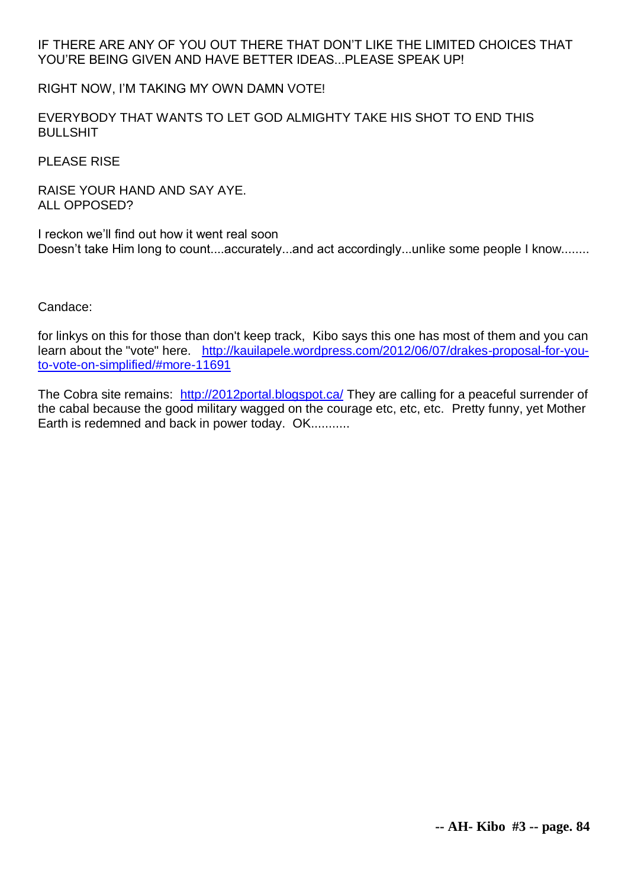IF THERE ARE ANY OF YOU OUT THERE THAT DON'T LIKE THE LIMITED CHOICES THAT YOU'RE BEING GIVEN AND HAVE BETTER IDEAS...PLEASE SPEAK UP!

RIGHT NOW, I'M TAKING MY OWN DAMN VOTE!

EVERYBODY THAT WANTS TO LET GOD ALMIGHTY TAKE HIS SHOT TO END THIS BULLSHIT

PLEASE RISE

RAISE YOUR HAND AND SAY AYE.
ALL OPPOSED?

I reckon we'll find out how it went real soon
Doesn't take Him long to count....accurately...and act accordingly...unlike some people I know........

Candace:

for linkys on this for those than don't keep track, Kibo says this one has most of them and you can learn about the "vote" here. [http://kauilapele.wordpress.com/2012/06/07/drakes-proposal-for-you-to-vote-on-simplified/#more-11691](http://kauilapele.wordpress.com/2012/06/07/drakes-proposal-for-you-to-vote-on-simplified/#more-11691)

The Cobra site remains: [http://2012portal.blogspot.ca/](http://2012portal.blogspot.ca/) They are calling for a peaceful surrender of the cabal because the good military wagged on the courage etc, etc, etc. Pretty funny, yet Mother Earth is redemned and back in power today. OK...........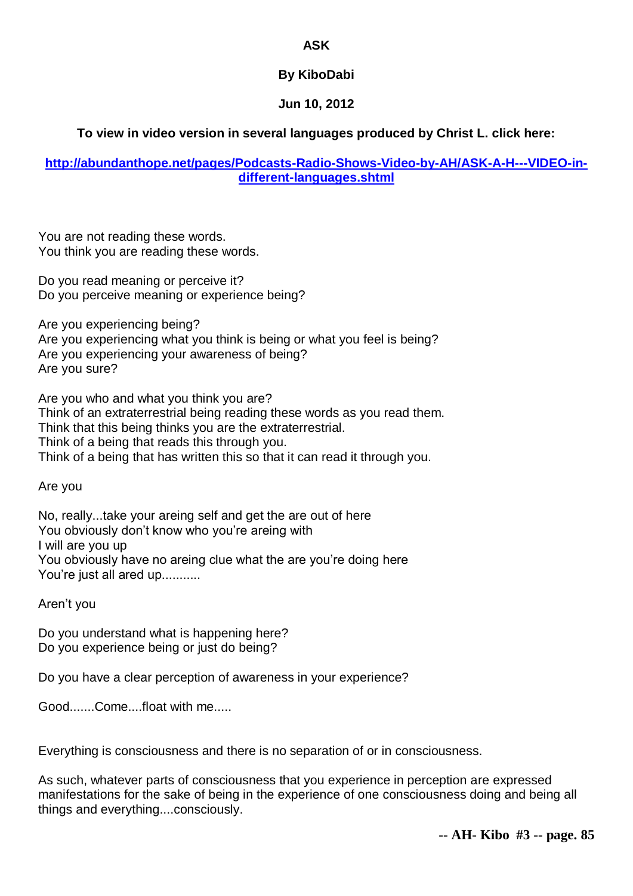**ASK**

**By KiboDabi**

**Jun 10, 2012**

**To view in video version in several languages produced by Christ L. click here:**

**[http://abundanthope.net/pages/Podcasts-Radio-Shows-Video-by-AH/ASK-A-H---VIDEO-in-different-languages.shtml](http://abundanthope.net/pages/Podcasts-Radio-Shows-Video-by-AH/ASK-A-H---VIDEO-in-different-languages.shtml)**

You are not reading these words.
You think you are reading these words.

Do you read meaning or perceive it?
Do you perceive meaning or experience being?

Are you experiencing being?
Are you experiencing what you think is being or what you feel is being?
Are you experiencing your awareness of being?
Are you sure?

Are you who and what you think you are?
Think of an extraterrestrial being reading these words as you read them.
Think that this being thinks you are the extraterrestrial.
Think of a being that reads this through you.
Think of a being that has written this so that it can read it through you.

Are you

No, really...take your areing self and get the are out of here
You obviously don't know who you're areing with
I will are you up
You obviously have no areing clue what the are you're doing here
You're just all ared up...........

Aren't you

Do you understand what is happening here?
Do you experience being or just do being?

Do you have a clear perception of awareness in your experience?

Good.......Come....float with me.....

Everything is consciousness and there is no separation of or in consciousness.

As such, whatever parts of consciousness that you experience in perception are expressed manifestations for the sake of being in the experience of one consciousness doing and being all things and everything....consciously.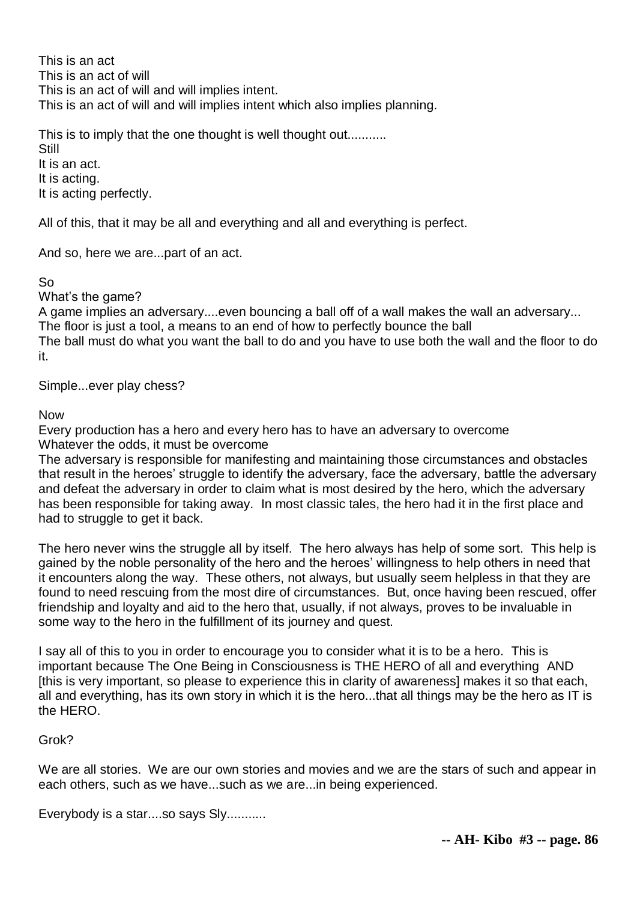This is an act
This is an act of will
This is an act of will and will implies intent.
This is an act of will and will implies intent which also implies planning.

This is to imply that the one thought is well thought out...........
Still
It is an act.
It is acting.
It is acting perfectly.

All of this, that it may be all and everything and all and everything is perfect.

And so, here we are...part of an act.

So
What's the game?
A game implies an adversary....even bouncing a ball off of a wall makes the wall an adversary...
The floor is just a tool, a means to an end of how to perfectly bounce the ball
The ball must do what you want the ball to do and you have to use both the wall and the floor to do it.

Simple...ever play chess?

Now
Every production has a hero and every hero has to have an adversary to overcome
Whatever the odds, it must be overcome
The adversary is responsible for manifesting and maintaining those circumstances and obstacles that result in the heroes' struggle to identify the adversary, face the adversary, battle the adversary and defeat the adversary in order to claim what is most desired by the hero, which the adversary has been responsible for taking away. In most classic tales, the hero had it in the first place and had to struggle to get it back.

The hero never wins the struggle all by itself. The hero always has help of some sort. This help is gained by the noble personality of the hero and the heroes' willingness to help others in need that it encounters along the way. These others, not always, but usually seem helpless in that they are found to need rescuing from the most dire of circumstances. But, once having been rescued, offer friendship and loyalty and aid to the hero that, usually, if not always, proves to be invaluable in some way to the hero in the fulfillment of its journey and quest.

I say all of this to you in order to encourage you to consider what it is to be a hero. This is important because The One Being in Consciousness is THE HERO of all and everything AND [this is very important, so please to experience this in clarity of awareness] makes it so that each, all and everything, has its own story in which it is the hero...that all things may be the hero as IT is the HERO.

Grok?

We are all stories. We are our own stories and movies and we are the stars of such and appear in each others, such as we have...such as we are...in being experienced.

Everybody is a star....so says Sly...........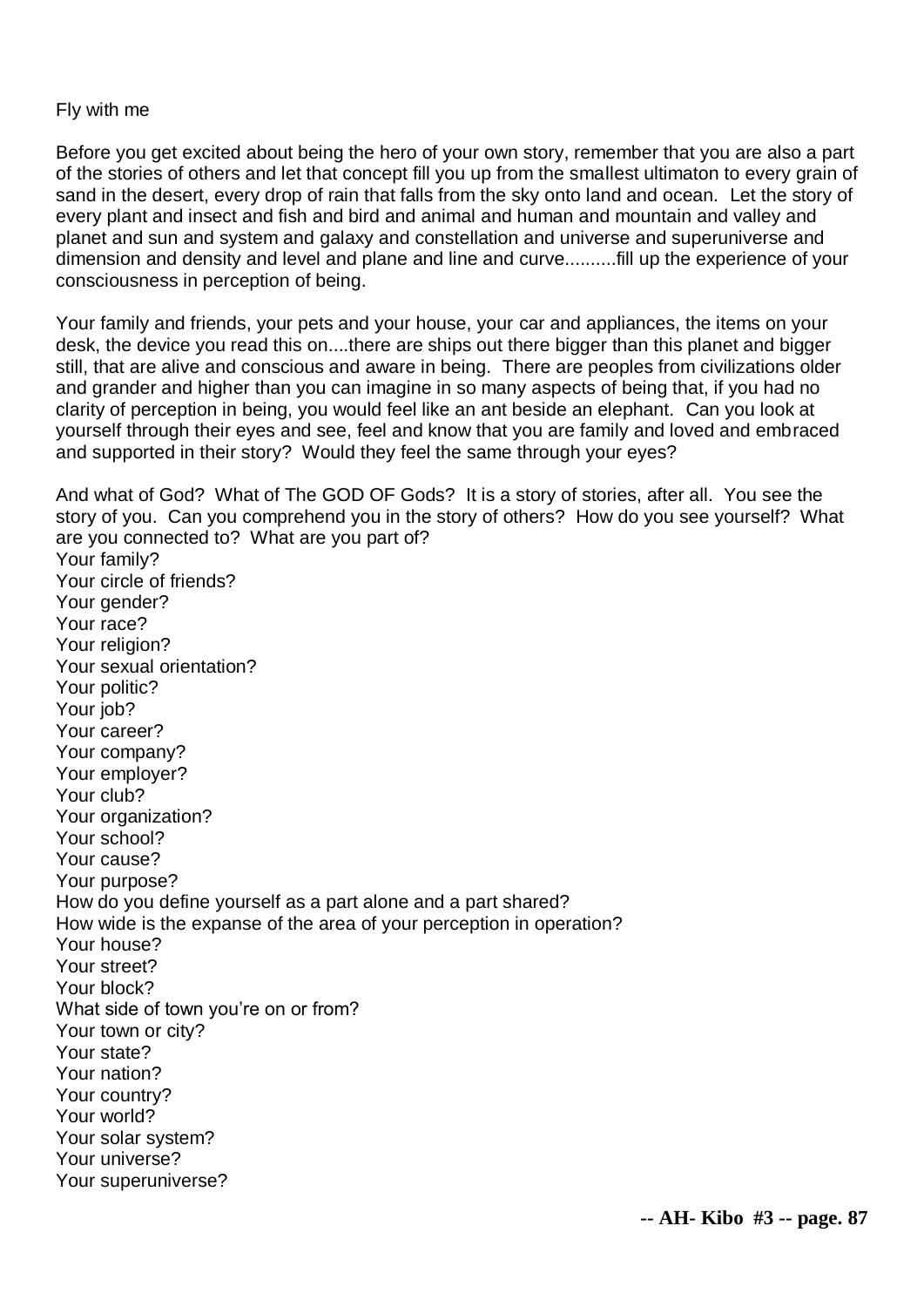Fly with me

Before you get excited about being the hero of your own story, remember that you are also a part of the stories of others and let that concept fill you up from the smallest ultimaton to every grain of sand in the desert, every drop of rain that falls from the sky onto land and ocean. Let the story of every plant and insect and fish and bird and animal and human and mountain and valley and planet and sun and system and galaxy and constellation and universe and superuniverse and dimension and density and level and plane and line and curve..........fill up the experience of your consciousness in perception of being.

Your family and friends, your pets and your house, your car and appliances, the items on your desk, the device you read this on....there are ships out there bigger than this planet and bigger still, that are alive and conscious and aware in being. There are peoples from civilizations older and grander and higher than you can imagine in so many aspects of being that, if you had no clarity of perception in being, you would feel like an ant beside an elephant. Can you look at yourself through their eyes and see, feel and know that you are family and loved and embraced and supported in their story? Would they feel the same through your eyes?

And what of God? What of The GOD OF Gods? It is a story of stories, after all. You see the story of you. Can you comprehend you in the story of others? How do you see yourself? What are you connected to? What are you part of?
Your family?
Your circle of friends?
Your gender?
Your race?
Your religion?
Your sexual orientation?
Your politic?
Your job?
Your career?
Your company?
Your employer?
Your club?
Your organization?
Your school?
Your cause?
Your purpose?
How do you define yourself as a part alone and a part shared?
How wide is the expanse of the area of your perception in operation?
Your house?
Your street?
Your block?
What side of town you're on or from?
Your town or city?
Your state?
Your nation?
Your country?
Your world?
Your solar system?
Your universe?
Your superuniverse?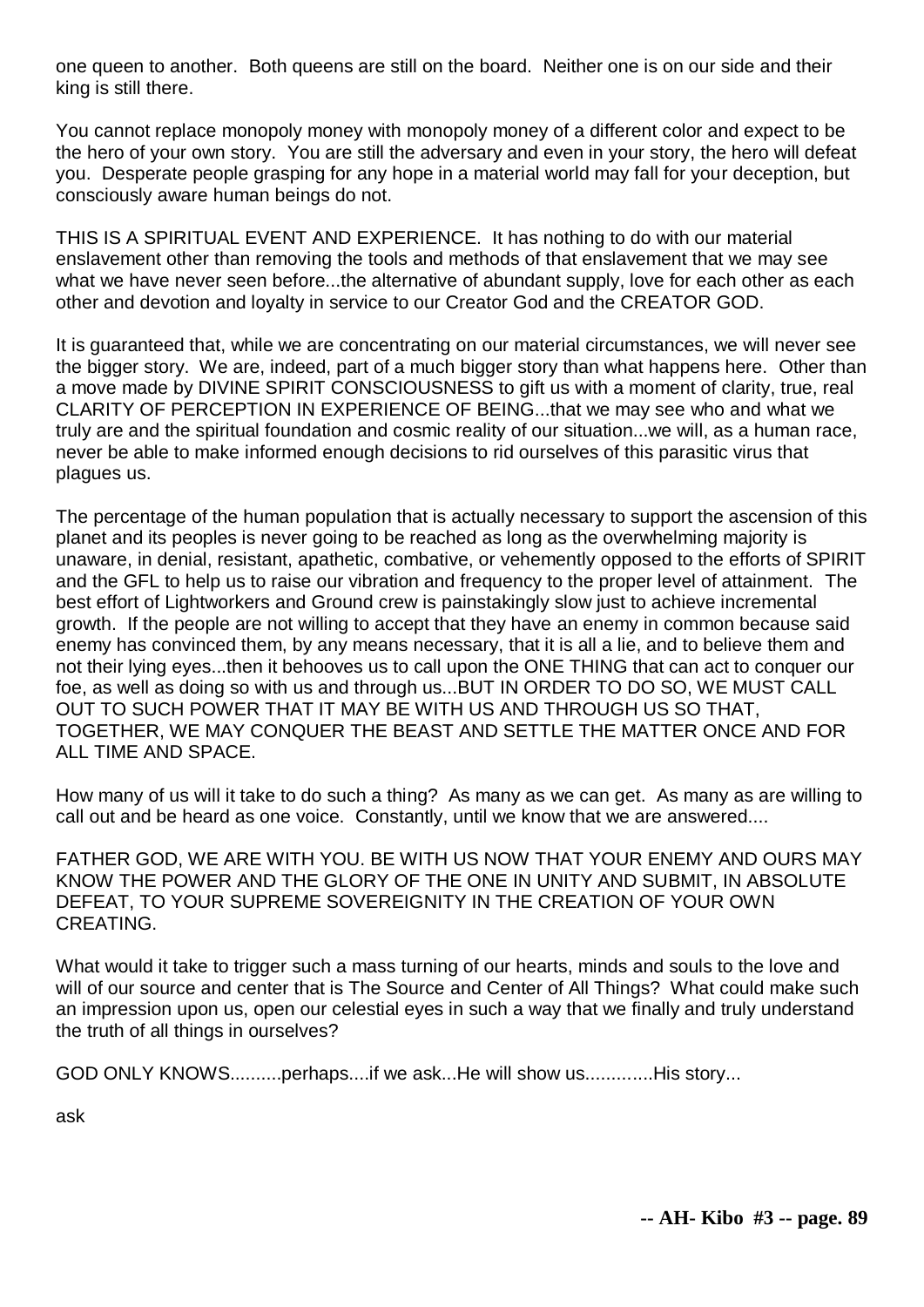one queen to another. Both queens are still on the board. Neither one is on our side and their king is still there.

You cannot replace monopoly money with monopoly money of a different color and expect to be the hero of your own story. You are still the adversary and even in your story, the hero will defeat you. Desperate people grasping for any hope in a material world may fall for your deception, but consciously aware human beings do not.

THIS IS A SPIRITUAL EVENT AND EXPERIENCE. It has nothing to do with our material enslavement other than removing the tools and methods of that enslavement that we may see what we have never seen before...the alternative of abundant supply, love for each other as each other and devotion and loyalty in service to our Creator God and the CREATOR GOD.

It is guaranteed that, while we are concentrating on our material circumstances, we will never see the bigger story. We are, indeed, part of a much bigger story than what happens here. Other than a move made by DIVINE SPIRIT CONSCIOUSNESS to gift us with a moment of clarity, true, real CLARITY OF PERCEPTION IN EXPERIENCE OF BEING...that we may see who and what we truly are and the spiritual foundation and cosmic reality of our situation...we will, as a human race, never be able to make informed enough decisions to rid ourselves of this parasitic virus that plagues us.

The percentage of the human population that is actually necessary to support the ascension of this planet and its peoples is never going to be reached as long as the overwhelming majority is unaware, in denial, resistant, apathetic, combative, or vehemently opposed to the efforts of SPIRIT and the GFL to help us to raise our vibration and frequency to the proper level of attainment. The best effort of Lightworkers and Ground crew is painstakingly slow just to achieve incremental growth. If the people are not willing to accept that they have an enemy in common because said enemy has convinced them, by any means necessary, that it is all a lie, and to believe them and not their lying eyes...then it behooves us to call upon the ONE THING that can act to conquer our foe, as well as doing so with us and through us...BUT IN ORDER TO DO SO, WE MUST CALL OUT TO SUCH POWER THAT IT MAY BE WITH US AND THROUGH US SO THAT, TOGETHER, WE MAY CONQUER THE BEAST AND SETTLE THE MATTER ONCE AND FOR ALL TIME AND SPACE.

How many of us will it take to do such a thing? As many as we can get. As many as are willing to call out and be heard as one voice. Constantly, until we know that we are answered....

FATHER GOD, WE ARE WITH YOU. BE WITH US NOW THAT YOUR ENEMY AND OURS MAY KNOW THE POWER AND THE GLORY OF THE ONE IN UNITY AND SUBMIT, IN ABSOLUTE DEFEAT, TO YOUR SUPREME SOVEREIGNITY IN THE CREATION OF YOUR OWN CREATING.

What would it take to trigger such a mass turning of our hearts, minds and souls to the love and will of our source and center that is The Source and Center of All Things? What could make such an impression upon us, open our celestial eyes in such a way that we finally and truly understand the truth of all things in ourselves?

GOD ONLY KNOWS..........perhaps....if we ask...He will show us.............His story...

ask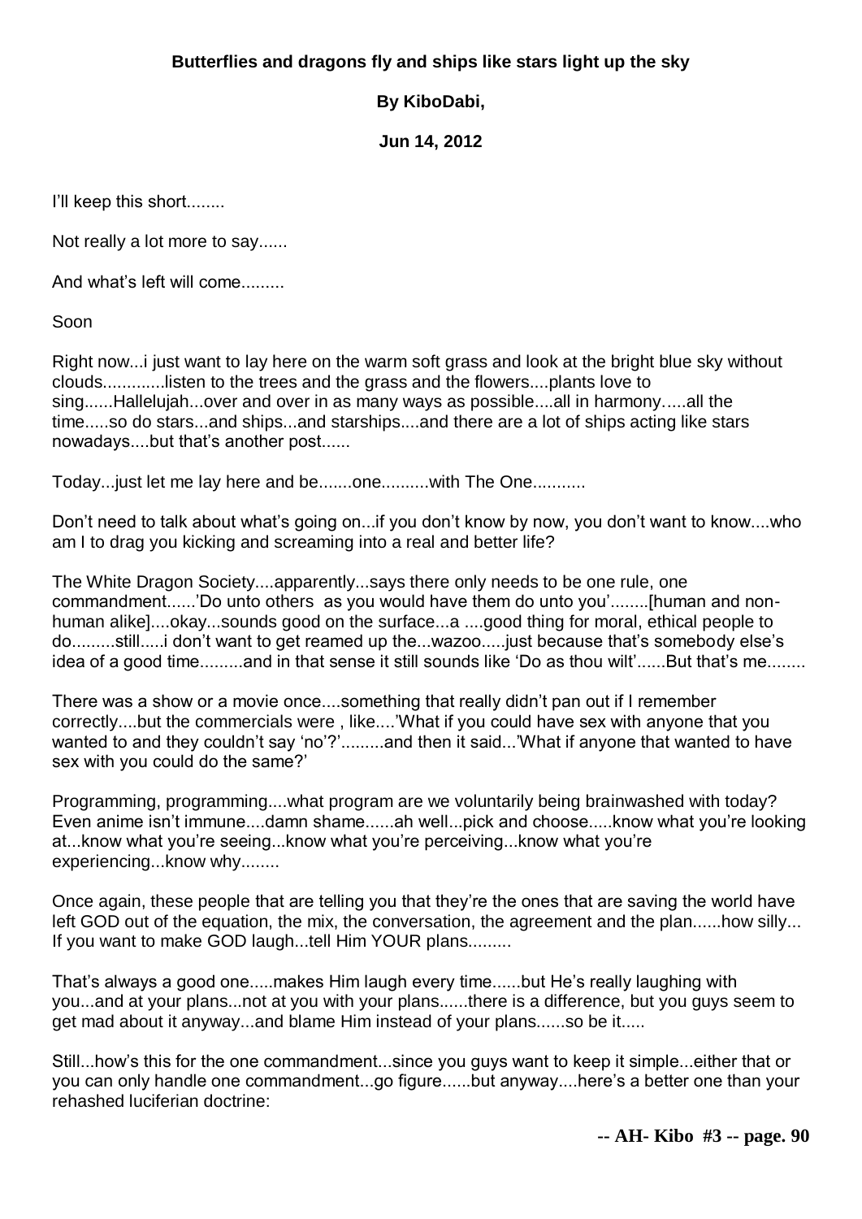**Butterflies and dragons fly and ships like stars light up the sky**

**By KiboDabi,**

**Jun 14, 2012**

I'll keep this short........

Not really a lot more to say......

And what's left will come.........

Soon

Right now...i just want to lay here on the warm soft grass and look at the bright blue sky without clouds.............listen to the trees and the grass and the flowers....plants love to sing......Hallelujah...over and over in as many ways as possible....all in harmony.....all the time.....so do stars...and ships...and starships....and there are a lot of ships acting like stars nowadays....but that's another post......

Today...just let me lay here and be.......one..........with The One...........

Don't need to talk about what's going on...if you don't know by now, you don't want to know....who am I to drag you kicking and screaming into a real and better life?

The White Dragon Society....apparently...says there only needs to be one rule, one commandment......'Do unto others as you would have them do unto you'........[human and non-human alike]....okay...sounds good on the surface...a ....good thing for moral, ethical people to do.........still.....i don't want to get reamed up the...wazoo.....just because that's somebody else's idea of a good time.........and in that sense it still sounds like 'Do as thou wilt'......But that's me........

There was a show or a movie once....something that really didn't pan out if I remember correctly....but the commercials were , like....'What if you could have sex with anyone that you wanted to and they couldn't say 'no'?'.........and then it said...'What if anyone that wanted to have sex with you could do the same?'

Programming, programming....what program are we voluntarily being brainwashed with today? Even anime isn't immune....damn shame......ah well...pick and choose.....know what you're looking at...know what you're seeing...know what you're perceiving...know what you're experiencing...know why........

Once again, these people that are telling you that they're the ones that are saving the world have left GOD out of the equation, the mix, the conversation, the agreement and the plan......how silly... If you want to make GOD laugh...tell Him YOUR plans.........

That's always a good one.....makes Him laugh every time......but He's really laughing with you...and at your plans...not at you with your plans......there is a difference, but you guys seem to get mad about it anyway...and blame Him instead of your plans......so be it.....

Still...how's this for the one commandment...since you guys want to keep it simple...either that or you can only handle one commandment...go figure......but anyway....here's a better one than your rehashed luciferian doctrine: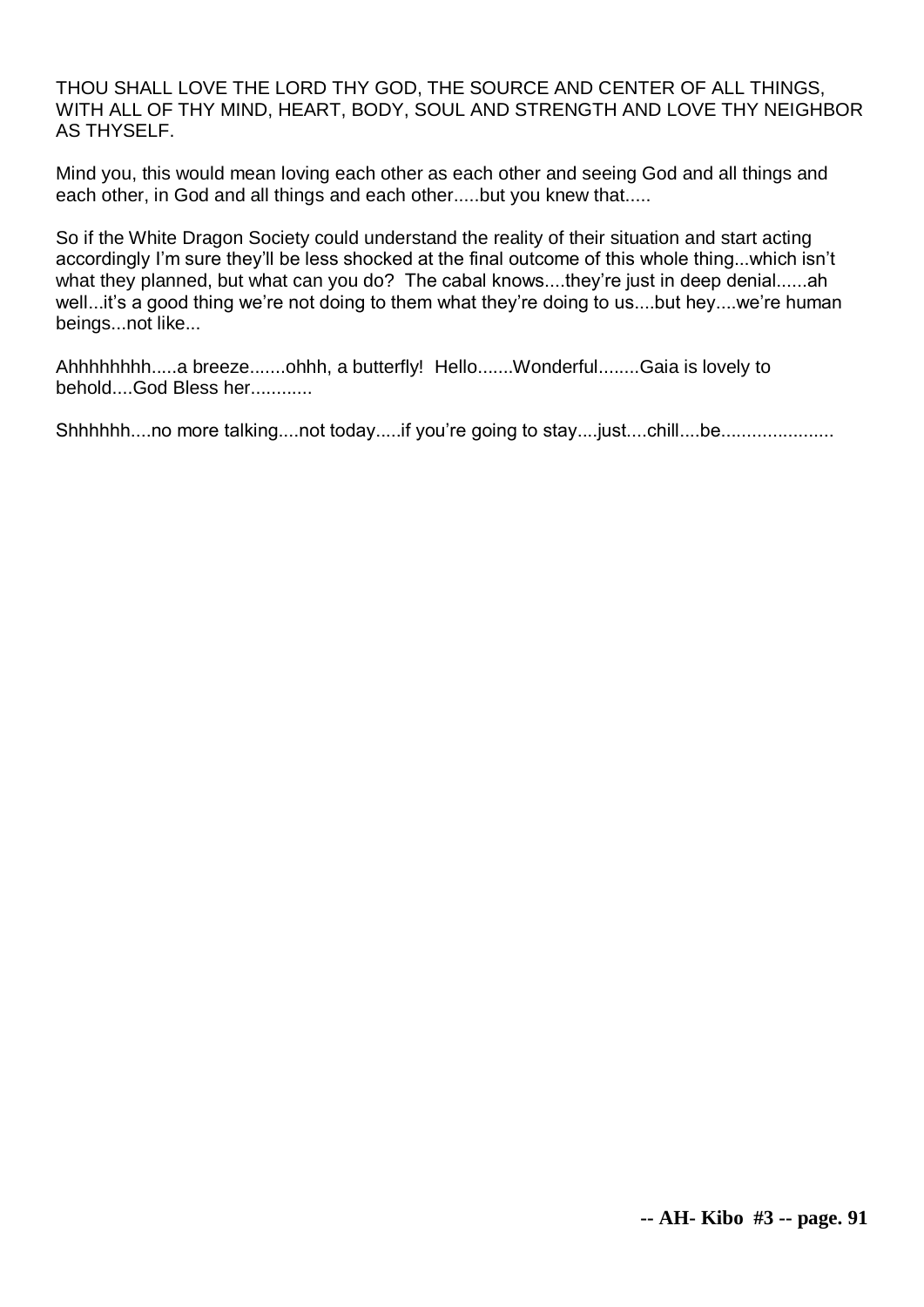THOU SHALL LOVE THE LORD THY GOD, THE SOURCE AND CENTER OF ALL THINGS, WITH ALL OF THY MIND, HEART, BODY, SOUL AND STRENGTH AND LOVE THY NEIGHBOR AS THYSELF.

Mind you, this would mean loving each other as each other and seeing God and all things and each other, in God and all things and each other.....but you knew that.....

So if the White Dragon Society could understand the reality of their situation and start acting accordingly I'm sure they'll be less shocked at the final outcome of this whole thing...which isn't what they planned, but what can you do? The cabal knows....they're just in deep denial......ah well...it's a good thing we're not doing to them what they're doing to us....but hey....we're human beings...not like...

Ahhhhhhhh.....a breeze.......ohhh, a butterfly! Hello.......Wonderful........Gaia is lovely to behold....God Bless her............

Shhhhhh....no more talking....not today.....if you're going to stay....just....chill....be......................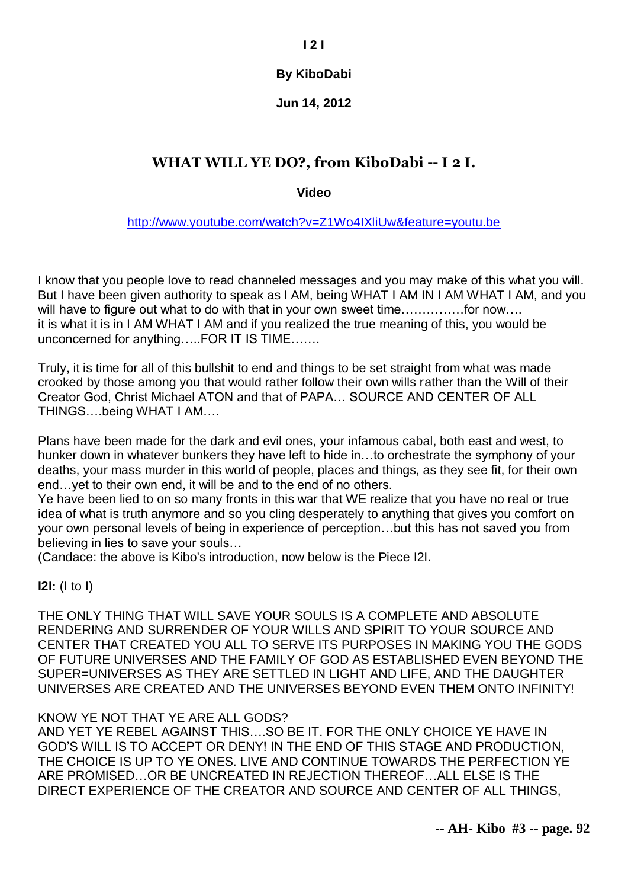**I 2 I**

**By KiboDabi**

**Jun 14, 2012**

## WHAT WILL YE DO?, from KiboDabi -- I 2 I.

**Video**

http://www.youtube.com/watch?v=Z1Wo4IXliUw&feature=youtu.be

I know that you people love to read channeled messages and you may make of this what you will. But I have been given authority to speak as I AM, being WHAT I AM IN I AM WHAT I AM, and you will have to figure out what to do with that in your own sweet time……………for now…. it is what it is in I AM WHAT I AM and if you realized the true meaning of this, you would be unconcerned for anything…..FOR IT IS TIME…….

Truly, it is time for all of this bullshit to end and things to be set straight from what was made crooked by those among you that would rather follow their own wills rather than the Will of their Creator God, Christ Michael ATON and that of PAPA… SOURCE AND CENTER OF ALL THINGS….being WHAT I AM….

Plans have been made for the dark and evil ones, your infamous cabal, both east and west, to hunker down in whatever bunkers they have left to hide in…to orchestrate the symphony of your deaths, your mass murder in this world of people, places and things, as they see fit, for their own end…yet to their own end, it will be and to the end of no others.
Ye have been lied to on so many fronts in this war that WE realize that you have no real or true idea of what is truth anymore and so you cling desperately to anything that gives you comfort on your own personal levels of being in experience of perception…but this has not saved you from believing in lies to save your souls…
(Candace: the above is Kibo's introduction, now below is the Piece I2I.

**I2I:** (I to I)

THE ONLY THING THAT WILL SAVE YOUR SOULS IS A COMPLETE AND ABSOLUTE RENDERING AND SURRENDER OF YOUR WILLS AND SPIRIT TO YOUR SOURCE AND CENTER THAT CREATED YOU ALL TO SERVE ITS PURPOSES IN MAKING YOU THE GODS OF FUTURE UNIVERSES AND THE FAMILY OF GOD AS ESTABLISHED EVEN BEYOND THE SUPER=UNIVERSES AS THEY ARE SETTLED IN LIGHT AND LIFE, AND THE DAUGHTER UNIVERSES ARE CREATED AND THE UNIVERSES BEYOND EVEN THEM ONTO INFINITY!

KNOW YE NOT THAT YE ARE ALL GODS?
AND YET YE REBEL AGAINST THIS….SO BE IT. FOR THE ONLY CHOICE YE HAVE IN GOD'S WILL IS TO ACCEPT OR DENY! IN THE END OF THIS STAGE AND PRODUCTION, THE CHOICE IS UP TO YE ONES. LIVE AND CONTINUE TOWARDS THE PERFECTION YE ARE PROMISED…OR BE UNCREATED IN REJECTION THEREOF…ALL ELSE IS THE DIRECT EXPERIENCE OF THE CREATOR AND SOURCE AND CENTER OF ALL THINGS,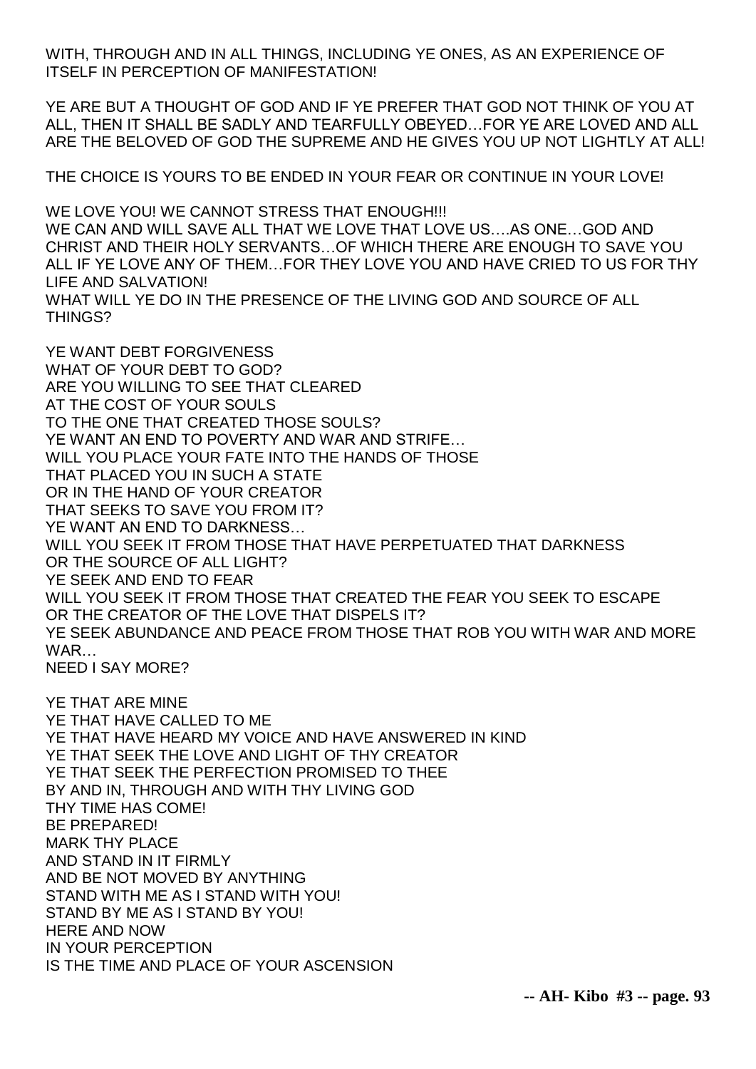WITH, THROUGH AND IN ALL THINGS, INCLUDING YE ONES, AS AN EXPERIENCE OF ITSELF IN PERCEPTION OF MANIFESTATION!

YE ARE BUT A THOUGHT OF GOD AND IF YE PREFER THAT GOD NOT THINK OF YOU AT ALL, THEN IT SHALL BE SADLY AND TEARFULLY OBEYED…FOR YE ARE LOVED AND ALL ARE THE BELOVED OF GOD THE SUPREME AND HE GIVES YOU UP NOT LIGHTLY AT ALL!

THE CHOICE IS YOURS TO BE ENDED IN YOUR FEAR OR CONTINUE IN YOUR LOVE!

WE LOVE YOU! WE CANNOT STRESS THAT ENOUGH!!!
WE CAN AND WILL SAVE ALL THAT WE LOVE THAT LOVE US….AS ONE…GOD AND CHRIST AND THEIR HOLY SERVANTS…OF WHICH THERE ARE ENOUGH TO SAVE YOU ALL IF YE LOVE ANY OF THEM…FOR THEY LOVE YOU AND HAVE CRIED TO US FOR THY LIFE AND SALVATION!
WHAT WILL YE DO IN THE PRESENCE OF THE LIVING GOD AND SOURCE OF ALL THINGS?

YE WANT DEBT FORGIVENESS
WHAT OF YOUR DEBT TO GOD?
ARE YOU WILLING TO SEE THAT CLEARED
AT THE COST OF YOUR SOULS
TO THE ONE THAT CREATED THOSE SOULS?
YE WANT AN END TO POVERTY AND WAR AND STRIFE…
WILL YOU PLACE YOUR FATE INTO THE HANDS OF THOSE
THAT PLACED YOU IN SUCH A STATE
OR IN THE HAND OF YOUR CREATOR
THAT SEEKS TO SAVE YOU FROM IT?
YE WANT AN END TO DARKNESS…
WILL YOU SEEK IT FROM THOSE THAT HAVE PERPETUATED THAT DARKNESS
OR THE SOURCE OF ALL LIGHT?
YE SEEK AND END TO FEAR
WILL YOU SEEK IT FROM THOSE THAT CREATED THE FEAR YOU SEEK TO ESCAPE
OR THE CREATOR OF THE LOVE THAT DISPELS IT?
YE SEEK ABUNDANCE AND PEACE FROM THOSE THAT ROB YOU WITH WAR AND MORE WAR…
NEED I SAY MORE?

YE THAT ARE MINE
YE THAT HAVE CALLED TO ME
YE THAT HAVE HEARD MY VOICE AND HAVE ANSWERED IN KIND
YE THAT SEEK THE LOVE AND LIGHT OF THY CREATOR
YE THAT SEEK THE PERFECTION PROMISED TO THEE
BY AND IN, THROUGH AND WITH THY LIVING GOD
THY TIME HAS COME!
BE PREPARED!
MARK THY PLACE
AND STAND IN IT FIRMLY
AND BE NOT MOVED BY ANYTHING
STAND WITH ME AS I STAND WITH YOU!
STAND BY ME AS I STAND BY YOU!
HERE AND NOW
IN YOUR PERCEPTION
IS THE TIME AND PLACE OF YOUR ASCENSION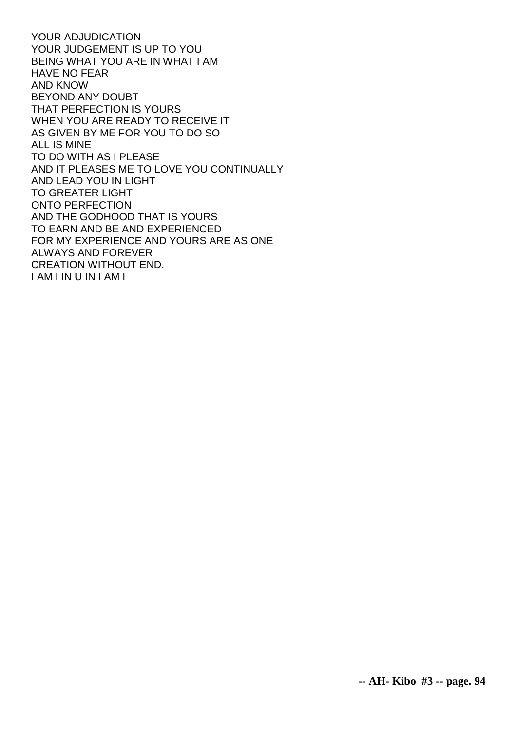YOUR ADJUDICATION
YOUR JUDGEMENT IS UP TO YOU
BEING WHAT YOU ARE IN WHAT I AM
HAVE NO FEAR
AND KNOW
BEYOND ANY DOUBT
THAT PERFECTION IS YOURS
WHEN YOU ARE READY TO RECEIVE IT
AS GIVEN BY ME FOR YOU TO DO SO
ALL IS MINE
TO DO WITH AS I PLEASE
AND IT PLEASES ME TO LOVE YOU CONTINUALLY
AND LEAD YOU IN LIGHT
TO GREATER LIGHT
ONTO PERFECTION
AND THE GODHOOD THAT IS YOURS
TO EARN AND BE AND EXPERIENCED
FOR MY EXPERIENCE AND YOURS ARE AS ONE
ALWAYS AND FOREVER
CREATION WITHOUT END.
I AM I IN U IN I AM I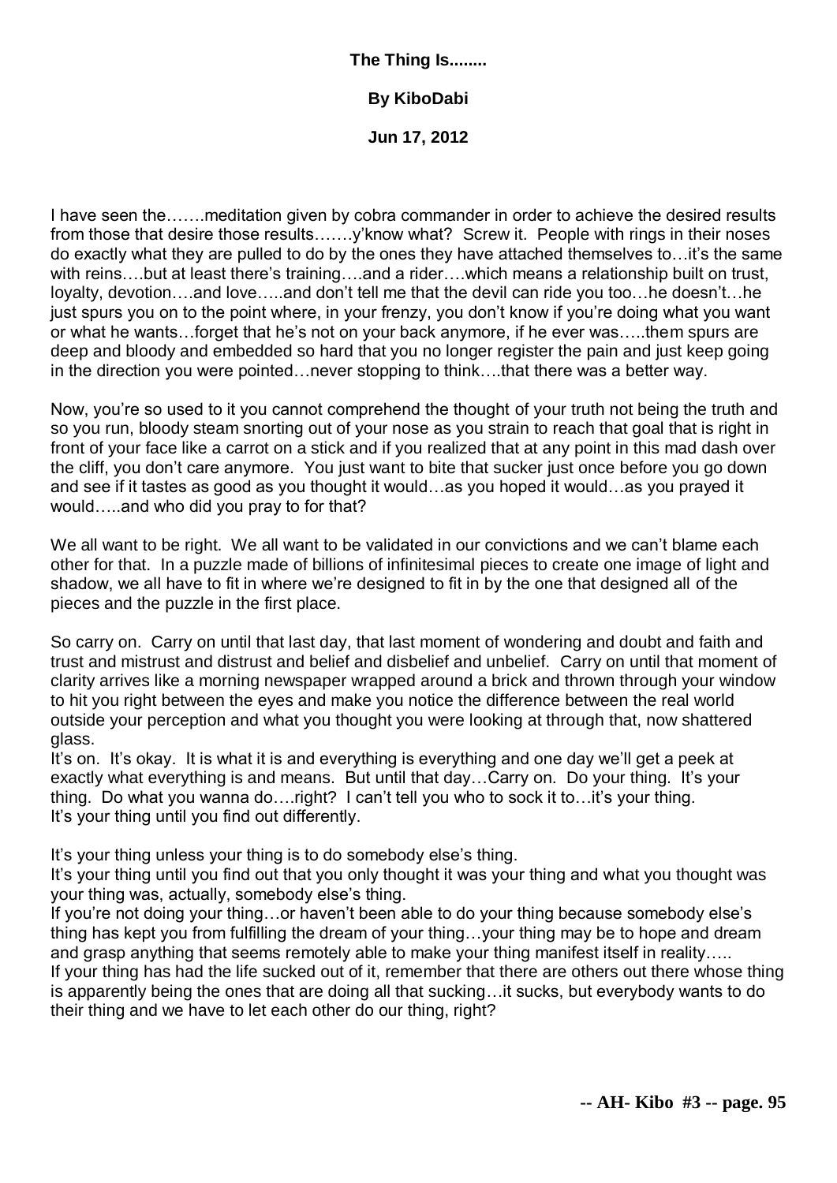**The Thing Is........**

**By KiboDabi**

**Jun 17, 2012**

I have seen the…….meditation given by cobra commander in order to achieve the desired results from those that desire those results…….y'know what? Screw it. People with rings in their noses do exactly what they are pulled to do by the ones they have attached themselves to…it's the same with reins….but at least there's training….and a rider….which means a relationship built on trust, loyalty, devotion….and love…..and don't tell me that the devil can ride you too…he doesn't…he just spurs you on to the point where, in your frenzy, you don't know if you're doing what you want or what he wants…forget that he's not on your back anymore, if he ever was…..them spurs are deep and bloody and embedded so hard that you no longer register the pain and just keep going in the direction you were pointed…never stopping to think….that there was a better way.

Now, you're so used to it you cannot comprehend the thought of your truth not being the truth and so you run, bloody steam snorting out of your nose as you strain to reach that goal that is right in front of your face like a carrot on a stick and if you realized that at any point in this mad dash over the cliff, you don't care anymore. You just want to bite that sucker just once before you go down and see if it tastes as good as you thought it would…as you hoped it would…as you prayed it would…..and who did you pray to for that?

We all want to be right. We all want to be validated in our convictions and we can't blame each other for that. In a puzzle made of billions of infinitesimal pieces to create one image of light and shadow, we all have to fit in where we're designed to fit in by the one that designed all of the pieces and the puzzle in the first place.

So carry on. Carry on until that last day, that last moment of wondering and doubt and faith and trust and mistrust and distrust and belief and disbelief and unbelief. Carry on until that moment of clarity arrives like a morning newspaper wrapped around a brick and thrown through your window to hit you right between the eyes and make you notice the difference between the real world outside your perception and what you thought you were looking at through that, now shattered glass.

It's on. It's okay. It is what it is and everything is everything and one day we'll get a peek at exactly what everything is and means. But until that day…Carry on. Do your thing. It's your thing. Do what you wanna do….right? I can't tell you who to sock it to…it's your thing. It's your thing until you find out differently.

It's your thing unless your thing is to do somebody else's thing.

It's your thing until you find out that you only thought it was your thing and what you thought was your thing was, actually, somebody else's thing.

If you're not doing your thing…or haven't been able to do your thing because somebody else's thing has kept you from fulfilling the dream of your thing…your thing may be to hope and dream and grasp anything that seems remotely able to make your thing manifest itself in reality…..

If your thing has had the life sucked out of it, remember that there are others out there whose thing is apparently being the ones that are doing all that sucking…it sucks, but everybody wants to do their thing and we have to let each other do our thing, right?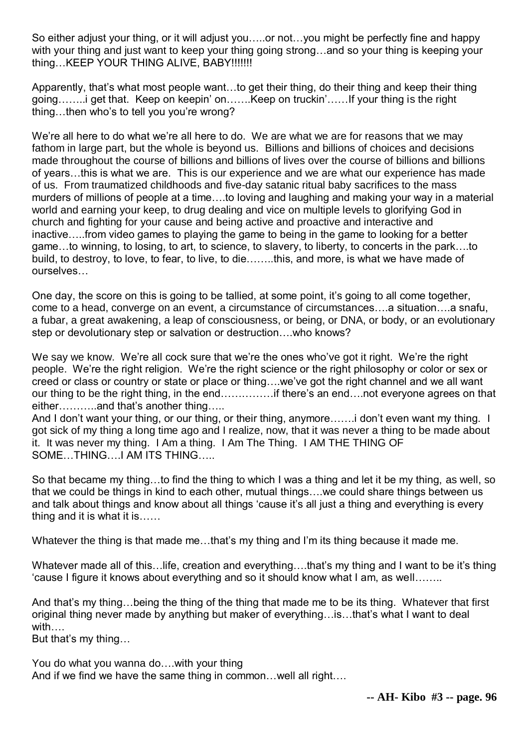So either adjust your thing, or it will adjust you…..or not…you might be perfectly fine and happy with your thing and just want to keep your thing going strong…and so your thing is keeping your thing…KEEP YOUR THING ALIVE, BABY!!!!!!!

Apparently, that's what most people want…to get their thing, do their thing and keep their thing going……..i get that. Keep on keepin' on…….Keep on truckin'……If your thing is the right thing…then who's to tell you you're wrong?

We're all here to do what we're all here to do. We are what we are for reasons that we may fathom in large part, but the whole is beyond us. Billions and billions of choices and decisions made throughout the course of billions and billions of lives over the course of billions and billions of years…this is what we are. This is our experience and we are what our experience has made of us. From traumatized childhoods and five-day satanic ritual baby sacrifices to the mass murders of millions of people at a time….to loving and laughing and making your way in a material world and earning your keep, to drug dealing and vice on multiple levels to glorifying God in church and fighting for your cause and being active and proactive and interactive and inactive…..from video games to playing the game to being in the game to looking for a better game…to winning, to losing, to art, to science, to slavery, to liberty, to concerts in the park….to build, to destroy, to love, to fear, to live, to die……..this, and more, is what we have made of ourselves…

One day, the score on this is going to be tallied, at some point, it's going to all come together, come to a head, converge on an event, a circumstance of circumstances….a situation….a snafu, a fubar, a great awakening, a leap of consciousness, or being, or DNA, or body, or an evolutionary step or devolutionary step or salvation or destruction….who knows?

We say we know. We're all cock sure that we're the ones who've got it right. We're the right people. We're the right religion. We're the right science or the right philosophy or color or sex or creed or class or country or state or place or thing….we've got the right channel and we all want our thing to be the right thing, in the end……………if there's an end….not everyone agrees on that either………..and that's another thing…..
And I don't want your thing, or our thing, or their thing, anymore…….i don't even want my thing. I got sick of my thing a long time ago and I realize, now, that it was never a thing to be made about it. It was never my thing. I Am a thing. I Am The Thing. I AM THE THING OF SOME…THING….I AM ITS THING…..

So that became my thing…to find the thing to which I was a thing and let it be my thing, as well, so that we could be things in kind to each other, mutual things….we could share things between us and talk about things and know about all things 'cause it's all just a thing and everything is every thing and it is what it is……

Whatever the thing is that made me…that's my thing and I'm its thing because it made me.

Whatever made all of this…life, creation and everything….that's my thing and I want to be it's thing 'cause I figure it knows about everything and so it should know what I am, as well……..

And that's my thing…being the thing of the thing that made me to be its thing. Whatever that first original thing never made by anything but maker of everything…is…that's what I want to deal with….
But that's my thing…

You do what you wanna do….with your thing
And if we find we have the same thing in common…well all right….

**-- AH- Kibo #3 -- page. 96**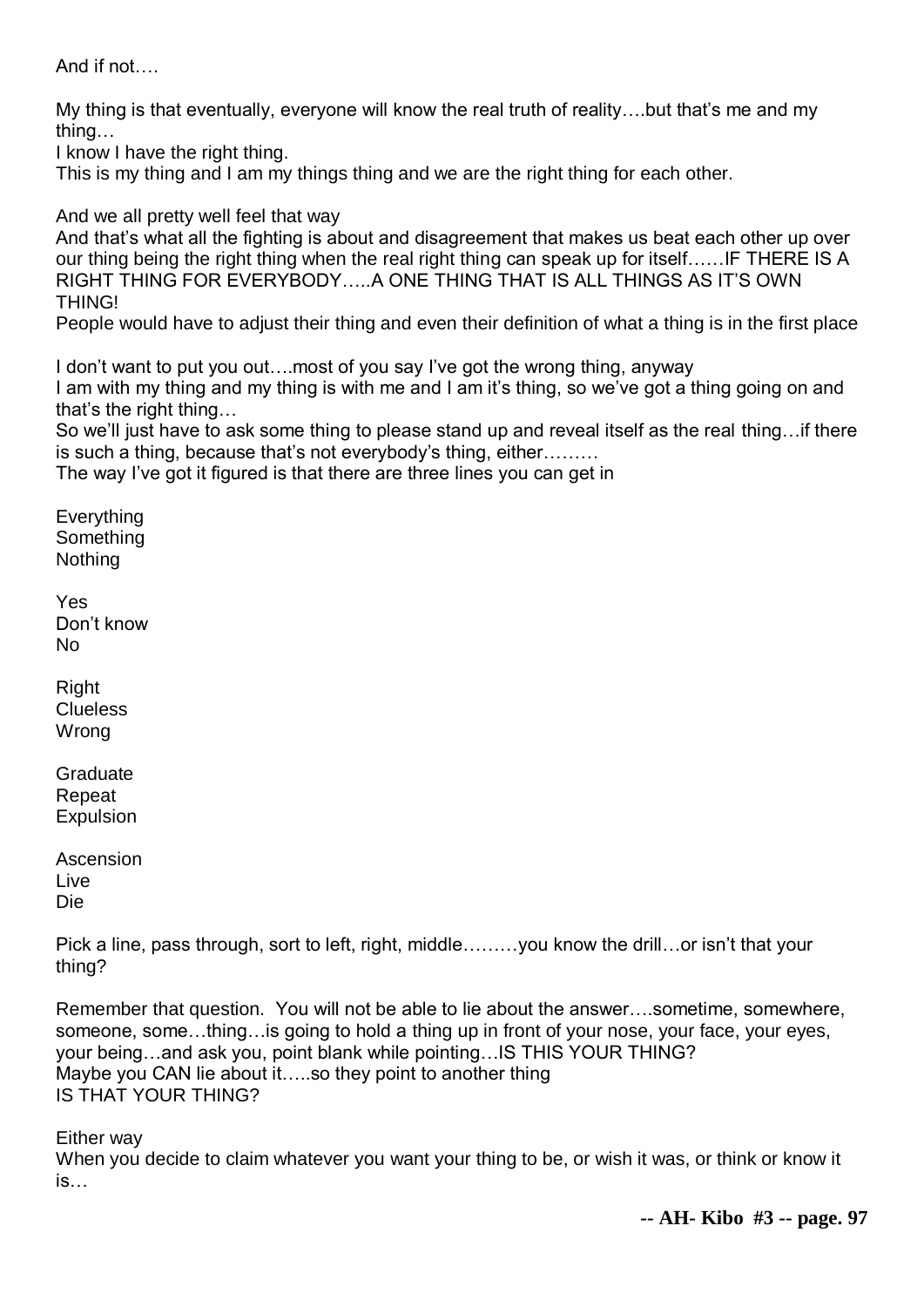And if not….

My thing is that eventually, everyone will know the real truth of reality….but that's me and my thing…
I know I have the right thing.
This is my thing and I am my things thing and we are the right thing for each other.

And we all pretty well feel that way
And that's what all the fighting is about and disagreement that makes us beat each other up over our thing being the right thing when the real right thing can speak up for itself……IF THERE IS A RIGHT THING FOR EVERYBODY…..A ONE THING THAT IS ALL THINGS AS IT'S OWN THING!
People would have to adjust their thing and even their definition of what a thing is in the first place

I don't want to put you out….most of you say I've got the wrong thing, anyway
I am with my thing and my thing is with me and I am it's thing, so we've got a thing going on and that's the right thing…
So we'll just have to ask some thing to please stand up and reveal itself as the real thing…if there is such a thing, because that's not everybody's thing, either………
The way I've got it figured is that there are three lines you can get in

Everything
Something
Nothing

Yes
Don't know
No

Right
Clueless
Wrong

Graduate
Repeat
Expulsion

Ascension
Live
Die

Pick a line, pass through, sort to left, right, middle………you know the drill…or isn't that your thing?

Remember that question. You will not be able to lie about the answer….sometime, somewhere, someone, some…thing…is going to hold a thing up in front of your nose, your face, your eyes, your being…and ask you, point blank while pointing…IS THIS YOUR THING?
Maybe you CAN lie about it…..so they point to another thing
IS THAT YOUR THING?

Either way
When you decide to claim whatever you want your thing to be, or wish it was, or think or know it is…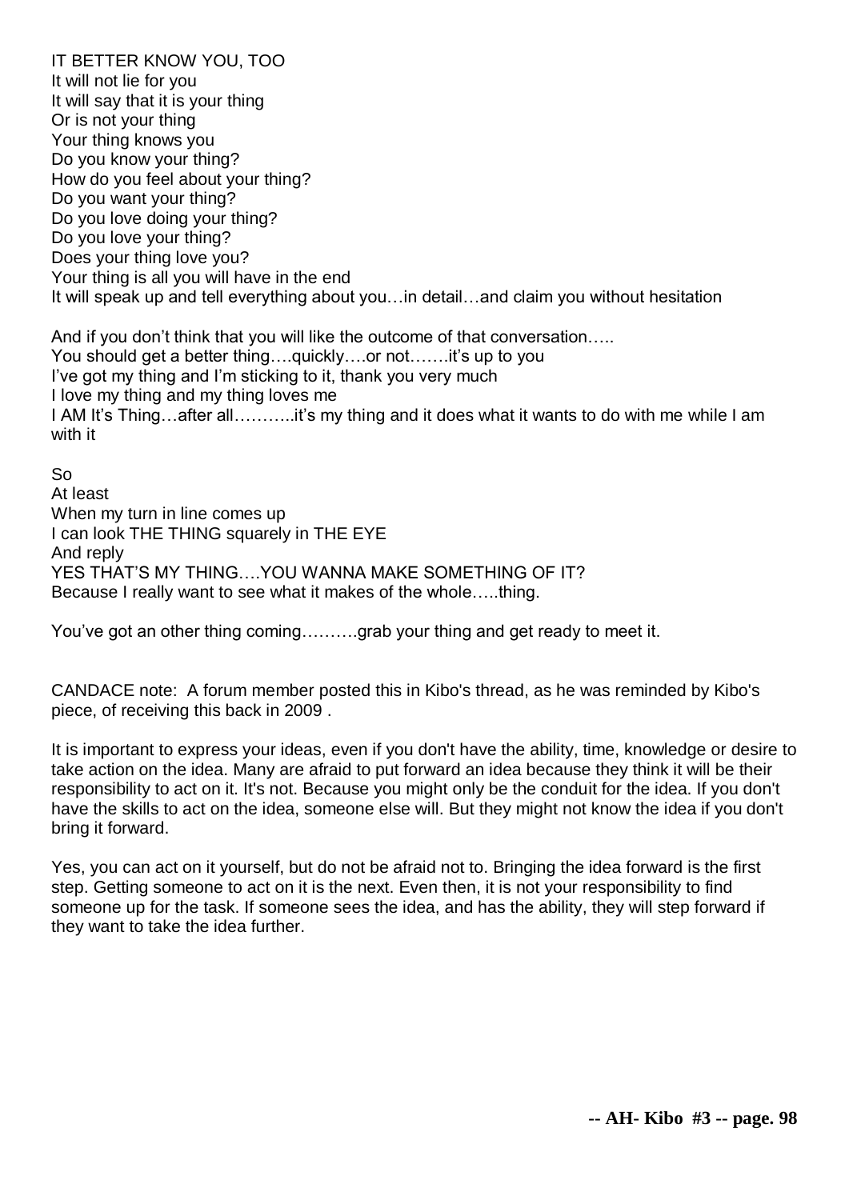IT BETTER KNOW YOU, TOO
It will not lie for you
It will say that it is your thing
Or is not your thing
Your thing knows you
Do you know your thing?
How do you feel about your thing?
Do you want your thing?
Do you love doing your thing?
Do you love your thing?
Does your thing love you?
Your thing is all you will have in the end
It will speak up and tell everything about you…in detail…and claim you without hesitation

And if you don't think that you will like the outcome of that conversation…..
You should get a better thing….quickly….or not…….it's up to you
I've got my thing and I'm sticking to it, thank you very much
I love my thing and my thing loves me
I AM It's Thing…after all………..it's my thing and it does what it wants to do with me while I am with it

So
At least
When my turn in line comes up
I can look THE THING squarely in THE EYE
And reply
YES THAT'S MY THING….YOU WANNA MAKE SOMETHING OF IT?
Because I really want to see what it makes of the whole…..thing.

You've got an other thing coming……….grab your thing and get ready to meet it.

CANDACE note: A forum member posted this in Kibo's thread, as he was reminded by Kibo's piece, of receiving this back in 2009 .

It is important to express your ideas, even if you don't have the ability, time, knowledge or desire to take action on the idea. Many are afraid to put forward an idea because they think it will be their responsibility to act on it. It's not. Because you might only be the conduit for the idea. If you don't have the skills to act on the idea, someone else will. But they might not know the idea if you don't bring it forward.

Yes, you can act on it yourself, but do not be afraid not to. Bringing the idea forward is the first step. Getting someone to act on it is the next. Even then, it is not your responsibility to find someone up for the task. If someone sees the idea, and has the ability, they will step forward if they want to take the idea further.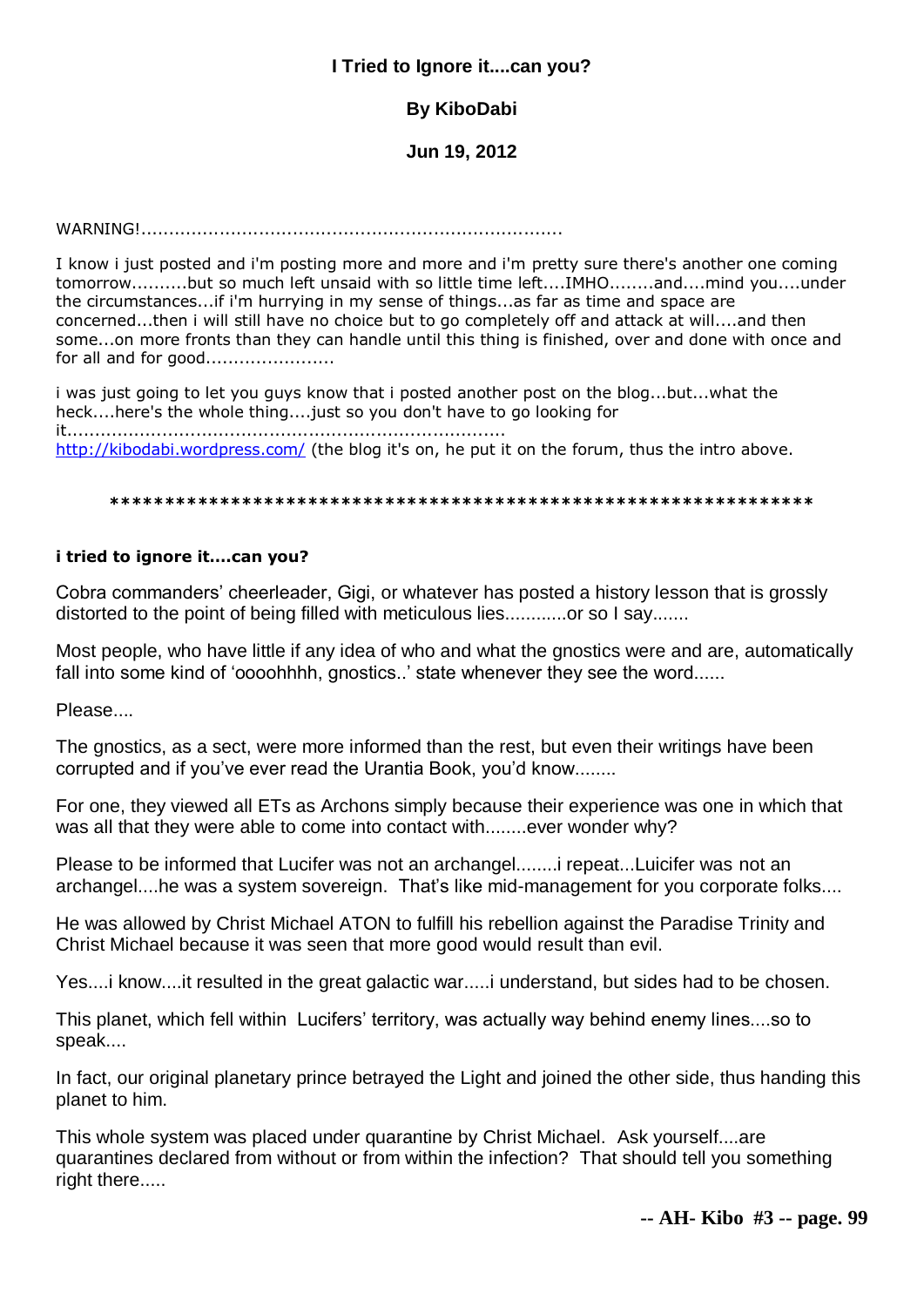**I Tried to Ignore it....can you?**

**By KiboDabi**

**Jun 19, 2012**

WARNING!...........................................................................

I know i just posted and i'm posting more and more and i'm pretty sure there's another one coming tomorrow..........but so much left unsaid with so little time left....IMHO........and....mind you....under the circumstances...if i'm hurrying in my sense of things...as far as time and space are concerned...then i will still have no choice but to go completely off and attack at will....and then some...on more fronts than they can handle until this thing is finished, over and done with once and for all and for good.......................

i was just going to let you guys know that i posted another post on the blog...but...what the heck....here's the whole thing....just so you don't have to go looking for it...............................................................................
http://kibodabi.wordpress.com/ (the blog it's on, he put it on the forum, thus the intro above.

**\*\*\*\*\*\*\*\*\*\*\*\*\*\*\*\*\*\*\*\*\*\*\*\*\*\*\*\*\*\*\*\*\*\*\*\*\*\*\*\*\*\*\*\*\*\*\*\*\*\*\*\*\*\*\*\*\*\*\*\*\*\*\*\*\*\***

**i tried to ignore it....can you?**

Cobra commanders' cheerleader, Gigi, or whatever has posted a history lesson that is grossly distorted to the point of being filled with meticulous lies............or so I say.......

Most people, who have little if any idea of who and what the gnostics were and are, automatically fall into some kind of 'oooohhhh, gnostics..' state whenever they see the word......

Please....

The gnostics, as a sect, were more informed than the rest, but even their writings have been corrupted and if you've ever read the Urantia Book, you'd know........

For one, they viewed all ETs as Archons simply because their experience was one in which that was all that they were able to come into contact with........ever wonder why?

Please to be informed that Lucifer was not an archangel........i repeat...Luicifer was not an archangel....he was a system sovereign. That's like mid-management for you corporate folks....

He was allowed by Christ Michael ATON to fulfill his rebellion against the Paradise Trinity and Christ Michael because it was seen that more good would result than evil.

Yes....i know....it resulted in the great galactic war.....i understand, but sides had to be chosen.

This planet, which fell within Lucifers' territory, was actually way behind enemy lines....so to speak....

In fact, our original planetary prince betrayed the Light and joined the other side, thus handing this planet to him.

This whole system was placed under quarantine by Christ Michael. Ask yourself....are quarantines declared from without or from within the infection? That should tell you something right there.....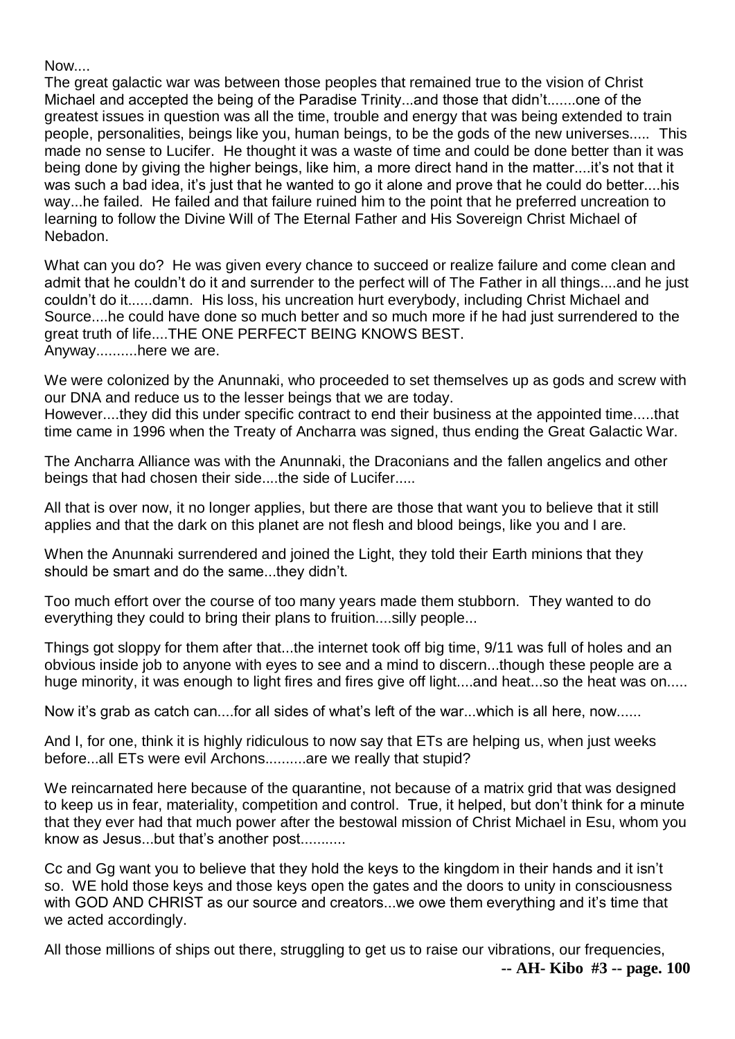Now....

The great galactic war was between those peoples that remained true to the vision of Christ Michael and accepted the being of the Paradise Trinity...and those that didn't.......one of the greatest issues in question was all the time, trouble and energy that was being extended to train people, personalities, beings like you, human beings, to be the gods of the new universes..... This made no sense to Lucifer. He thought it was a waste of time and could be done better than it was being done by giving the higher beings, like him, a more direct hand in the matter....it's not that it was such a bad idea, it's just that he wanted to go it alone and prove that he could do better....his way...he failed. He failed and that failure ruined him to the point that he preferred uncreation to learning to follow the Divine Will of The Eternal Father and His Sovereign Christ Michael of Nebadon.

What can you do? He was given every chance to succeed or realize failure and come clean and admit that he couldn't do it and surrender to the perfect will of The Father in all things....and he just couldn't do it......damn. His loss, his uncreation hurt everybody, including Christ Michael and Source....he could have done so much better and so much more if he had just surrendered to the great truth of life....THE ONE PERFECT BEING KNOWS BEST.
Anyway..........here we are.

We were colonized by the Anunnaki, who proceeded to set themselves up as gods and screw with our DNA and reduce us to the lesser beings that we are today.
However....they did this under specific contract to end their business at the appointed time.....that time came in 1996 when the Treaty of Ancharra was signed, thus ending the Great Galactic War.

The Ancharra Alliance was with the Anunnaki, the Draconians and the fallen angelics and other beings that had chosen their side....the side of Lucifer.....

All that is over now, it no longer applies, but there are those that want you to believe that it still applies and that the dark on this planet are not flesh and blood beings, like you and I are.

When the Anunnaki surrendered and joined the Light, they told their Earth minions that they should be smart and do the same...they didn't.

Too much effort over the course of too many years made them stubborn. They wanted to do everything they could to bring their plans to fruition....silly people...

Things got sloppy for them after that...the internet took off big time, 9/11 was full of holes and an obvious inside job to anyone with eyes to see and a mind to discern...though these people are a huge minority, it was enough to light fires and fires give off light....and heat...so the heat was on.....

Now it's grab as catch can....for all sides of what's left of the war...which is all here, now......

And I, for one, think it is highly ridiculous to now say that ETs are helping us, when just weeks before...all ETs were evil Archons..........are we really that stupid?

We reincarnated here because of the quarantine, not because of a matrix grid that was designed to keep us in fear, materiality, competition and control. True, it helped, but don't think for a minute that they ever had that much power after the bestowal mission of Christ Michael in Esu, whom you know as Jesus...but that's another post...........

Cc and Gg want you to believe that they hold the keys to the kingdom in their hands and it isn't so. WE hold those keys and those keys open the gates and the doors to unity in consciousness with GOD AND CHRIST as our source and creators...we owe them everything and it's time that we acted accordingly.

All those millions of ships out there, struggling to get us to raise our vibrations, our frequencies,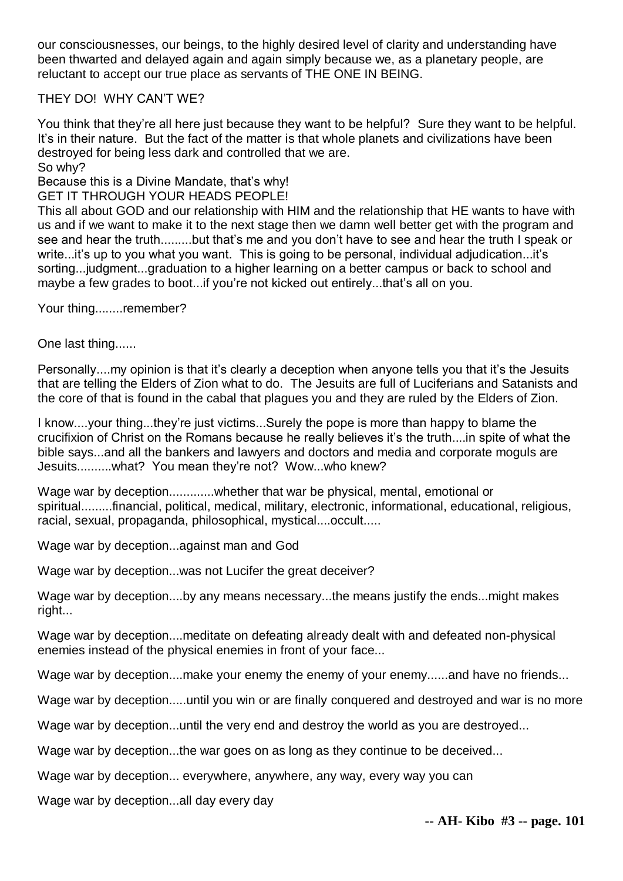our consciousnesses, our beings, to the highly desired level of clarity and understanding have been thwarted and delayed again and again simply because we, as a planetary people, are reluctant to accept our true place as servants of THE ONE IN BEING.

THEY DO! WHY CAN'T WE?

You think that they're all here just because they want to be helpful? Sure they want to be helpful. It's in their nature. But the fact of the matter is that whole planets and civilizations have been destroyed for being less dark and controlled that we are.
So why?
Because this is a Divine Mandate, that's why!
GET IT THROUGH YOUR HEADS PEOPLE!
This all about GOD and our relationship with HIM and the relationship that HE wants to have with us and if we want to make it to the next stage then we damn well better get with the program and see and hear the truth.........but that's me and you don't have to see and hear the truth I speak or write...it's up to you what you want. This is going to be personal, individual adjudication...it's sorting...judgment...graduation to a higher learning on a better campus or back to school and maybe a few grades to boot...if you're not kicked out entirely...that's all on you.

Your thing........remember?

One last thing......

Personally....my opinion is that it's clearly a deception when anyone tells you that it's the Jesuits that are telling the Elders of Zion what to do. The Jesuits are full of Luciferians and Satanists and the core of that is found in the cabal that plagues you and they are ruled by the Elders of Zion.

I know....your thing...they're just victims...Surely the pope is more than happy to blame the crucifixion of Christ on the Romans because he really believes it's the truth....in spite of what the bible says...and all the bankers and lawyers and doctors and media and corporate moguls are Jesuits..........what? You mean they're not? Wow...who knew?

Wage war by deception.............whether that war be physical, mental, emotional or spiritual.........financial, political, medical, military, electronic, informational, educational, religious, racial, sexual, propaganda, philosophical, mystical....occult.....

Wage war by deception...against man and God

Wage war by deception...was not Lucifer the great deceiver?

Wage war by deception....by any means necessary...the means justify the ends...might makes right...

Wage war by deception....meditate on defeating already dealt with and defeated non-physical enemies instead of the physical enemies in front of your face...

Wage war by deception....make your enemy the enemy of your enemy......and have no friends...

Wage war by deception.....until you win or are finally conquered and destroyed and war is no more

Wage war by deception...until the very end and destroy the world as you are destroyed...

Wage war by deception...the war goes on as long as they continue to be deceived...

Wage war by deception... everywhere, anywhere, any way, every way you can

Wage war by deception...all day every day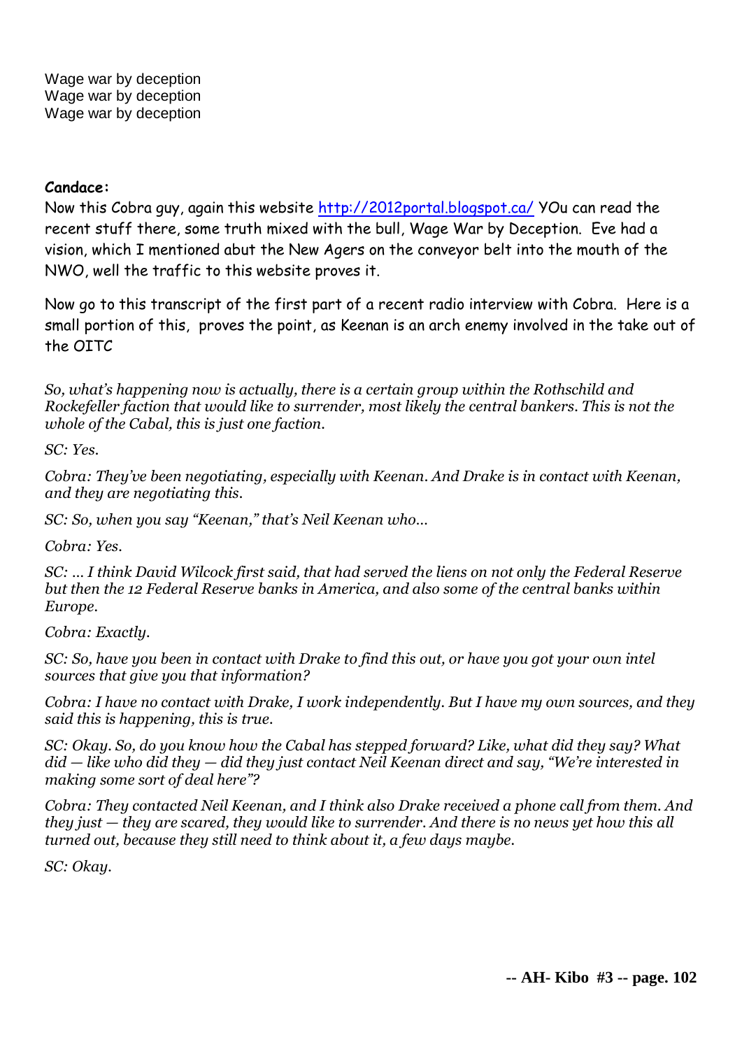Wage war by deception
Wage war by deception
Wage war by deception

**Candace:**
Now this Cobra guy, again this website http://2012portal.blogspot.ca/ YOu can read the recent stuff there, some truth mixed with the bull, Wage War by Deception. Eve had a vision, which I mentioned abut the New Agers on the conveyor belt into the mouth of the NWO, well the traffic to this website proves it.

Now go to this transcript of the first part of a recent radio interview with Cobra. Here is a small portion of this, proves the point, as Keenan is an arch enemy involved in the take out of the OITC

*So, what's happening now is actually, there is a certain group within the Rothschild and Rockefeller faction that would like to surrender, most likely the central bankers. This is not the whole of the Cabal, this is just one faction.*

*SC: Yes.*

*Cobra: They've been negotiating, especially with Keenan. And Drake is in contact with Keenan, and they are negotiating this.*

*SC: So, when you say "Keenan," that's Neil Keenan who...*

*Cobra: Yes.*

*SC: ... I think David Wilcock first said, that had served the liens on not only the Federal Reserve but then the 12 Federal Reserve banks in America, and also some of the central banks within Europe.*

*Cobra: Exactly.*

*SC: So, have you been in contact with Drake to find this out, or have you got your own intel sources that give you that information?*

*Cobra: I have no contact with Drake, I work independently. But I have my own sources, and they said this is happening, this is true.*

*SC: Okay. So, do you know how the Cabal has stepped forward? Like, what did they say? What did — like who did they — did they just contact Neil Keenan direct and say, "We're interested in making some sort of deal here"?*

*Cobra: They contacted Neil Keenan, and I think also Drake received a phone call from them. And they just — they are scared, they would like to surrender. And there is no news yet how this all turned out, because they still need to think about it, a few days maybe.*

*SC: Okay.*